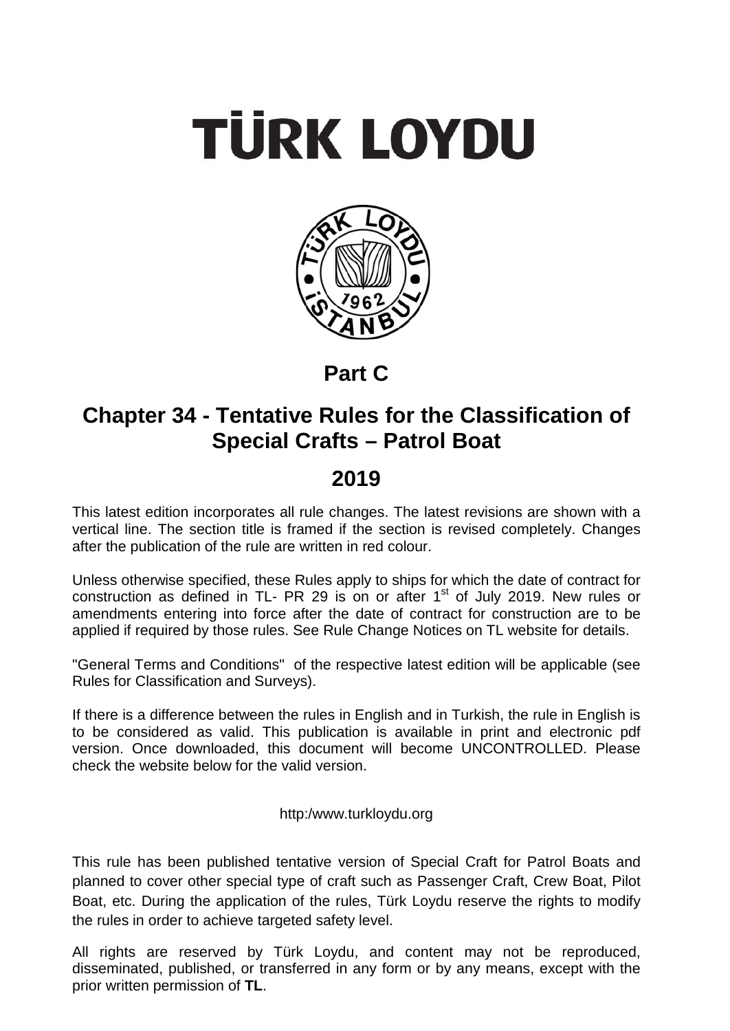# TÜRK LOYDU

## Part C

## Chapter 34 - Tentative Rules for the Classification of Special Crafts – Patrol Boat

## 2019

This latest edition incorporates all rule changes. The latest revisions are shown with a vertical line. The section title is framed if the section is revised completely. Changes after the publication of the rule are written in red colour.

Unless otherwise specified, these Rules apply to ships for which the date of contract for construction as defined in TL- PR 29 is on or after 1st of July 2019. New rules or amendments entering into force after the date of contract for construction are to be applied if required by those rules. See Rule Change Notices on TL website for details.

"General Terms and Conditions" of the respective latest edition will be applicable (see Rules for Classification and Surveys).

If there is a difference between the rules in English and in Turkish, the rule in English is to be considered as valid. This publication is available in print and electronic pdf version. Once downloaded, this document will become UNCONTROLLED. Please check the website below for the valid version.

http:/www.turkloydu.org

This rule has been published tentative version of Special Craft for Patrol Boats and planned to cover other special type of craft such as Passenger Craft, Crew Boat, Pilot Boat, etc. During the application of the rules, Türk Loydu reserve the rights to modify the rules in order to achieve targeted safety level.

All rights are reserved by Türk Loydu, and content may not be reproduced, disseminated, published, or transferred in any form or by any means, except with the prior written permission of **TL**.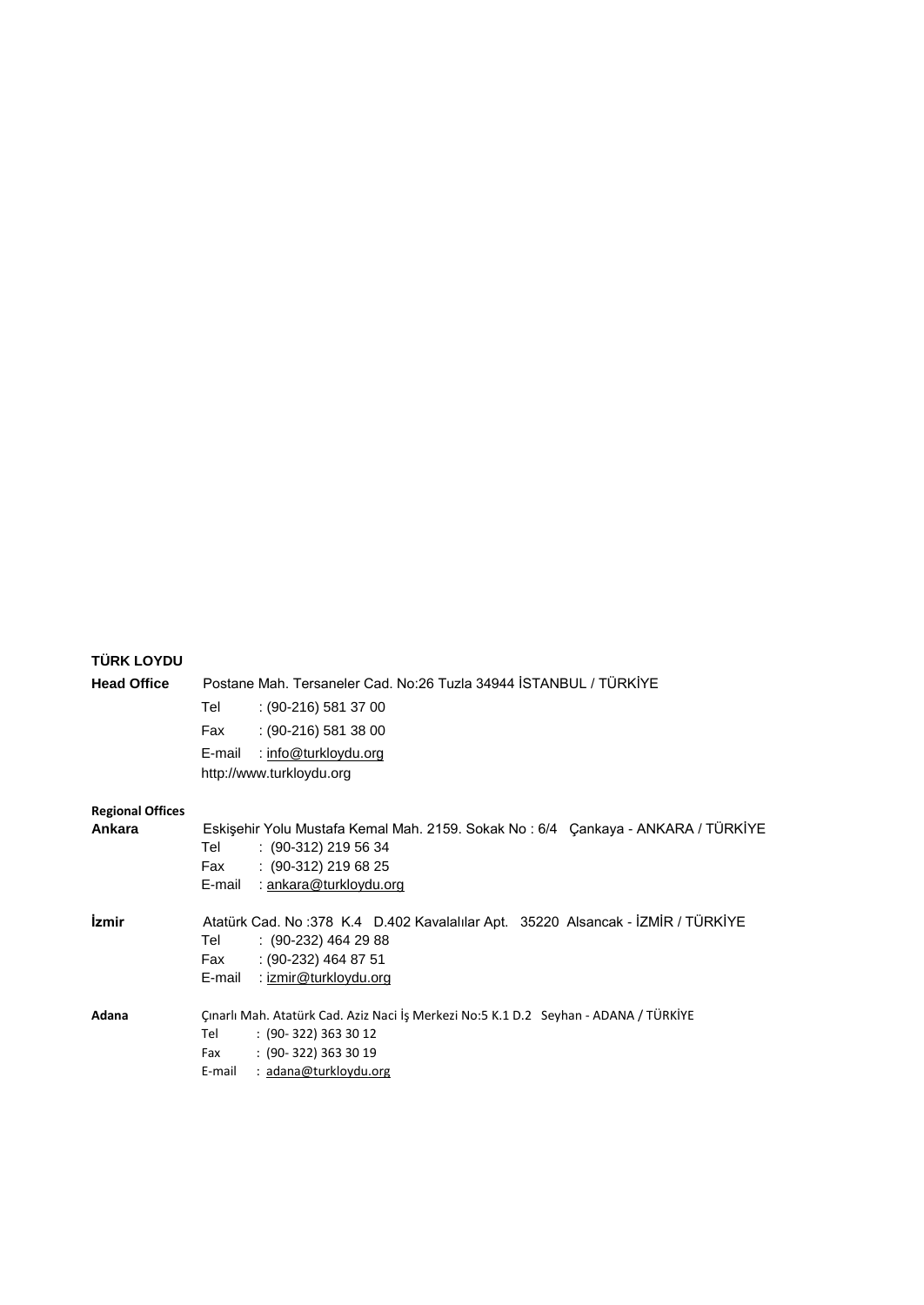**TÜRK LOYDU**

**Head Office** Postane Mah. Tersaneler Cad. No:26 Tuzla 34944 İSTANBUL / TÜRKİYE
Tel : (90-216) 581 37 00
Fax : (90-216) 581 38 00
E-mail : info@turkloydu.org
http://www.turkloydu.org

**Regional Offices**

**Ankara** Eskişehir Yolu Mustafa Kemal Mah. 2159. Sokak No : 6/4 Çankaya - ANKARA / TÜRKİYE
Tel : (90-312) 219 56 34
Fax : (90-312) 219 68 25
E-mail : ankara@turkloydu.org

**İzmir** Atatürk Cad. No :378 K.4 D.402 Kavalalılar Apt. 35220 Alsancak - İZMİR / TÜRKİYE
Tel : (90-232) 464 29 88
Fax : (90-232) 464 87 51
E-mail : izmir@turkloydu.org

**Adana** Çınarlı Mah. Atatürk Cad. Aziz Naci İş Merkezi No:5 K.1 D.2 Seyhan - ADANA / TÜRKİYE
Tel : (90- 322) 363 30 12
Fax : (90- 322) 363 30 19
E-mail : adana@turkloydu.org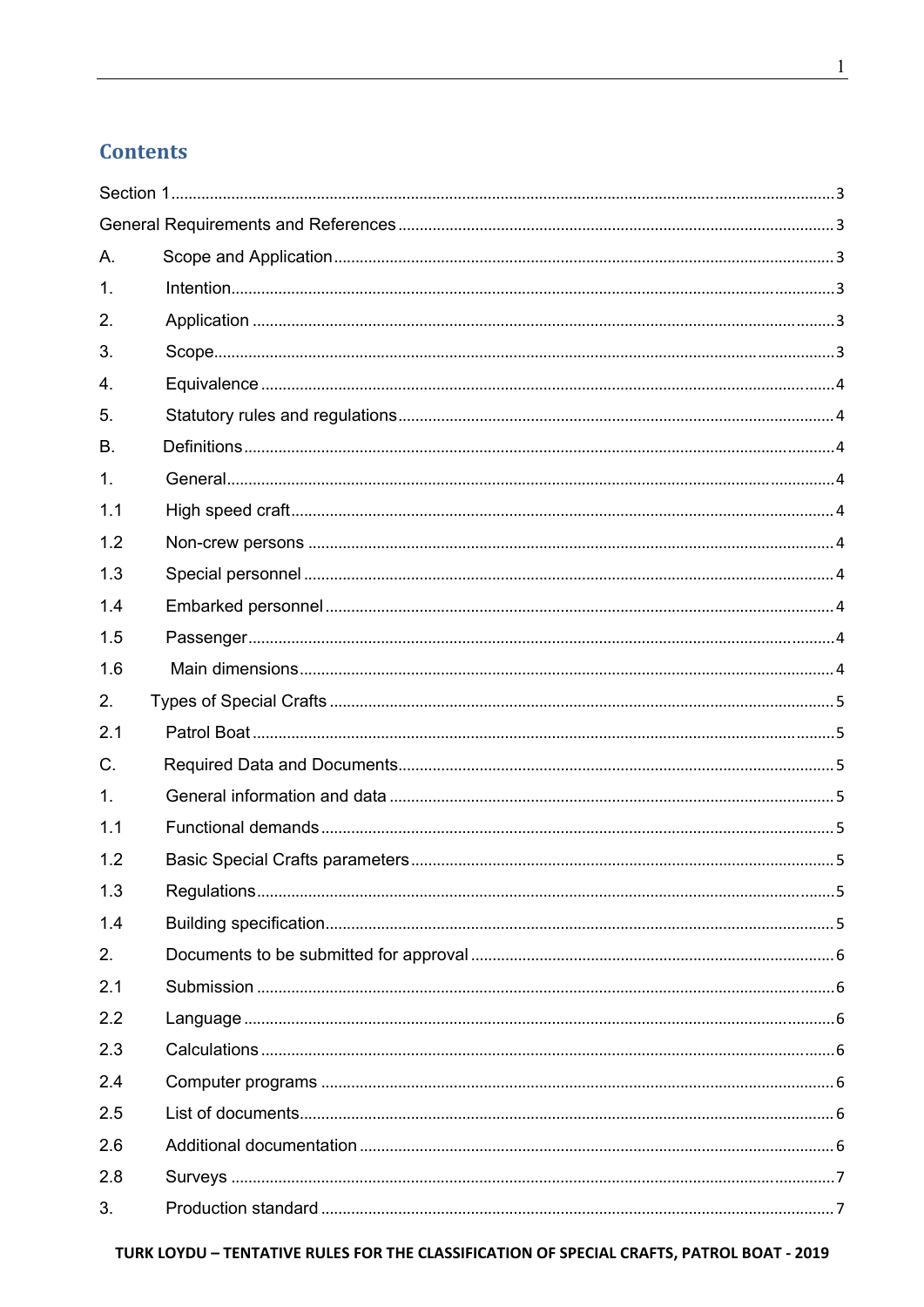## Contents

Section 1 ........................................................................................................ 3

General Requirements and References ........................................................................ 3

A. Scope and Application ........................................................................................ 3

1. Intention ........................................................................................................ 3

2. Application ...................................................................................................... 3

3. Scope ............................................................................................................. 3

4. Equivalence ..................................................................................................... 4

5. Statutory rules and regulations ........................................................................... 4

B. Definitions ........................................................................................................ 4

1. General ........................................................................................................... 4

1.1 High speed craft ............................................................................................... 4

1.2 Non-crew persons ............................................................................................. 4

1.3 Special personnel .............................................................................................. 4

1.4 Embarked personnel .......................................................................................... 4

1.5 Passenger ........................................................................................................ 4

1.6 Main dimensions ............................................................................................... 4

2. Types of Special Crafts ....................................................................................... 5

2.1 Patrol Boat ....................................................................................................... 5

C. Required Data and Documents .............................................................................. 5

1. General information and data .............................................................................. 5

1.1 Functional demands .......................................................................................... 5

1.2 Basic Special Crafts parameters .......................................................................... 5

1.3 Regulations ...................................................................................................... 5

1.4 Building specification ......................................................................................... 5

2. Documents to be submitted for approval ................................................................ 6

2.1 Submission ...................................................................................................... 6

2.2 Language ......................................................................................................... 6

2.3 Calculations ..................................................................................................... 6

2.4 Computer programs ........................................................................................... 6

2.5 List of documents .............................................................................................. 6

2.6 Additional documentation ................................................................................... 6

2.8 Surveys ........................................................................................................... 7

3. Production standard ........................................................................................... 7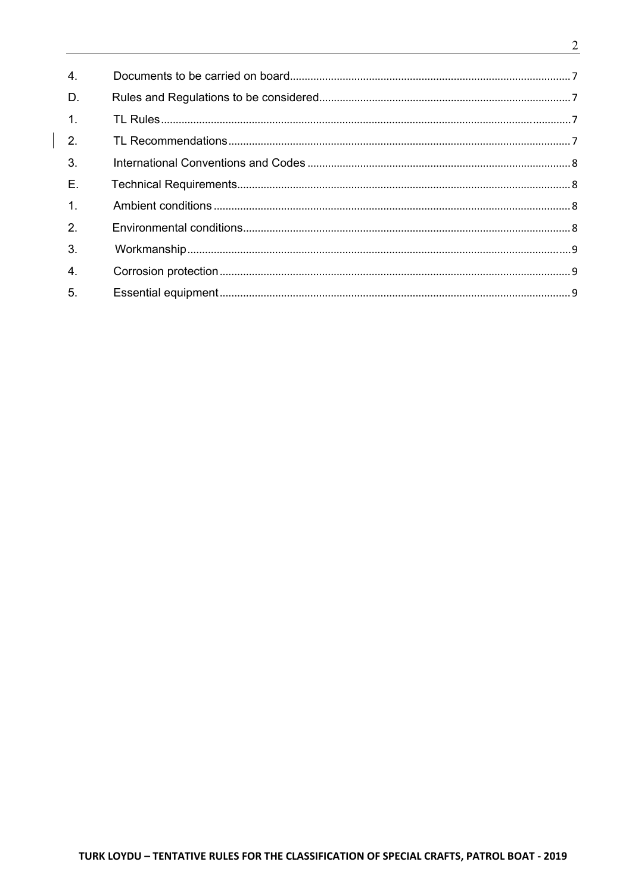| | | |
|---|---|---|
| 4. | Documents to be carried on board | 7 |
| D. | Rules and Regulations to be considered | 7 |
| 1. | TL Rules | 7 |
| 2. | TL Recommendations | 7 |
| 3. | International Conventions and Codes | 8 |
| E. | Technical Requirements | 8 |
| 1. | Ambient conditions | 8 |
| 2. | Environmental conditions | 8 |
| 3. | Workmanship | 9 |
| 4. | Corrosion protection | 9 |
| 5. | Essential equipment | 9 |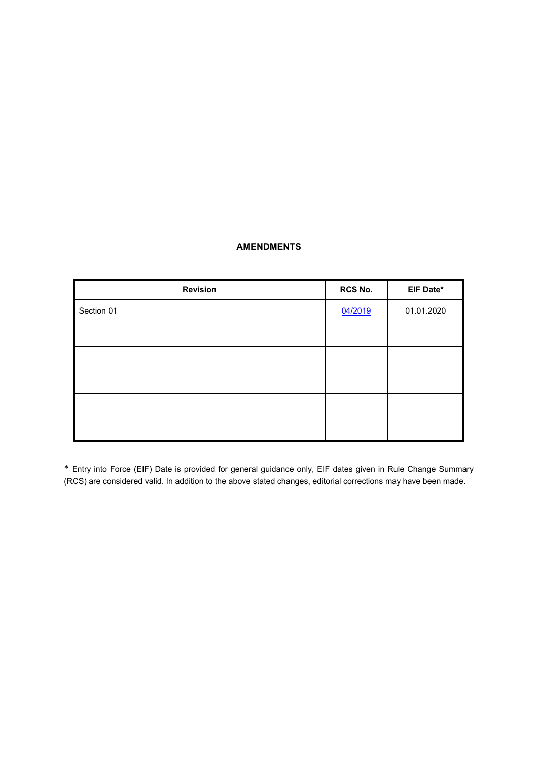## AMENDMENTS

| Revision | RCS No. | EIF Date* |
|---|---|---|
| Section 01 | 04/2019 | 01.01.2020 |
| | | |
| | | |
| | | |
| | | |
| | | |

* Entry into Force (EIF) Date is provided for general guidance only, EIF dates given in Rule Change Summary (RCS) are considered valid. In addition to the above stated changes, editorial corrections may have been made.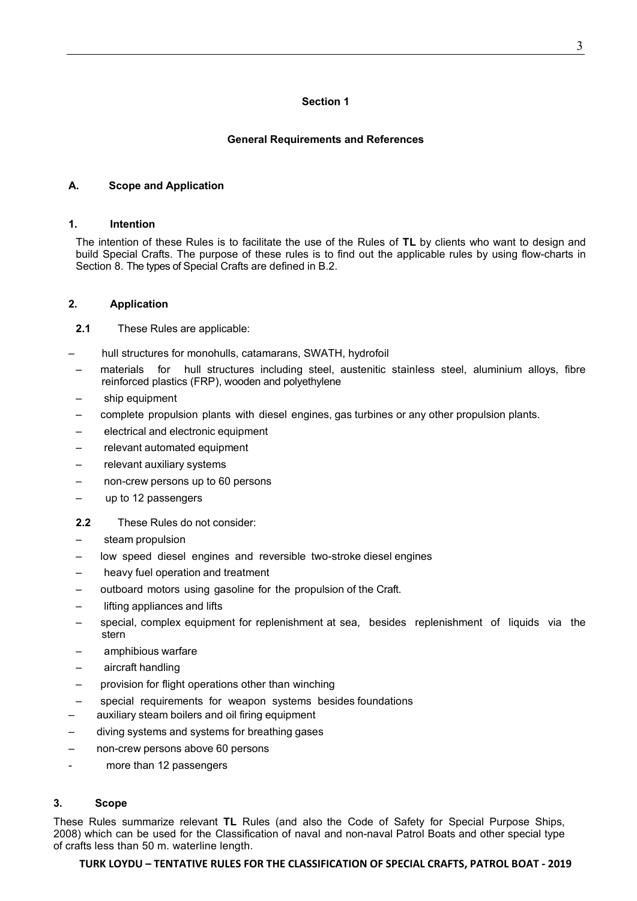# Section 1

## General Requirements and References

### A. Scope and Application

#### 1. Intention

The intention of these Rules is to facilitate the use of the Rules of **TL** by clients who want to design and build Special Crafts. The purpose of these rules is to find out the applicable rules by using flow-charts in Section 8. The types of Special Crafts are defined in B.2.

#### 2. Application

**2.1** These Rules are applicable:

- hull structures for monohulls, catamarans, SWATH, hydrofoil
- materials for hull structures including steel, austenitic stainless steel, aluminium alloys, fibre reinforced plastics (FRP), wooden and polyethylene
- ship equipment
- complete propulsion plants with diesel engines, gas turbines or any other propulsion plants.
- electrical and electronic equipment
- relevant automated equipment
- relevant auxiliary systems
- non-crew persons up to 60 persons
- up to 12 passengers

**2.2** These Rules do not consider:

- steam propulsion
- low speed diesel engines and reversible two-stroke diesel engines
- heavy fuel operation and treatment
- outboard motors using gasoline for the propulsion of the Craft.
- lifting appliances and lifts
- special, complex equipment for replenishment at sea, besides replenishment of liquids via the stern
- amphibious warfare
- aircraft handling
- provision for flight operations other than winching
- special requirements for weapon systems besides foundations
- auxiliary steam boilers and oil firing equipment
- diving systems and systems for breathing gases
- non-crew persons above 60 persons
- more than 12 passengers

#### 3. Scope

These Rules summarize relevant **TL** Rules (and also the Code of Safety for Special Purpose Ships, 2008) which can be used for the Classification of naval and non-naval Patrol Boats and other special type of crafts less than 50 m. waterline length.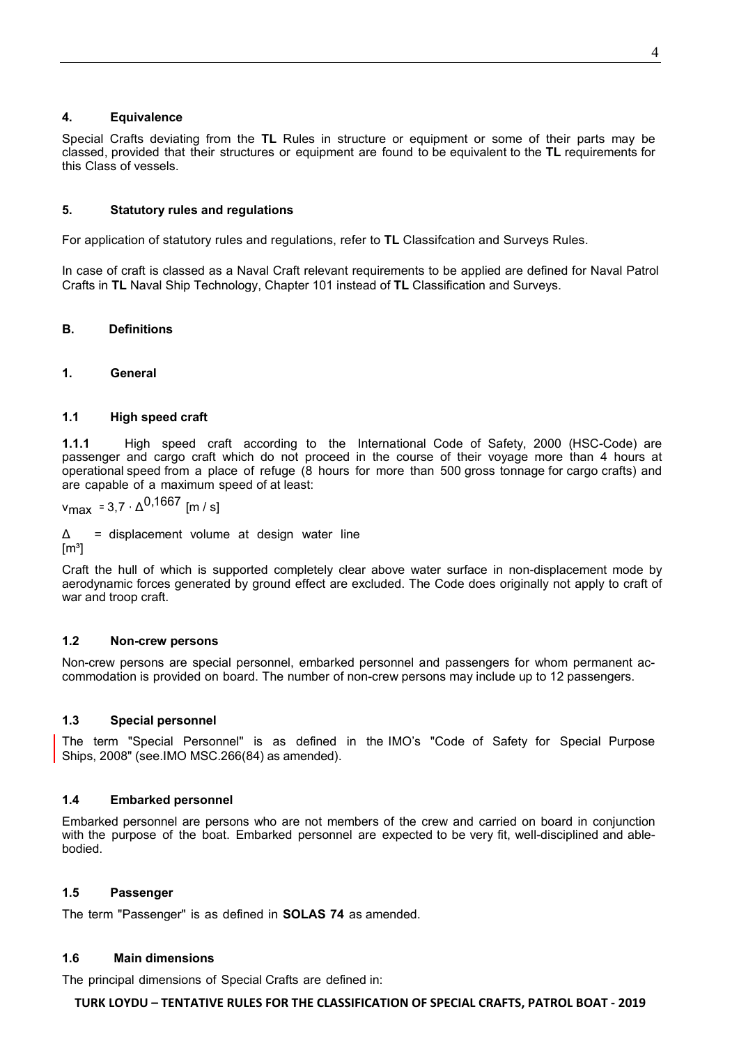### 4. Equivalence

Special Crafts deviating from the **TL** Rules in structure or equipment or some of their parts may be classed, provided that their structures or equipment are found to be equivalent to the **TL** requirements for this Class of vessels.

### 5. Statutory rules and regulations

For application of statutory rules and regulations, refer to **TL** Classifcation and Surveys Rules.

In case of craft is classed as a Naval Craft relevant requirements to be applied are defined for Naval Patrol Crafts in **TL** Naval Ship Technology, Chapter 101 instead of **TL** Classification and Surveys.

## B. Definitions

### 1. General

#### 1.1 High speed craft

**1.1.1** High speed craft according to the International Code of Safety, 2000 (HSC-Code) are passenger and cargo craft which do not proceed in the course of their voyage more than 4 hours at operational speed from a place of refuge (8 hours for more than 500 gross tonnage for cargo crafts) and are capable of a maximum speed of at least:

$$v_{max} = 3{,}7 \cdot \Delta^{0{,}1667} \text{ [m / s]}$$

$\Delta$ = displacement volume at design water line [m³]

Craft the hull of which is supported completely clear above water surface in non-displacement mode by aerodynamic forces generated by ground effect are excluded. The Code does originally not apply to craft of war and troop craft.

#### 1.2 Non-crew persons

Non-crew persons are special personnel, embarked personnel and passengers for whom permanent accommodation is provided on board. The number of non-crew persons may include up to 12 passengers.

#### 1.3 Special personnel

The term "Special Personnel" is as defined in the IMO's "Code of Safety for Special Purpose Ships, 2008" (see.IMO MSC.266(84) as amended).

#### 1.4 Embarked personnel

Embarked personnel are persons who are not members of the crew and carried on board in conjunction with the purpose of the boat. Embarked personnel are expected to be very fit, well-disciplined and able-bodied.

#### 1.5 Passenger

The term "Passenger" is as defined in **SOLAS 74** as amended.

#### 1.6 Main dimensions

The principal dimensions of Special Crafts are defined in: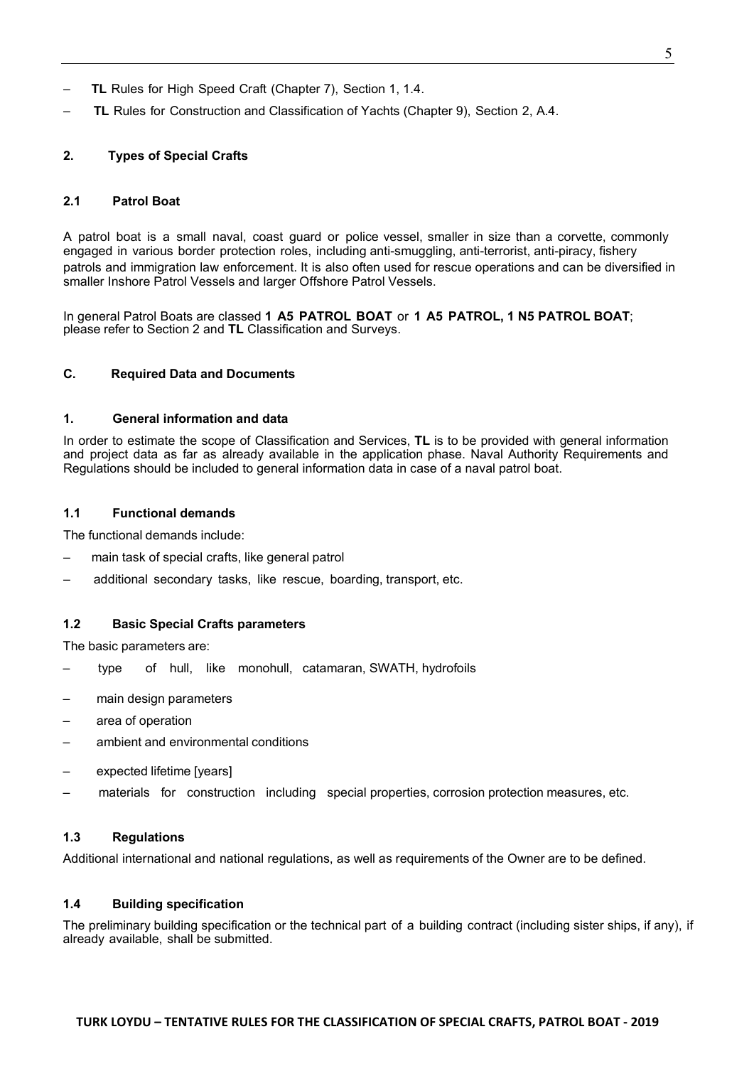- **TL** Rules for High Speed Craft (Chapter 7), Section 1, 1.4.
- **TL** Rules for Construction and Classification of Yachts (Chapter 9), Section 2, A.4.

### 2. Types of Special Crafts

#### 2.1 Patrol Boat

A patrol boat is a small naval, coast guard or police vessel, smaller in size than a corvette, commonly engaged in various border protection roles, including anti-smuggling, anti-terrorist, anti-piracy, fishery patrols and immigration law enforcement. It is also often used for rescue operations and can be diversified in smaller Inshore Patrol Vessels and larger Offshore Patrol Vessels.

In general Patrol Boats are classed **1 A5 PATROL BOAT** or **1 A5 PATROL, 1 N5 PATROL BOAT**; please refer to Section 2 and **TL** Classification and Surveys.

## C. Required Data and Documents

### 1. General information and data

In order to estimate the scope of Classification and Services, **TL** is to be provided with general information and project data as far as already available in the application phase. Naval Authority Requirements and Regulations should be included to general information data in case of a naval patrol boat.

#### 1.1 Functional demands

The functional demands include:

- main task of special crafts, like general patrol
- additional secondary tasks, like rescue, boarding, transport, etc.

#### 1.2 Basic Special Crafts parameters

The basic parameters are:

- type of hull, like monohull, catamaran, SWATH, hydrofoils
- main design parameters
- area of operation
- ambient and environmental conditions
- expected lifetime [years]
- materials for construction including special properties, corrosion protection measures, etc.

#### 1.3 Regulations

Additional international and national regulations, as well as requirements of the Owner are to be defined.

#### 1.4 Building specification

The preliminary building specification or the technical part of a building contract (including sister ships, if any), if already available, shall be submitted.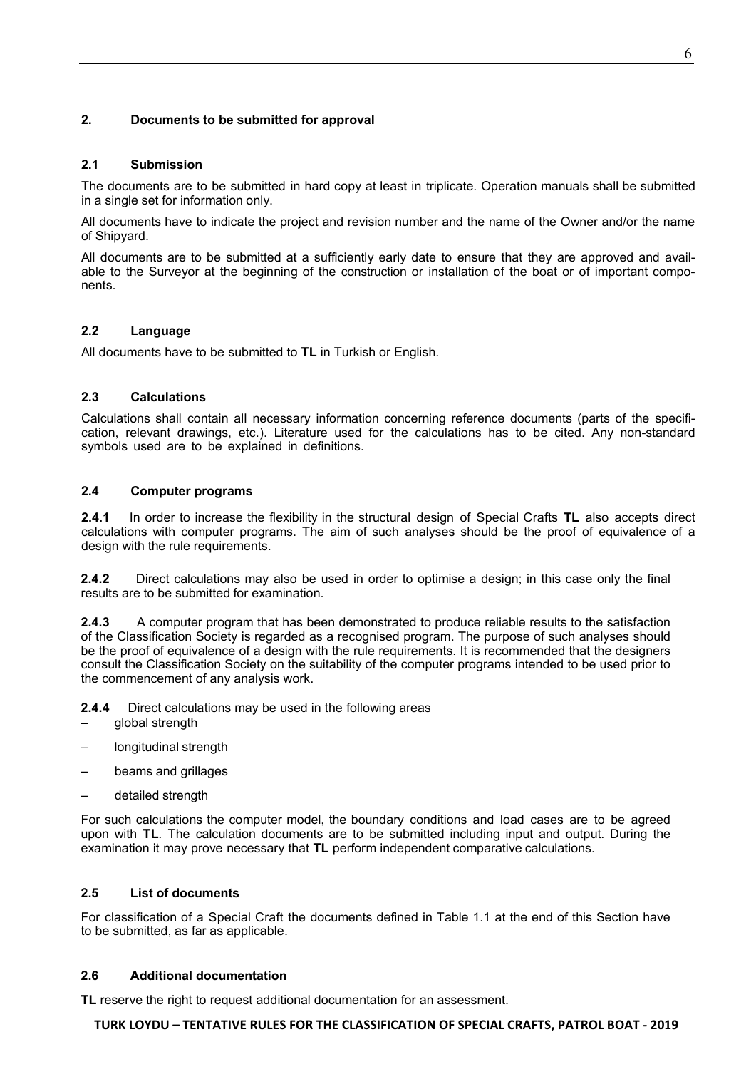## 2. Documents to be submitted for approval

### 2.1 Submission

The documents are to be submitted in hard copy at least in triplicate. Operation manuals shall be submitted in a single set for information only.

All documents have to indicate the project and revision number and the name of the Owner and/or the name of Shipyard.

All documents are to be submitted at a sufficiently early date to ensure that they are approved and available to the Surveyor at the beginning of the construction or installation of the boat or of important components.

### 2.2 Language

All documents have to be submitted to **TL** in Turkish or English.

### 2.3 Calculations

Calculations shall contain all necessary information concerning reference documents (parts of the specification, relevant drawings, etc.). Literature used for the calculations has to be cited. Any non-standard symbols used are to be explained in definitions.

### 2.4 Computer programs

**2.4.1** In order to increase the flexibility in the structural design of Special Crafts **TL** also accepts direct calculations with computer programs. The aim of such analyses should be the proof of equivalence of a design with the rule requirements.

**2.4.2** Direct calculations may also be used in order to optimise a design; in this case only the final results are to be submitted for examination.

**2.4.3** A computer program that has been demonstrated to produce reliable results to the satisfaction of the Classification Society is regarded as a recognised program. The purpose of such analyses should be the proof of equivalence of a design with the rule requirements. It is recommended that the designers consult the Classification Society on the suitability of the computer programs intended to be used prior to the commencement of any analysis work.

**2.4.4** Direct calculations may be used in the following areas

- global strength
- longitudinal strength
- beams and grillages
- detailed strength

For such calculations the computer model, the boundary conditions and load cases are to be agreed upon with **TL**. The calculation documents are to be submitted including input and output. During the examination it may prove necessary that **TL** perform independent comparative calculations.

### 2.5 List of documents

For classification of a Special Craft the documents defined in Table 1.1 at the end of this Section have to be submitted, as far as applicable.

### 2.6 Additional documentation

**TL** reserve the right to request additional documentation for an assessment.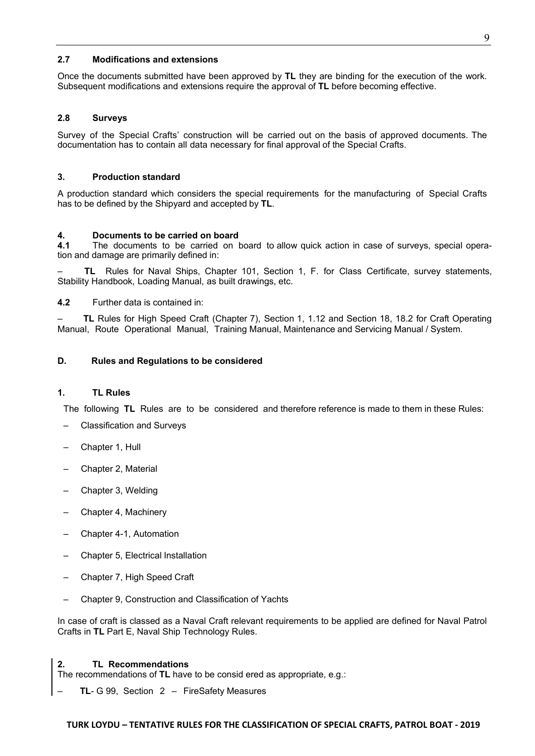### 2.7 Modifications and extensions

Once the documents submitted have been approved by **TL** they are binding for the execution of the work. Subsequent modifications and extensions require the approval of **TL** before becoming effective.

### 2.8 Surveys

Survey of the Special Crafts' construction will be carried out on the basis of approved documents. The documentation has to contain all data necessary for final approval of the Special Crafts.

## 3. Production standard

A production standard which considers the special requirements for the manufacturing of Special Crafts has to be defined by the Shipyard and accepted by **TL**.

## 4. Documents to be carried on board

**4.1** The documents to be carried on board to allow quick action in case of surveys, special operation and damage are primarily defined in:

– **TL** Rules for Naval Ships, Chapter 101, Section 1, F. for Class Certificate, survey statements, Stability Handbook, Loading Manual, as built drawings, etc.

**4.2** Further data is contained in:

– **TL** Rules for High Speed Craft (Chapter 7), Section 1, 1.12 and Section 18, 18.2 for Craft Operating Manual, Route Operational Manual, Training Manual, Maintenance and Servicing Manual / System.

# D. Rules and Regulations to be considered

## 1. TL Rules

The following **TL** Rules are to be considered and therefore reference is made to them in these Rules:

- Classification and Surveys
- Chapter 1, Hull
- Chapter 2, Material
- Chapter 3, Welding
- Chapter 4, Machinery
- Chapter 4-1, Automation
- Chapter 5, Electrical Installation
- Chapter 7, High Speed Craft
- Chapter 9, Construction and Classification of Yachts

In case of craft is classed as a Naval Craft relevant requirements to be applied are defined for Naval Patrol Crafts in **TL** Part E, Naval Ship Technology Rules.

## 2. TL Recommendations

The recommendations of **TL** have to be consid ered as appropriate, e.g.:

– **TL**- G 99, Section 2 – FireSafety Measures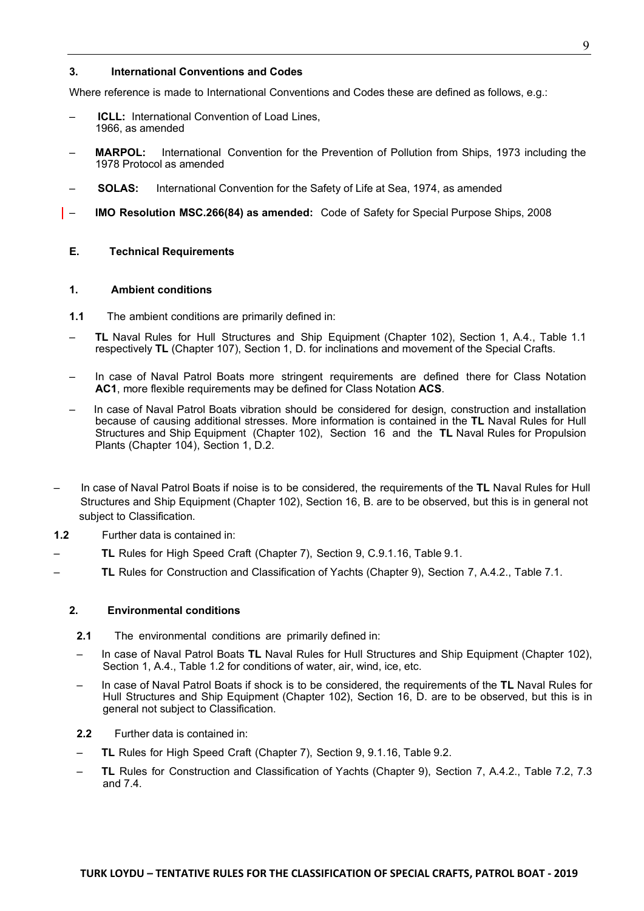### 3. International Conventions and Codes

Where reference is made to International Conventions and Codes these are defined as follows, e.g.:

- **ICLL:** International Convention of Load Lines, 1966, as amended
- **MARPOL:** International Convention for the Prevention of Pollution from Ships, 1973 including the 1978 Protocol as amended
- **SOLAS:** International Convention for the Safety of Life at Sea, 1974, as amended
- **IMO Resolution MSC.266(84) as amended:** Code of Safety for Special Purpose Ships, 2008

## E. Technical Requirements

### 1. Ambient conditions

**1.1** The ambient conditions are primarily defined in:

- **TL** Naval Rules for Hull Structures and Ship Equipment (Chapter 102), Section 1, A.4., Table 1.1 respectively **TL** (Chapter 107), Section 1, D. for inclinations and movement of the Special Crafts.
- In case of Naval Patrol Boats more stringent requirements are defined there for Class Notation **AC1**, more flexible requirements may be defined for Class Notation **ACS**.
- In case of Naval Patrol Boats vibration should be considered for design, construction and installation because of causing additional stresses. More information is contained in the **TL** Naval Rules for Hull Structures and Ship Equipment (Chapter 102), Section 16 and the **TL** Naval Rules for Propulsion Plants (Chapter 104), Section 1, D.2.
- In case of Naval Patrol Boats if noise is to be considered, the requirements of the **TL** Naval Rules for Hull Structures and Ship Equipment (Chapter 102), Section 16, B. are to be observed, but this is in general not subject to Classification.

**1.2** Further data is contained in:

- **TL** Rules for High Speed Craft (Chapter 7), Section 9, C.9.1.16, Table 9.1.
- **TL** Rules for Construction and Classification of Yachts (Chapter 9), Section 7, A.4.2., Table 7.1.

### 2. Environmental conditions

**2.1** The environmental conditions are primarily defined in:

- In case of Naval Patrol Boats **TL** Naval Rules for Hull Structures and Ship Equipment (Chapter 102), Section 1, A.4., Table 1.2 for conditions of water, air, wind, ice, etc.
- In case of Naval Patrol Boats if shock is to be considered, the requirements of the **TL** Naval Rules for Hull Structures and Ship Equipment (Chapter 102), Section 16, D. are to be observed, but this is in general not subject to Classification.

**2.2** Further data is contained in:

- **TL** Rules for High Speed Craft (Chapter 7), Section 9, 9.1.16, Table 9.2.
- **TL** Rules for Construction and Classification of Yachts (Chapter 9), Section 7, A.4.2., Table 7.2, 7.3 and 7.4.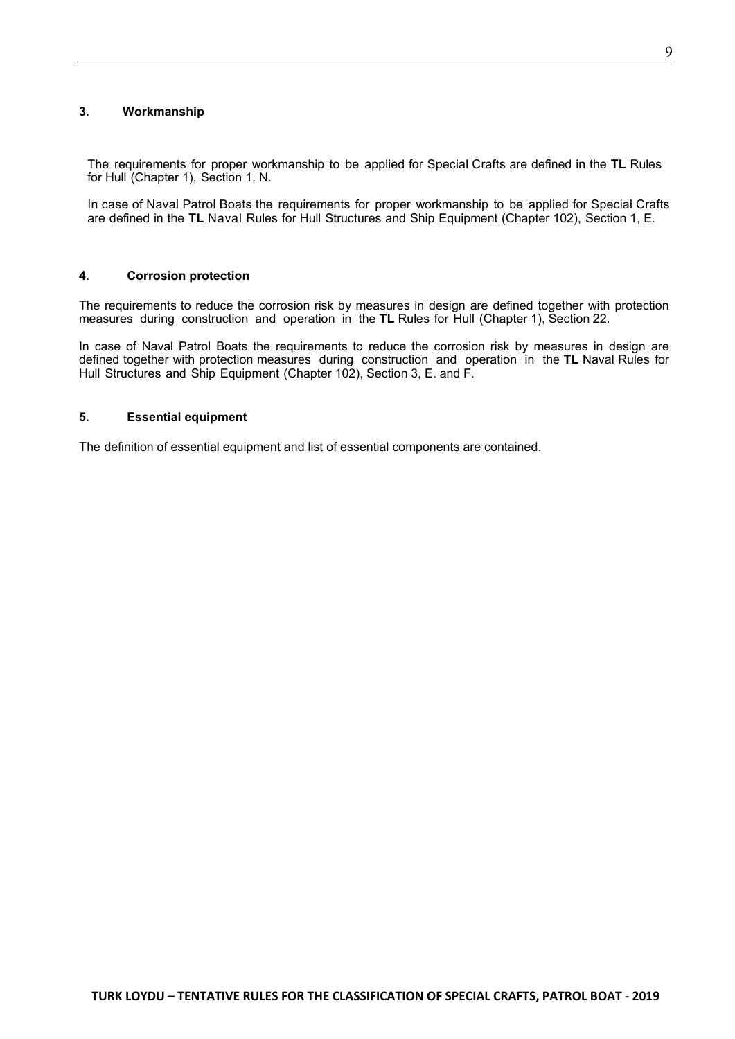### 3. Workmanship

The requirements for proper workmanship to be applied for Special Crafts are defined in the **TL** Rules for Hull (Chapter 1), Section 1, N.

In case of Naval Patrol Boats the requirements for proper workmanship to be applied for Special Crafts are defined in the **TL** Naval Rules for Hull Structures and Ship Equipment (Chapter 102), Section 1, E.

### 4. Corrosion protection

The requirements to reduce the corrosion risk by measures in design are defined together with protection measures during construction and operation in the **TL** Rules for Hull (Chapter 1), Section 22.

In case of Naval Patrol Boats the requirements to reduce the corrosion risk by measures in design are defined together with protection measures during construction and operation in the **TL** Naval Rules for Hull Structures and Ship Equipment (Chapter 102), Section 3, E. and F.

### 5. Essential equipment

The definition of essential equipment and list of essential components are contained.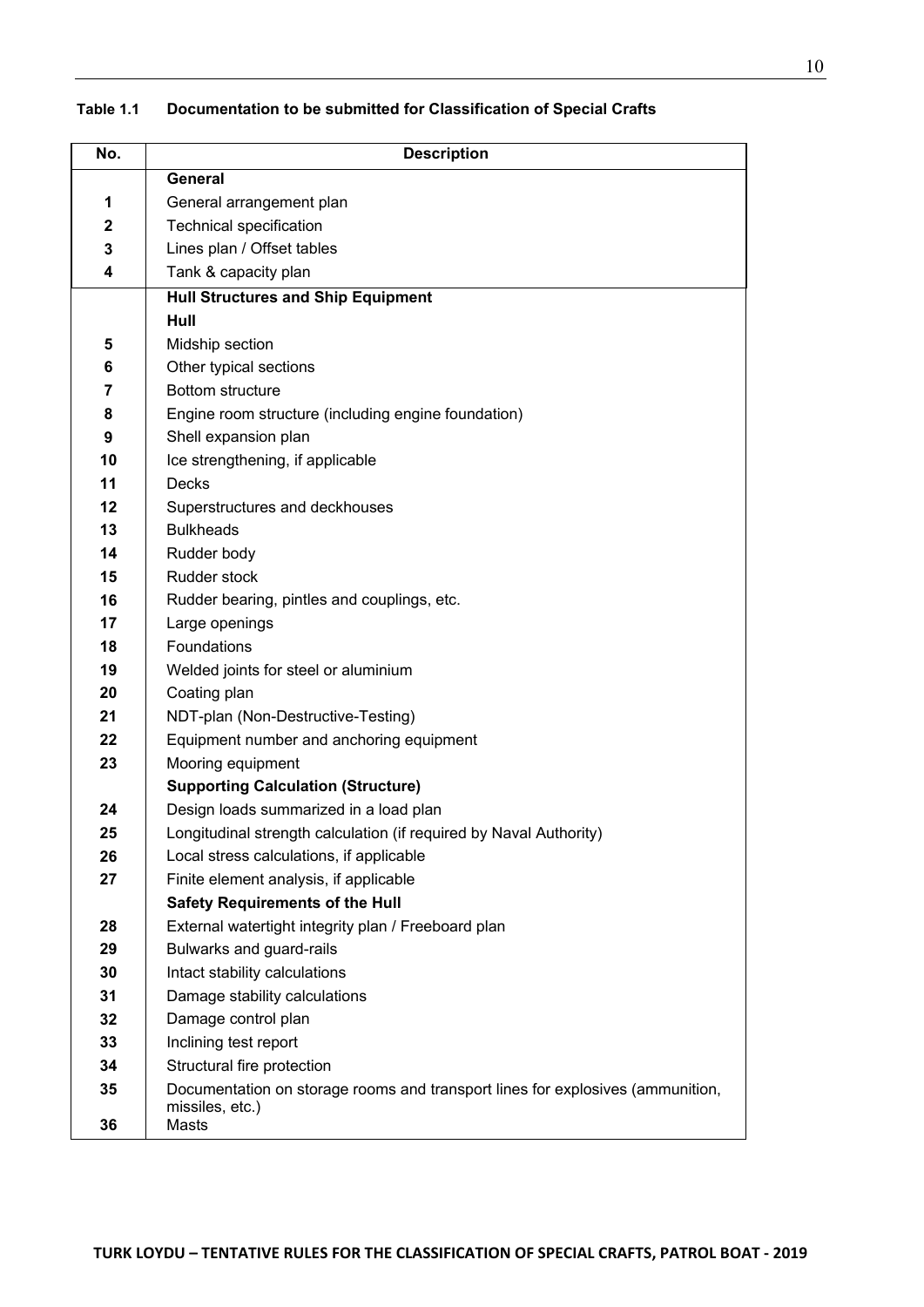**Table 1.1 Documentation to be submitted for Classification of Special Crafts**

| No. | Description |
|---|---|
| | **General** |
| 1 | General arrangement plan |
| 2 | Technical specification |
| 3 | Lines plan / Offset tables |
| 4 | Tank & capacity plan |
| | **Hull Structures and Ship Equipment** |
| | **Hull** |
| 5 | Midship section |
| 6 | Other typical sections |
| 7 | Bottom structure |
| 8 | Engine room structure (including engine foundation) |
| 9 | Shell expansion plan |
| 10 | Ice strengthening, if applicable |
| 11 | Decks |
| 12 | Superstructures and deckhouses |
| 13 | Bulkheads |
| 14 | Rudder body |
| 15 | Rudder stock |
| 16 | Rudder bearing, pintles and couplings, etc. |
| 17 | Large openings |
| 18 | Foundations |
| 19 | Welded joints for steel or aluminium |
| 20 | Coating plan |
| 21 | NDT-plan (Non-Destructive-Testing) |
| 22 | Equipment number and anchoring equipment |
| 23 | Mooring equipment |
| | **Supporting Calculation (Structure)** |
| 24 | Design loads summarized in a load plan |
| 25 | Longitudinal strength calculation (if required by Naval Authority) |
| 26 | Local stress calculations, if applicable |
| 27 | Finite element analysis, if applicable |
| | **Safety Requirements of the Hull** |
| 28 | External watertight integrity plan / Freeboard plan |
| 29 | Bulwarks and guard-rails |
| 30 | Intact stability calculations |
| 31 | Damage stability calculations |
| 32 | Damage control plan |
| 33 | Inclining test report |
| 34 | Structural fire protection |
| 35 | Documentation on storage rooms and transport lines for explosives (ammunition, missiles, etc.) |
| 36 | Masts |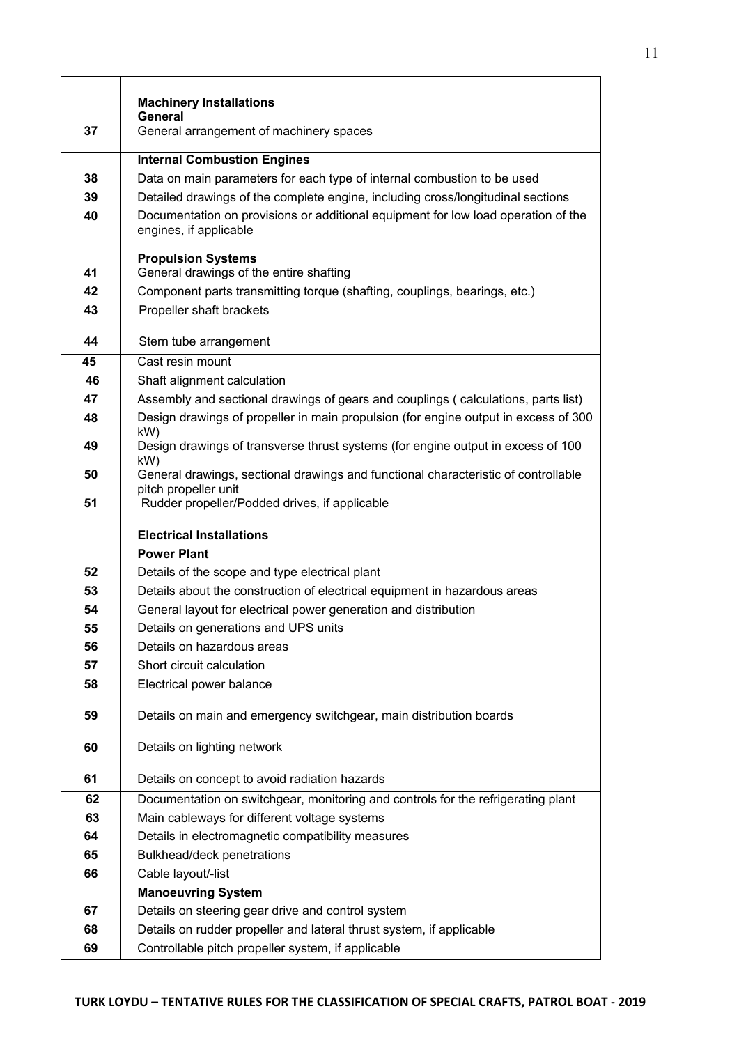|  |  |
|---|---|
|  | **Machinery Installations** |
|  | **General** |
| **37** | General arrangement of machinery spaces |
|  | **Internal Combustion Engines** |
| **38** | Data on main parameters for each type of internal combustion to be used |
| **39** | Detailed drawings of the complete engine, including cross/longitudinal sections |
| **40** | Documentation on provisions or additional equipment for low load operation of the engines, if applicable |
|  | **Propulsion Systems** |
| **41** | General drawings of the entire shafting |
| **42** | Component parts transmitting torque (shafting, couplings, bearings, etc.) |
| **43** | Propeller shaft brackets |
| **44** | Stern tube arrangement |
| **45** | Cast resin mount |
| **46** | Shaft alignment calculation |
| **47** | Assembly and sectional drawings of gears and couplings ( calculations, parts list) |
| **48** | Design drawings of propeller in main propulsion (for engine output in excess of 300 kW) |
| **49** | Design drawings of transverse thrust systems (for engine output in excess of 100 kW) |
| **50** | General drawings, sectional drawings and functional characteristic of controllable pitch propeller unit |
| **51** | Rudder propeller/Podded drives, if applicable |
|  | **Electrical Installations** |
|  | **Power Plant** |
| **52** | Details of the scope and type electrical plant |
| **53** | Details about the construction of electrical equipment in hazardous areas |
| **54** | General layout for electrical power generation and distribution |
| **55** | Details on generations and UPS units |
| **56** | Details on hazardous areas |
| **57** | Short circuit calculation |
| **58** | Electrical power balance |
| **59** | Details on main and emergency switchgear, main distribution boards |
| **60** | Details on lighting network |
| **61** | Details on concept to avoid radiation hazards |
| **62** | Documentation on switchgear, monitoring and controls for the refrigerating plant |
| **63** | Main cableways for different voltage systems |
| **64** | Details in electromagnetic compatibility measures |
| **65** | Bulkhead/deck penetrations |
| **66** | Cable layout/-list |
|  | **Manoeuvring System** |
| **67** | Details on steering gear drive and control system |
| **68** | Details on rudder propeller and lateral thrust system, if applicable |
| **69** | Controllable pitch propeller system, if applicable |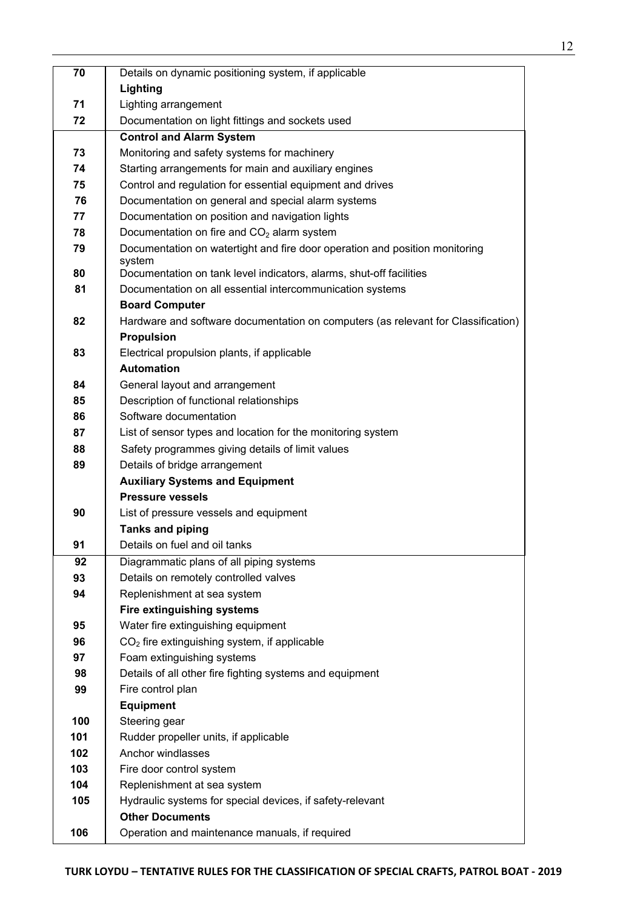| | |
|---|---|
| 70 | Details on dynamic positioning system, if applicable |
| | **Lighting** |
| 71 | Lighting arrangement |
| 72 | Documentation on light fittings and sockets used |
| | **Control and Alarm System** |
| 73 | Monitoring and safety systems for machinery |
| 74 | Starting arrangements for main and auxiliary engines |
| 75 | Control and regulation for essential equipment and drives |
| 76 | Documentation on general and special alarm systems |
| 77 | Documentation on position and navigation lights |
| 78 | Documentation on fire and $CO_2$ alarm system |
| 79 | Documentation on watertight and fire door operation and position monitoring system |
| 80 | Documentation on tank level indicators, alarms, shut-off facilities |
| 81 | Documentation on all essential intercommunication systems |
| | **Board Computer** |
| 82 | Hardware and software documentation on computers (as relevant for Classification) |
| | **Propulsion** |
| 83 | Electrical propulsion plants, if applicable |
| | **Automation** |
| 84 | General layout and arrangement |
| 85 | Description of functional relationships |
| 86 | Software documentation |
| 87 | List of sensor types and location for the monitoring system |
| 88 | Safety programmes giving details of limit values |
| 89 | Details of bridge arrangement |
| | **Auxiliary Systems and Equipment** |
| | **Pressure vessels** |
| 90 | List of pressure vessels and equipment |
| | **Tanks and piping** |
| 91 | Details on fuel and oil tanks |
| 92 | Diagrammatic plans of all piping systems |
| 93 | Details on remotely controlled valves |
| 94 | Replenishment at sea system |
| | **Fire extinguishing systems** |
| 95 | Water fire extinguishing equipment |
| 96 | $CO_2$ fire extinguishing system, if applicable |
| 97 | Foam extinguishing systems |
| 98 | Details of all other fire fighting systems and equipment |
| 99 | Fire control plan |
| | **Equipment** |
| 100 | Steering gear |
| 101 | Rudder propeller units, if applicable |
| 102 | Anchor windlasses |
| 103 | Fire door control system |
| 104 | Replenishment at sea system |
| 105 | Hydraulic systems for special devices, if safety-relevant |
| | **Other Documents** |
| 106 | Operation and maintenance manuals, if required |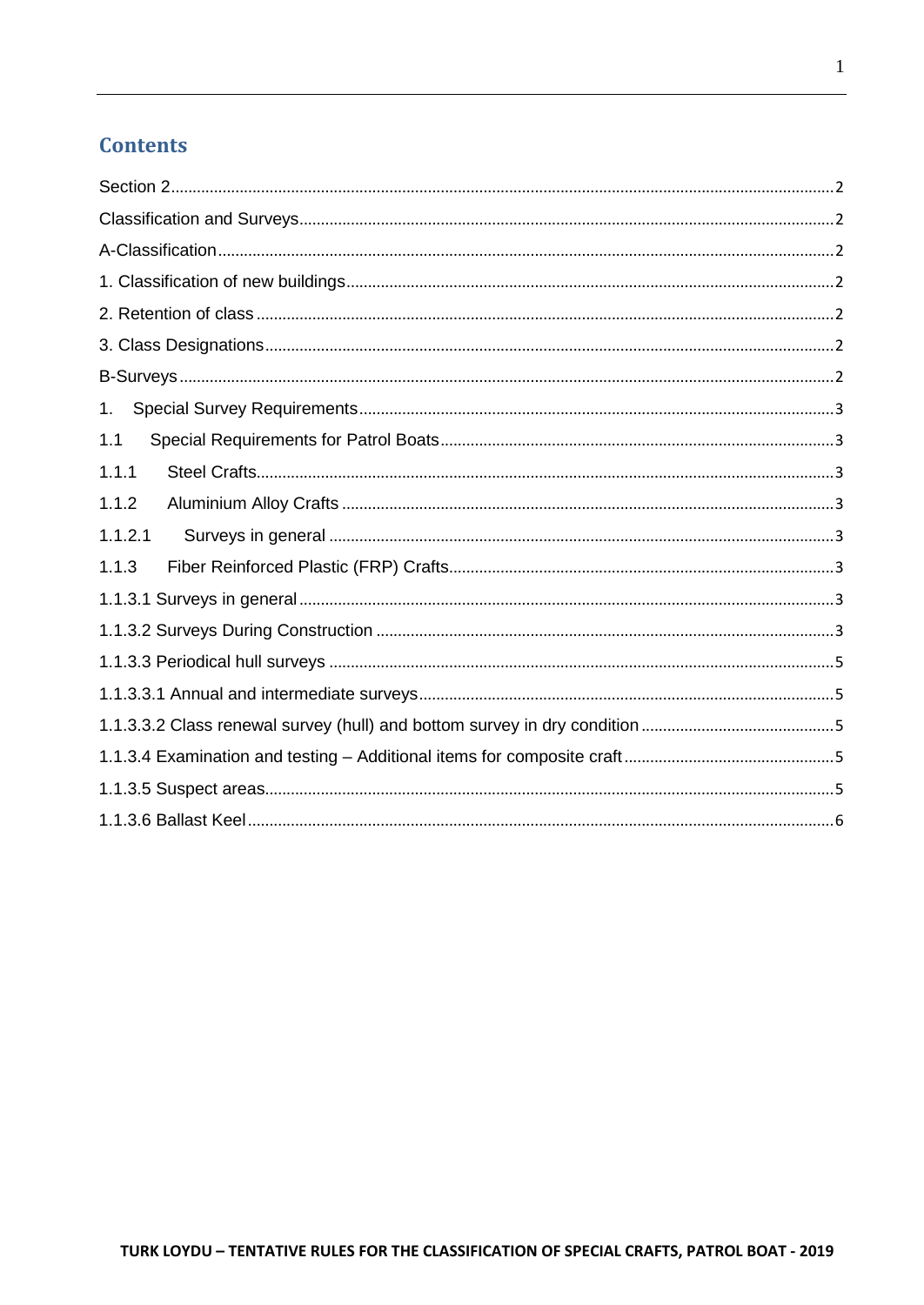# Contents

Section 2........................................................................................................................................2

Classification and Surveys..........................................................................................................2

A-Classification.............................................................................................................................2

1. Classification of new buildings...............................................................................................2

2. Retention of class ....................................................................................................................2

3. Class Designations..................................................................................................................2

B-Surveys.....................................................................................................................................2

1. Special Survey Requirements............................................................................................3

1.1 Special Requirements for Patrol Boats..........................................................................3

1.1.1 Steel Crafts....................................................................................................................3

1.1.2 Aluminium Alloy Crafts ................................................................................................3

1.1.2.1 Surveys in general ....................................................................................................3

1.1.3 Fiber Reinforced Plastic (FRP) Crafts........................................................................3

1.1.3.1 Surveys in general..........................................................................................................3

1.1.3.2 Surveys During Construction ........................................................................................3

1.1.3.3 Periodical hull surveys ....................................................................................................5

1.1.3.3.1 Annual and intermediate surveys...............................................................................5

1.1.3.3.2 Class renewal survey (hull) and bottom survey in dry condition ............................5

1.1.3.4 Examination and testing – Additional items for composite craft................................5

1.1.3.5 Suspect areas..................................................................................................................5

1.1.3.6 Ballast Keel......................................................................................................................6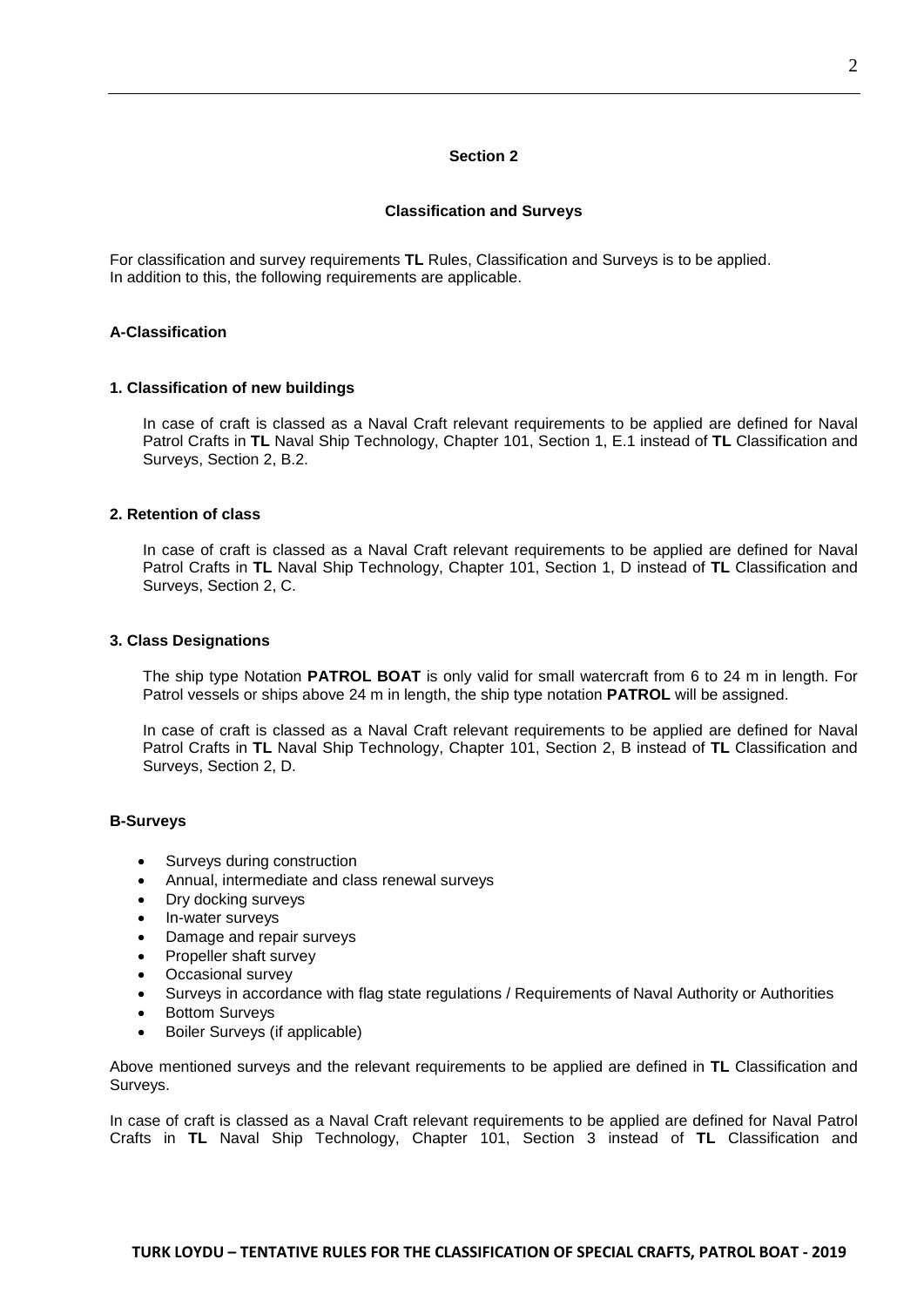## Section 2

### Classification and Surveys

For classification and survey requirements **TL** Rules, Classification and Surveys is to be applied.
In addition to this, the following requirements are applicable.

#### A-Classification

**1. Classification of new buildings**

In case of craft is classed as a Naval Craft relevant requirements to be applied are defined for Naval Patrol Crafts in **TL** Naval Ship Technology, Chapter 101, Section 1, E.1 instead of **TL** Classification and Surveys, Section 2, B.2.

**2. Retention of class**

In case of craft is classed as a Naval Craft relevant requirements to be applied are defined for Naval Patrol Crafts in **TL** Naval Ship Technology, Chapter 101, Section 1, D instead of **TL** Classification and Surveys, Section 2, C.

**3. Class Designations**

The ship type Notation **PATROL BOAT** is only valid for small watercraft from 6 to 24 m in length. For Patrol vessels or ships above 24 m in length, the ship type notation **PATROL** will be assigned.

In case of craft is classed as a Naval Craft relevant requirements to be applied are defined for Naval Patrol Crafts in **TL** Naval Ship Technology, Chapter 101, Section 2, B instead of **TL** Classification and Surveys, Section 2, D.

#### B-Surveys

- Surveys during construction
- Annual, intermediate and class renewal surveys
- Dry docking surveys
- In-water surveys
- Damage and repair surveys
- Propeller shaft survey
- Occasional survey
- Surveys in accordance with flag state regulations / Requirements of Naval Authority or Authorities
- Bottom Surveys
- Boiler Surveys (if applicable)

Above mentioned surveys and the relevant requirements to be applied are defined in **TL** Classification and Surveys.

In case of craft is classed as a Naval Craft relevant requirements to be applied are defined for Naval Patrol Crafts in **TL** Naval Ship Technology, Chapter 101, Section 3 instead of **TL** Classification and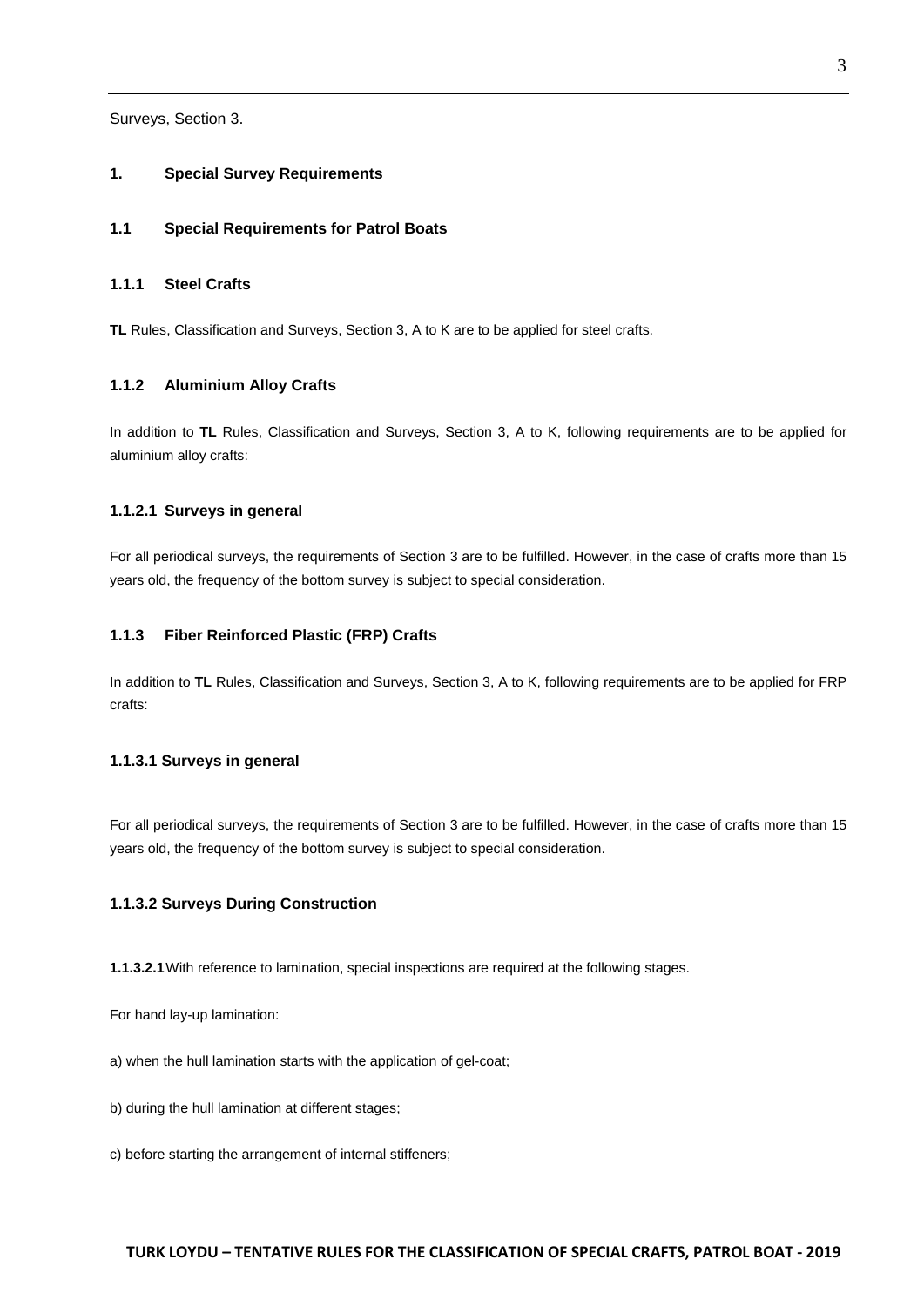Surveys, Section 3.

## 1. Special Survey Requirements

### 1.1 Special Requirements for Patrol Boats

#### 1.1.1 Steel Crafts

**TL** Rules, Classification and Surveys, Section 3, A to K are to be applied for steel crafts.

#### 1.1.2 Aluminium Alloy Crafts

In addition to **TL** Rules, Classification and Surveys, Section 3, A to K, following requirements are to be applied for aluminium alloy crafts:

##### 1.1.2.1 Surveys in general

For all periodical surveys, the requirements of Section 3 are to be fulfilled. However, in the case of crafts more than 15 years old, the frequency of the bottom survey is subject to special consideration.

#### 1.1.3 Fiber Reinforced Plastic (FRP) Crafts

In addition to **TL** Rules, Classification and Surveys, Section 3, A to K, following requirements are to be applied for FRP crafts:

##### 1.1.3.1 Surveys in general

For all periodical surveys, the requirements of Section 3 are to be fulfilled. However, in the case of crafts more than 15 years old, the frequency of the bottom survey is subject to special consideration.

##### 1.1.3.2 Surveys During Construction

**1.1.3.2.1** With reference to lamination, special inspections are required at the following stages.

For hand lay-up lamination:

a) when the hull lamination starts with the application of gel-coat;

b) during the hull lamination at different stages;

c) before starting the arrangement of internal stiffeners;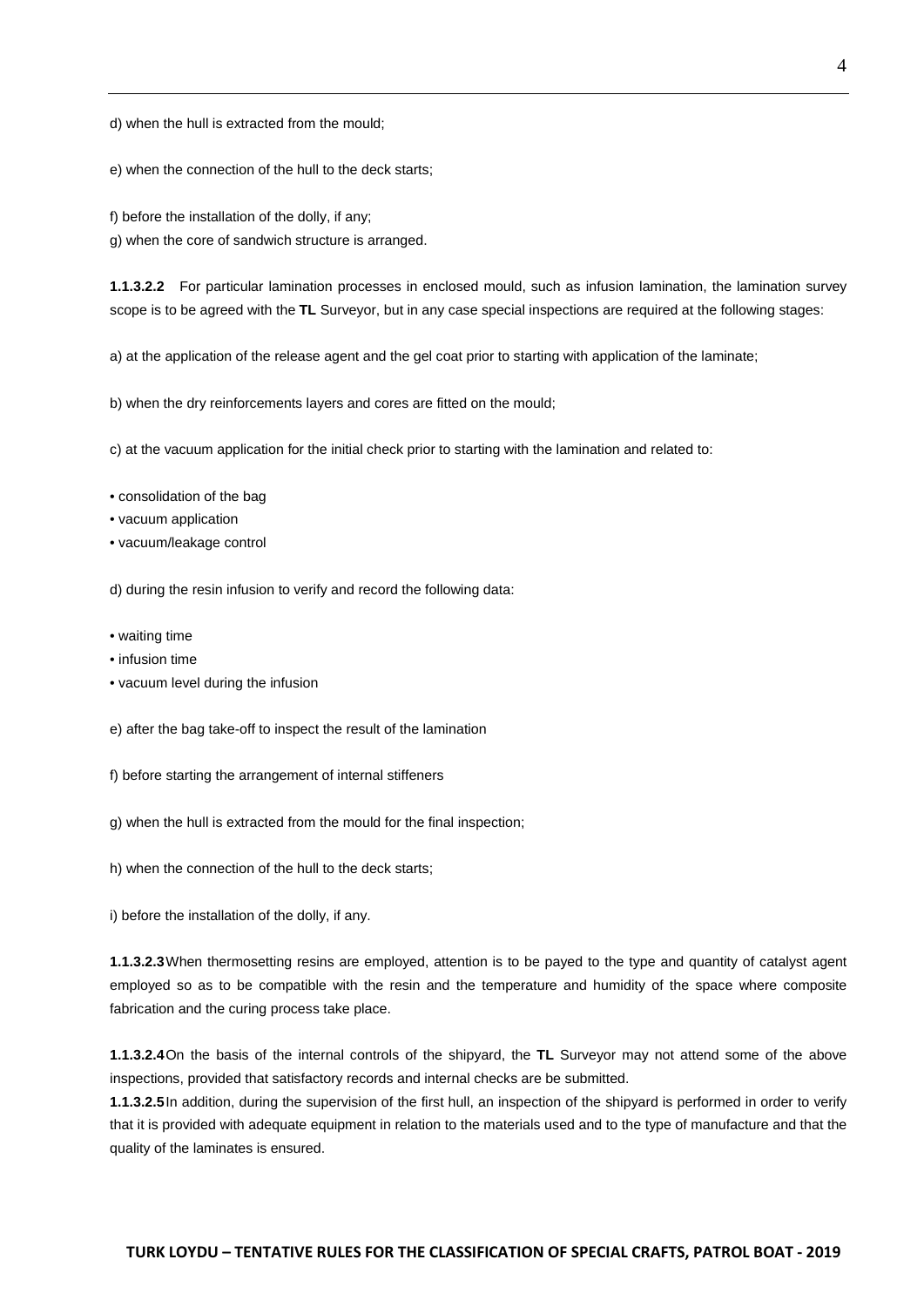d) when the hull is extracted from the mould;

e) when the connection of the hull to the deck starts;

f) before the installation of the dolly, if any;

g) when the core of sandwich structure is arranged.

**1.1.3.2.2** For particular lamination processes in enclosed mould, such as infusion lamination, the lamination survey scope is to be agreed with the **TL** Surveyor, but in any case special inspections are required at the following stages:

a) at the application of the release agent and the gel coat prior to starting with application of the laminate;

b) when the dry reinforcements layers and cores are fitted on the mould;

c) at the vacuum application for the initial check prior to starting with the lamination and related to:

- consolidation of the bag
- vacuum application
- vacuum/leakage control

d) during the resin infusion to verify and record the following data:

- waiting time
- infusion time
- vacuum level during the infusion

e) after the bag take-off to inspect the result of the lamination

f) before starting the arrangement of internal stiffeners

g) when the hull is extracted from the mould for the final inspection;

h) when the connection of the hull to the deck starts;

i) before the installation of the dolly, if any.

**1.1.3.2.3** When thermosetting resins are employed, attention is to be payed to the type and quantity of catalyst agent employed so as to be compatible with the resin and the temperature and humidity of the space where composite fabrication and the curing process take place.

**1.1.3.2.4** On the basis of the internal controls of the shipyard, the **TL** Surveyor may not attend some of the above inspections, provided that satisfactory records and internal checks are be submitted.

**1.1.3.2.5** In addition, during the supervision of the first hull, an inspection of the shipyard is performed in order to verify that it is provided with adequate equipment in relation to the materials used and to the type of manufacture and that the quality of the laminates is ensured.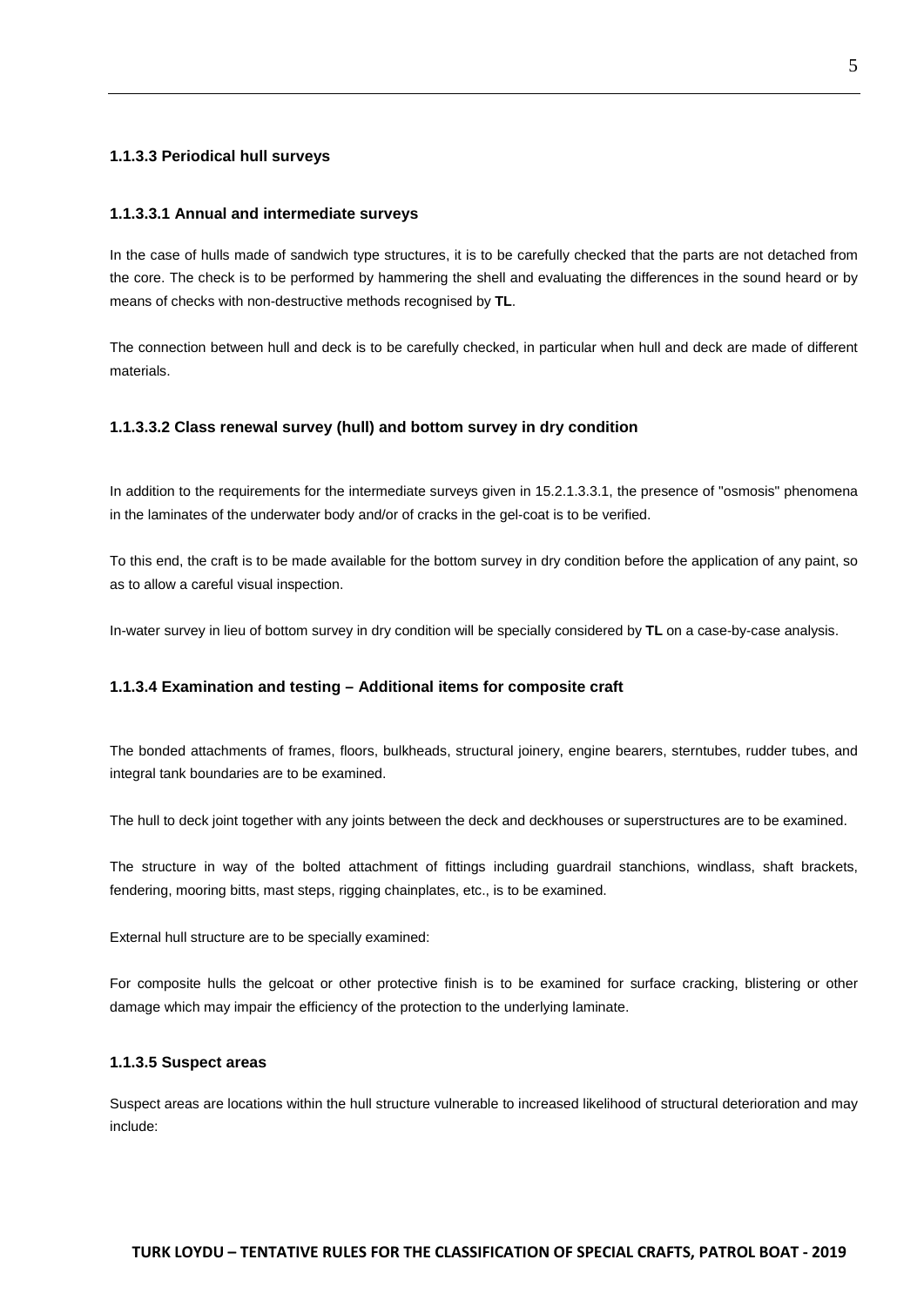#### 1.1.3.3 Periodical hull surveys

##### 1.1.3.3.1 Annual and intermediate surveys

In the case of hulls made of sandwich type structures, it is to be carefully checked that the parts are not detached from the core. The check is to be performed by hammering the shell and evaluating the differences in the sound heard or by means of checks with non-destructive methods recognised by **TL**.

The connection between hull and deck is to be carefully checked, in particular when hull and deck are made of different materials.

##### 1.1.3.3.2 Class renewal survey (hull) and bottom survey in dry condition

In addition to the requirements for the intermediate surveys given in 15.2.1.3.3.1, the presence of "osmosis" phenomena in the laminates of the underwater body and/or of cracks in the gel-coat is to be verified.

To this end, the craft is to be made available for the bottom survey in dry condition before the application of any paint, so as to allow a careful visual inspection.

In-water survey in lieu of bottom survey in dry condition will be specially considered by **TL** on a case-by-case analysis.

#### 1.1.3.4 Examination and testing – Additional items for composite craft

The bonded attachments of frames, floors, bulkheads, structural joinery, engine bearers, sterntubes, rudder tubes, and integral tank boundaries are to be examined.

The hull to deck joint together with any joints between the deck and deckhouses or superstructures are to be examined.

The structure in way of the bolted attachment of fittings including guardrail stanchions, windlass, shaft brackets, fendering, mooring bitts, mast steps, rigging chainplates, etc., is to be examined.

External hull structure are to be specially examined:

For composite hulls the gelcoat or other protective finish is to be examined for surface cracking, blistering or other damage which may impair the efficiency of the protection to the underlying laminate.

#### 1.1.3.5 Suspect areas

Suspect areas are locations within the hull structure vulnerable to increased likelihood of structural deterioration and may include: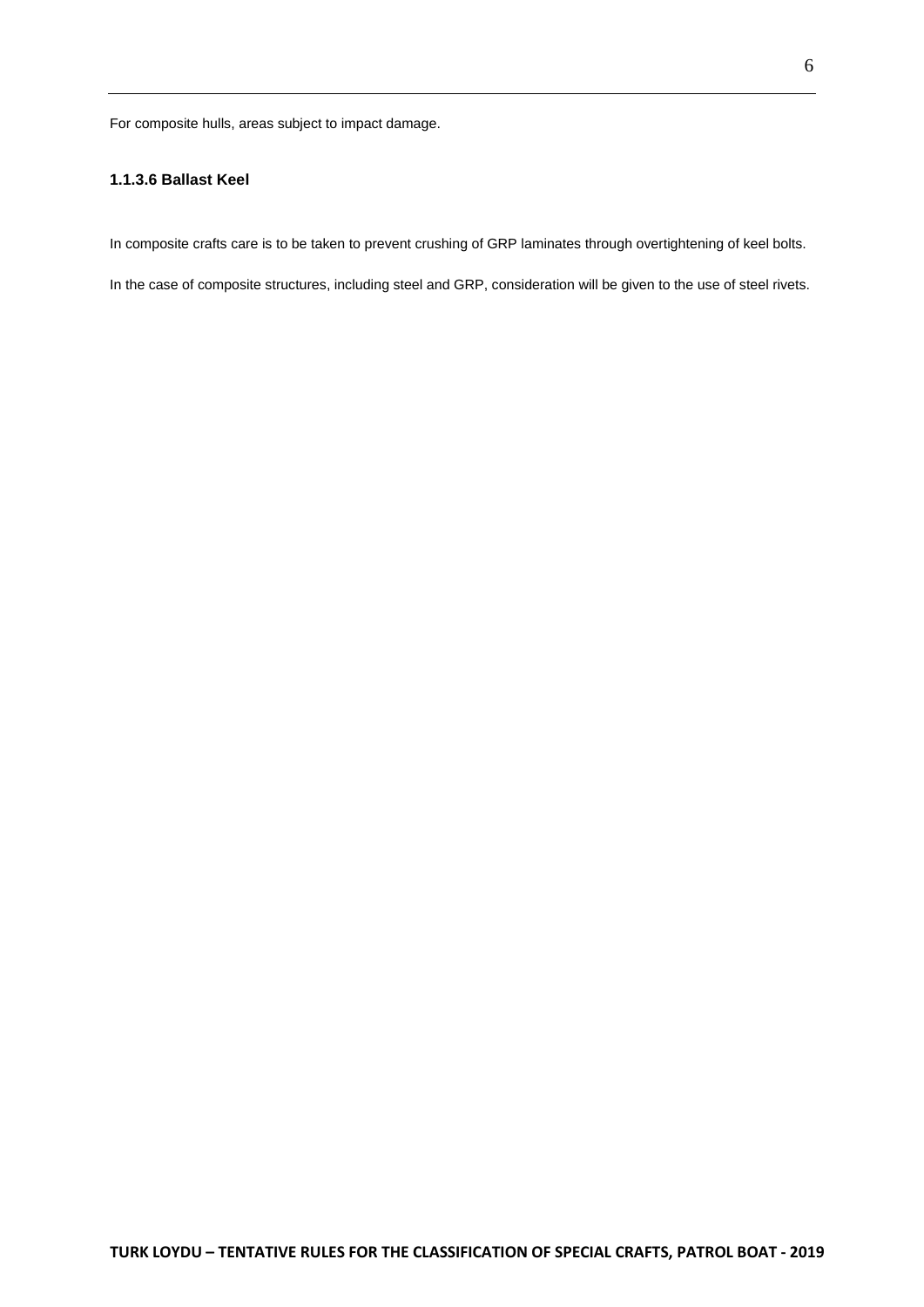For composite hulls, areas subject to impact damage.

#### 1.1.3.6 Ballast Keel

In composite crafts care is to be taken to prevent crushing of GRP laminates through overtightening of keel bolts.

In the case of composite structures, including steel and GRP, consideration will be given to the use of steel rivets.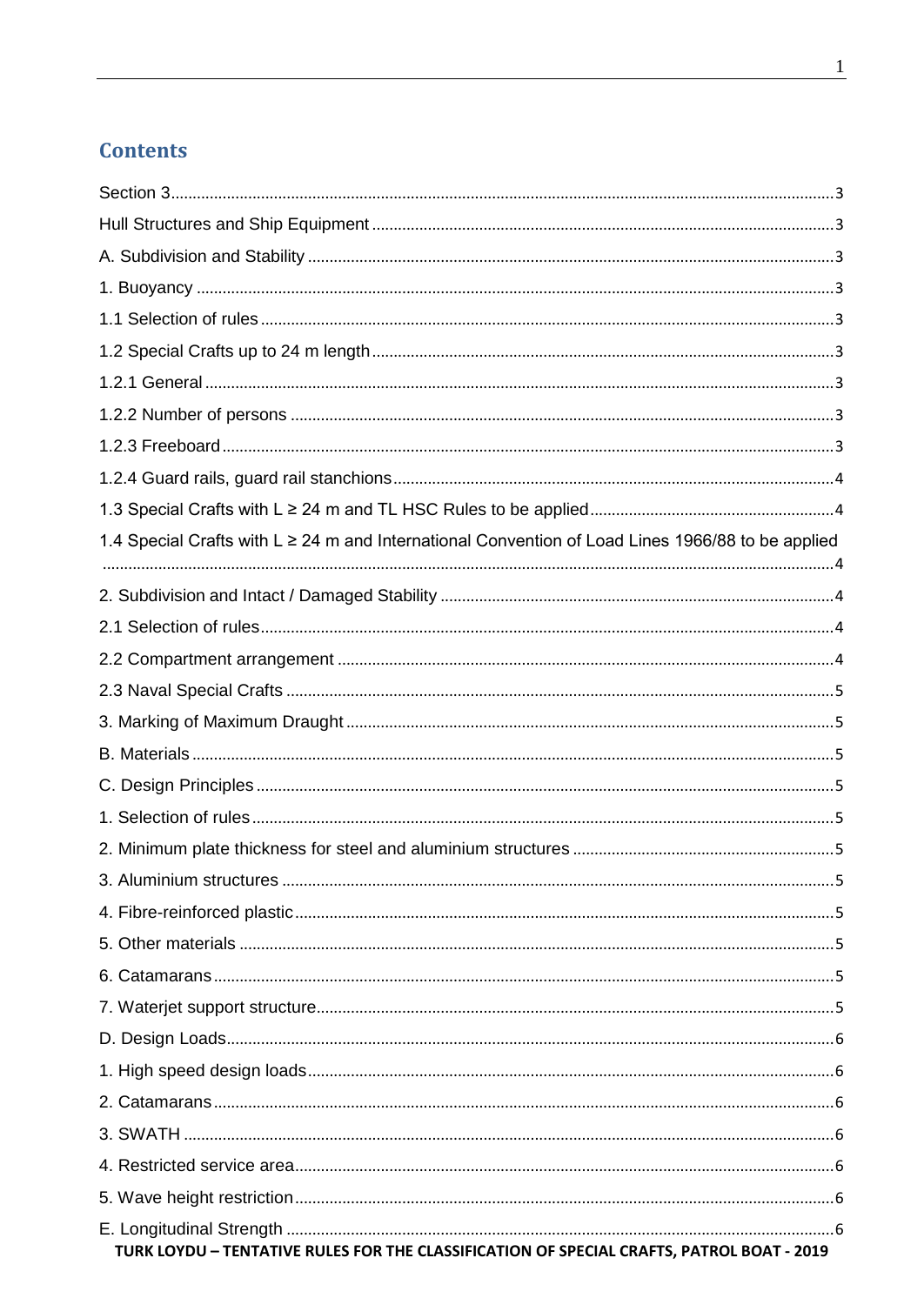## Contents

Section 3 ........................................................................................................................................3

Hull Structures and Ship Equipment ..........................................................................................3

A. Subdivision and Stability ........................................................................................................3

1. Buoyancy ...................................................................................................................................3

1.1 Selection of rules ....................................................................................................................3

1.2 Special Crafts up to 24 m length ..........................................................................................3

1.2.1 General .................................................................................................................................3

1.2.2 Number of persons .............................................................................................................3

1.2.3 Freeboard .............................................................................................................................3

1.2.4 Guard rails, guard rail stanchions ......................................................................................4

1.3 Special Crafts with L ≥ 24 m and TL HSC Rules to be applied ........................................4

1.4 Special Crafts with L ≥ 24 m and International Convention of Load Lines 1966/88 to be applied ..............................................................................................................................................4

2. Subdivision and Intact / Damaged Stability ..........................................................................4

2.1 Selection of rules ....................................................................................................................4

2.2 Compartment arrangement ..................................................................................................4

2.3 Naval Special Crafts ..............................................................................................................5

3. Marking of Maximum Draught ................................................................................................5

B. Materials ....................................................................................................................................5

C. Design Principles .....................................................................................................................5

1. Selection of rules .....................................................................................................................5

2. Minimum plate thickness for steel and aluminium structures ............................................5

3. Aluminium structures ...............................................................................................................5

4. Fibre-reinforced plastic ............................................................................................................5

5. Other materials .........................................................................................................................5

6. Catamarans ..............................................................................................................................5

7. Waterjet support structure .......................................................................................................5

D. Design Loads ...........................................................................................................................6

1. High speed design loads .........................................................................................................6

2. Catamarans ..............................................................................................................................6

3. SWATH .....................................................................................................................................6

4. Restricted service area ............................................................................................................6

5. Wave height restriction ............................................................................................................6

E. Longitudinal Strength .............................................................................................................6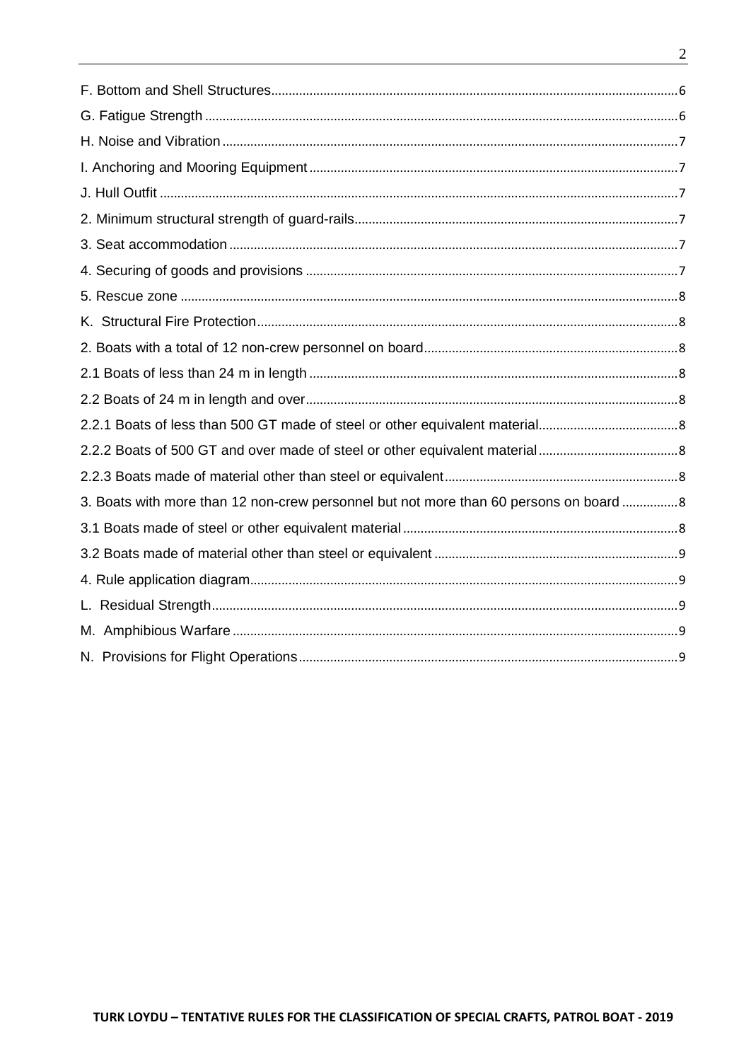F. Bottom and Shell Structures.....6

G. Fatigue Strength.....6

H. Noise and Vibration.....7

I. Anchoring and Mooring Equipment.....7

J. Hull Outfit.....7

2. Minimum structural strength of guard-rails.....7

3. Seat accommodation.....7

4. Securing of goods and provisions.....7

5. Rescue zone.....8

K. Structural Fire Protection.....8

2. Boats with a total of 12 non-crew personnel on board.....8

2.1 Boats of less than 24 m in length.....8

2.2 Boats of 24 m in length and over.....8

2.2.1 Boats of less than 500 GT made of steel or other equivalent material.....8

2.2.2 Boats of 500 GT and over made of steel or other equivalent material.....8

2.2.3 Boats made of material other than steel or equivalent.....8

3. Boats with more than 12 non-crew personnel but not more than 60 persons on board.....8

3.1 Boats made of steel or other equivalent material.....8

3.2 Boats made of material other than steel or equivalent.....9

4. Rule application diagram.....9

L. Residual Strength.....9

M. Amphibious Warfare.....9

N. Provisions for Flight Operations.....9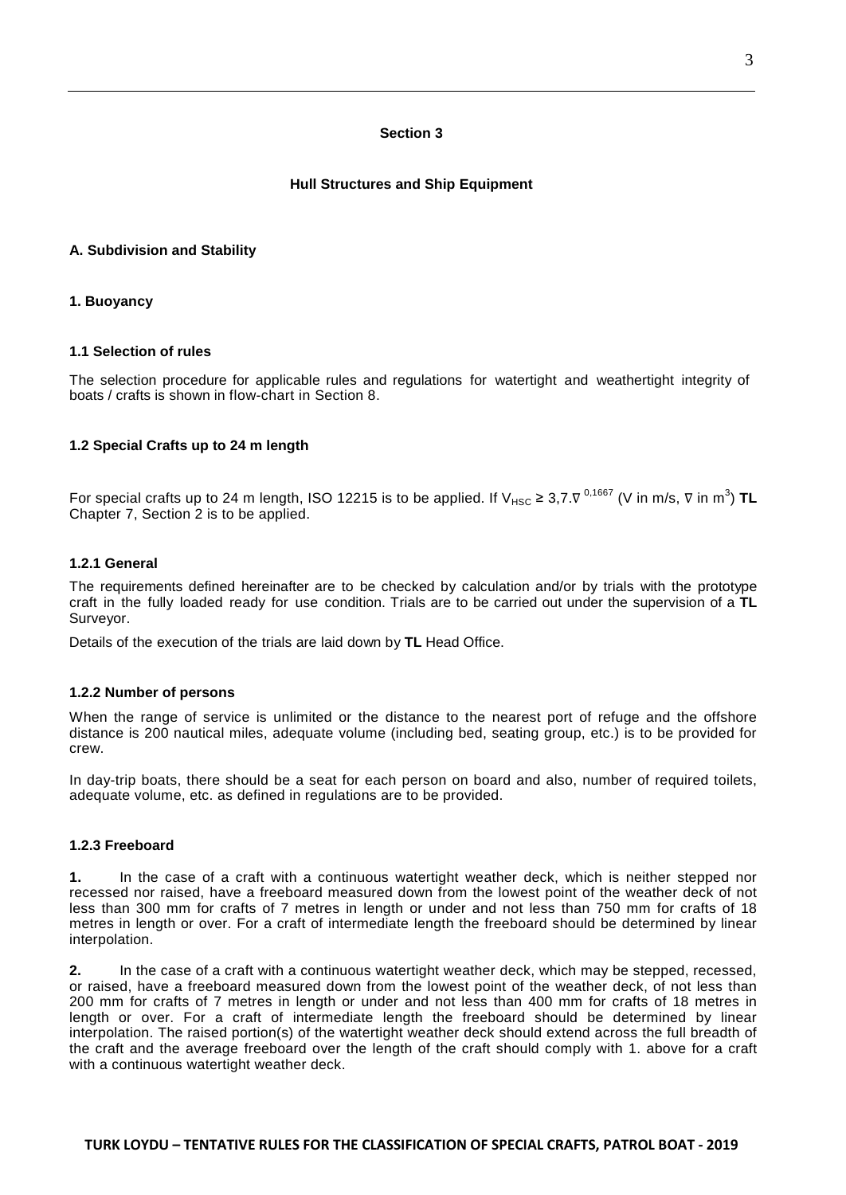# Section 3

## Hull Structures and Ship Equipment

### A. Subdivision and Stability

#### 1. Buoyancy

#### 1.1 Selection of rules

The selection procedure for applicable rules and regulations for watertight and weathertight integrity of boats / crafts is shown in flow-chart in Section 8.

#### 1.2 Special Crafts up to 24 m length

For special crafts up to 24 m length, ISO 12215 is to be applied. If $V_{HSC} \geq 3{,}7.\nabla^{0{,}1667}$ (V in m/s, $\nabla$ in $m^3$) **TL** Chapter 7, Section 2 is to be applied.

#### 1.2.1 General

The requirements defined hereinafter are to be checked by calculation and/or by trials with the prototype craft in the fully loaded ready for use condition. Trials are to be carried out under the supervision of a **TL** Surveyor.

Details of the execution of the trials are laid down by **TL** Head Office.

#### 1.2.2 Number of persons

When the range of service is unlimited or the distance to the nearest port of refuge and the offshore distance is 200 nautical miles, adequate volume (including bed, seating group, etc.) is to be provided for crew.

In day-trip boats, there should be a seat for each person on board and also, number of required toilets, adequate volume, etc. as defined in regulations are to be provided.

#### 1.2.3 Freeboard

**1.** In the case of a craft with a continuous watertight weather deck, which is neither stepped nor recessed nor raised, have a freeboard measured down from the lowest point of the weather deck of not less than 300 mm for crafts of 7 metres in length or under and not less than 750 mm for crafts of 18 metres in length or over. For a craft of intermediate length the freeboard should be determined by linear interpolation.

**2.** In the case of a craft with a continuous watertight weather deck, which may be stepped, recessed, or raised, have a freeboard measured down from the lowest point of the weather deck, of not less than 200 mm for crafts of 7 metres in length or under and not less than 400 mm for crafts of 18 metres in length or over. For a craft of intermediate length the freeboard should be determined by linear interpolation. The raised portion(s) of the watertight weather deck should extend across the full breadth of the craft and the average freeboard over the length of the craft should comply with 1. above for a craft with a continuous watertight weather deck.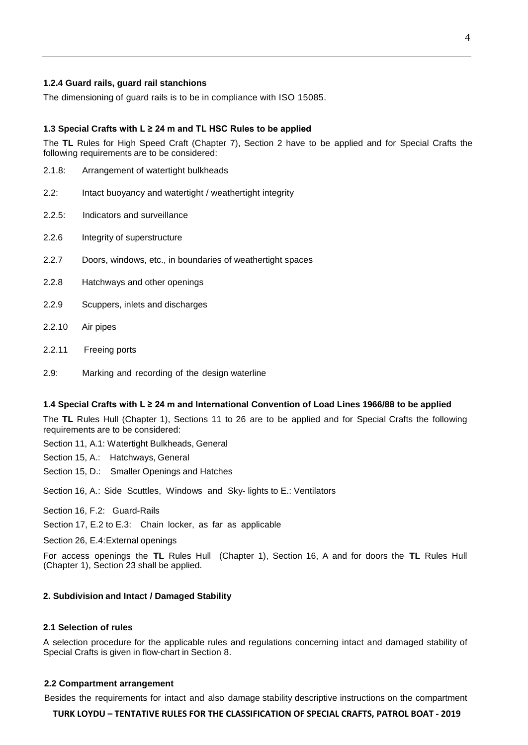#### 1.2.4 Guard rails, guard rail stanchions

The dimensioning of guard rails is to be in compliance with ISO 15085.

### 1.3 Special Crafts with L ≥ 24 m and TL HSC Rules to be applied

The **TL** Rules for High Speed Craft (Chapter 7), Section 2 have to be applied and for Special Crafts the following requirements are to be considered:

2.1.8: Arrangement of watertight bulkheads

2.2: Intact buoyancy and watertight / weathertight integrity

2.2.5: Indicators and surveillance

2.2.6 Integrity of superstructure

2.2.7 Doors, windows, etc., in boundaries of weathertight spaces

2.2.8 Hatchways and other openings

2.2.9 Scuppers, inlets and discharges

2.2.10 Air pipes

2.2.11 Freeing ports

2.9: Marking and recording of the design waterline

### 1.4 Special Crafts with L ≥ 24 m and International Convention of Load Lines 1966/88 to be applied

The **TL** Rules Hull (Chapter 1), Sections 11 to 26 are to be applied and for Special Crafts the following requirements are to be considered:

Section 11, A.1: Watertight Bulkheads, General

Section 15, A.: Hatchways, General

Section 15, D.: Smaller Openings and Hatches

Section 16, A.: Side Scuttles, Windows and Sky- lights to E.: Ventilators

Section 16, F.2: Guard-Rails

Section 17, E.2 to E.3: Chain locker, as far as applicable

Section 26, E.4: External openings

For access openings the **TL** Rules Hull (Chapter 1), Section 16, A and for doors the **TL** Rules Hull (Chapter 1), Section 23 shall be applied.

## 2. Subdivision and Intact / Damaged Stability

### 2.1 Selection of rules

A selection procedure for the applicable rules and regulations concerning intact and damaged stability of Special Crafts is given in flow-chart in Section 8.

### 2.2 Compartment arrangement

Besides the requirements for intact and also damage stability descriptive instructions on the compartment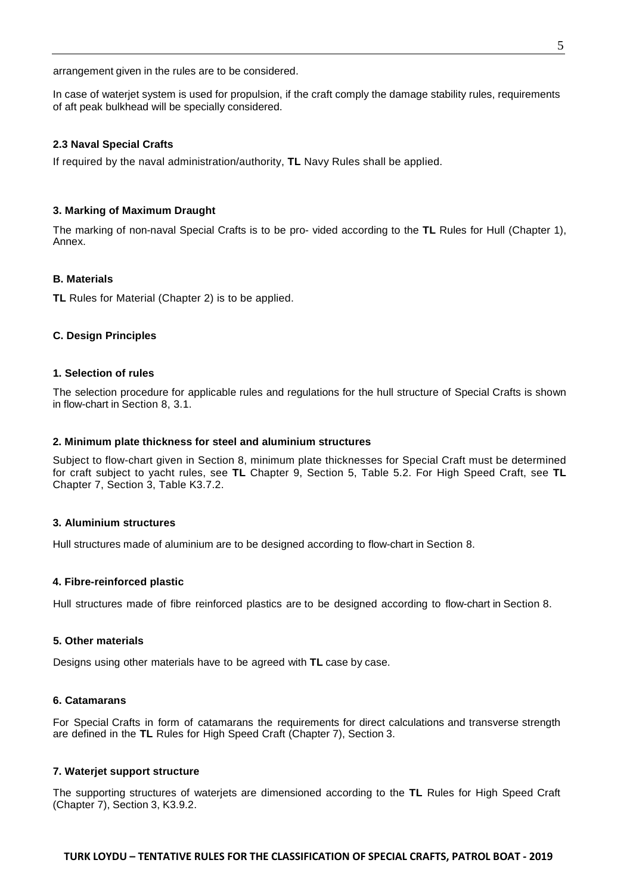arrangement given in the rules are to be considered.

In case of waterjet system is used for propulsion, if the craft comply the damage stability rules, requirements of aft peak bulkhead will be specially considered.

#### 2.3 Naval Special Crafts

If required by the naval administration/authority, **TL** Navy Rules shall be applied.

### 3. Marking of Maximum Draught

The marking of non-naval Special Crafts is to be pro- vided according to the **TL** Rules for Hull (Chapter 1), Annex.

## B. Materials

**TL** Rules for Material (Chapter 2) is to be applied.

## C. Design Principles

### 1. Selection of rules

The selection procedure for applicable rules and regulations for the hull structure of Special Crafts is shown in flow-chart in Section 8, 3.1.

### 2. Minimum plate thickness for steel and aluminium structures

Subject to flow-chart given in Section 8, minimum plate thicknesses for Special Craft must be determined for craft subject to yacht rules, see **TL** Chapter 9, Section 5, Table 5.2. For High Speed Craft, see **TL** Chapter 7, Section 3, Table K3.7.2.

### 3. Aluminium structures

Hull structures made of aluminium are to be designed according to flow-chart in Section 8.

### 4. Fibre-reinforced plastic

Hull structures made of fibre reinforced plastics are to be designed according to flow-chart in Section 8.

### 5. Other materials

Designs using other materials have to be agreed with **TL** case by case.

### 6. Catamarans

For Special Crafts in form of catamarans the requirements for direct calculations and transverse strength are defined in the **TL** Rules for High Speed Craft (Chapter 7), Section 3.

### 7. Waterjet support structure

The supporting structures of waterjets are dimensioned according to the **TL** Rules for High Speed Craft (Chapter 7), Section 3, K3.9.2.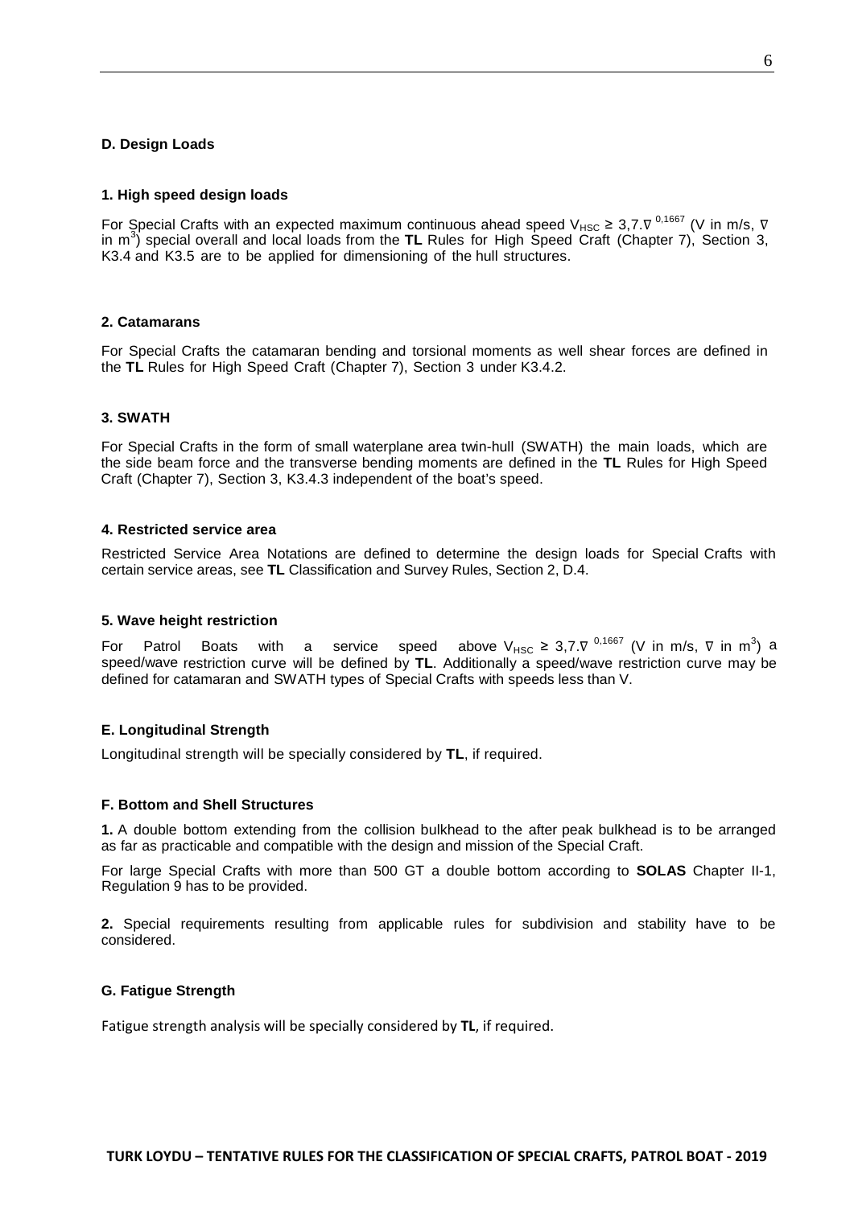## D. Design Loads

### 1. High speed design loads

For Special Crafts with an expected maximum continuous ahead speed $V_{HSC} \geq 3{,}7.\nabla^{0{,}1667}$ (V in m/s, $\nabla$ in $m^3$) special overall and local loads from the **TL** Rules for High Speed Craft (Chapter 7), Section 3, K3.4 and K3.5 are to be applied for dimensioning of the hull structures.

### 2. Catamarans

For Special Crafts the catamaran bending and torsional moments as well shear forces are defined in the **TL** Rules for High Speed Craft (Chapter 7), Section 3 under K3.4.2.

### 3. SWATH

For Special Crafts in the form of small waterplane area twin-hull (SWATH) the main loads, which are the side beam force and the transverse bending moments are defined in the **TL** Rules for High Speed Craft (Chapter 7), Section 3, K3.4.3 independent of the boat's speed.

### 4. Restricted service area

Restricted Service Area Notations are defined to determine the design loads for Special Crafts with certain service areas, see **TL** Classification and Survey Rules, Section 2, D.4.

### 5. Wave height restriction

For Patrol Boats with a service speed above $V_{HSC} \geq 3{,}7.\nabla^{0{,}1667}$ (V in m/s, $\nabla$ in $m^3$) a speed/wave restriction curve will be defined by **TL**. Additionally a speed/wave restriction curve may be defined for catamaran and SWATH types of Special Crafts with speeds less than V.

## E. Longitudinal Strength

Longitudinal strength will be specially considered by **TL**, if required.

## F. Bottom and Shell Structures

**1.** A double bottom extending from the collision bulkhead to the after peak bulkhead is to be arranged as far as practicable and compatible with the design and mission of the Special Craft.

For large Special Crafts with more than 500 GT a double bottom according to **SOLAS** Chapter II-1, Regulation 9 has to be provided.

**2.** Special requirements resulting from applicable rules for subdivision and stability have to be considered.

## G. Fatigue Strength

Fatigue strength analysis will be specially considered by **TL**, if required.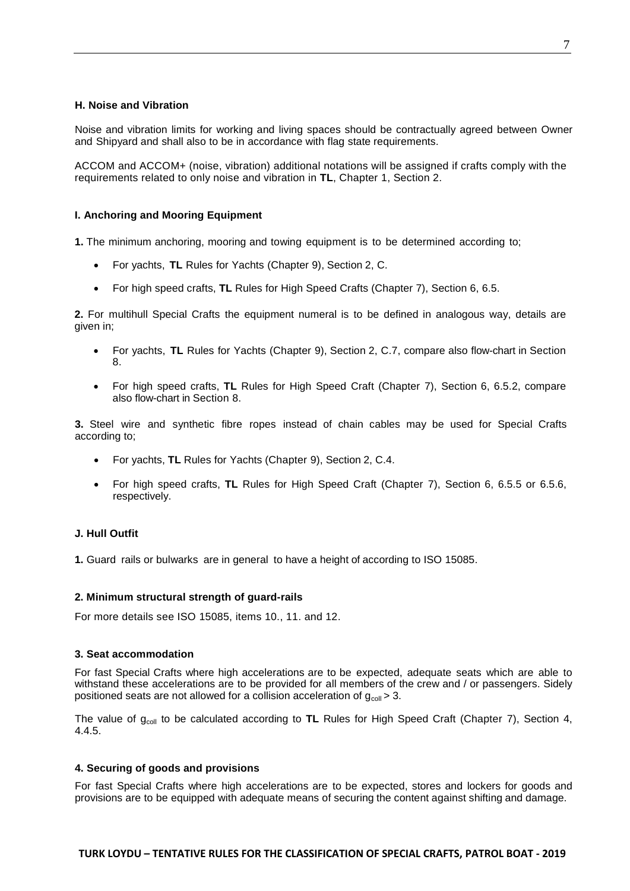### H. Noise and Vibration

Noise and vibration limits for working and living spaces should be contractually agreed between Owner and Shipyard and shall also to be in accordance with flag state requirements.

ACCOM and ACCOM+ (noise, vibration) additional notations will be assigned if crafts comply with the requirements related to only noise and vibration in **TL**, Chapter 1, Section 2.

### I. Anchoring and Mooring Equipment

**1.** The minimum anchoring, mooring and towing equipment is to be determined according to;

- For yachts, **TL** Rules for Yachts (Chapter 9), Section 2, C.
- For high speed crafts, **TL** Rules for High Speed Crafts (Chapter 7), Section 6, 6.5.

**2.** For multihull Special Crafts the equipment numeral is to be defined in analogous way, details are given in;

- For yachts, **TL** Rules for Yachts (Chapter 9), Section 2, C.7, compare also flow-chart in Section 8.
- For high speed crafts, **TL** Rules for High Speed Craft (Chapter 7), Section 6, 6.5.2, compare also flow-chart in Section 8.

**3.** Steel wire and synthetic fibre ropes instead of chain cables may be used for Special Crafts according to;

- For yachts, **TL** Rules for Yachts (Chapter 9), Section 2, C.4.
- For high speed crafts, **TL** Rules for High Speed Craft (Chapter 7), Section 6, 6.5.5 or 6.5.6, respectively.

### J. Hull Outfit

**1.** Guard rails or bulwarks are in general to have a height of according to ISO 15085.

#### 2. Minimum structural strength of guard-rails

For more details see ISO 15085, items 10., 11. and 12.

#### 3. Seat accommodation

For fast Special Crafts where high accelerations are to be expected, adequate seats which are able to withstand these accelerations are to be provided for all members of the crew and / or passengers. Sidely positioned seats are not allowed for a collision acceleration of $g_{coll} > 3$.

The value of $g_{coll}$ to be calculated according to **TL** Rules for High Speed Craft (Chapter 7), Section 4, 4.4.5.

#### 4. Securing of goods and provisions

For fast Special Crafts where high accelerations are to be expected, stores and lockers for goods and provisions are to be equipped with adequate means of securing the content against shifting and damage.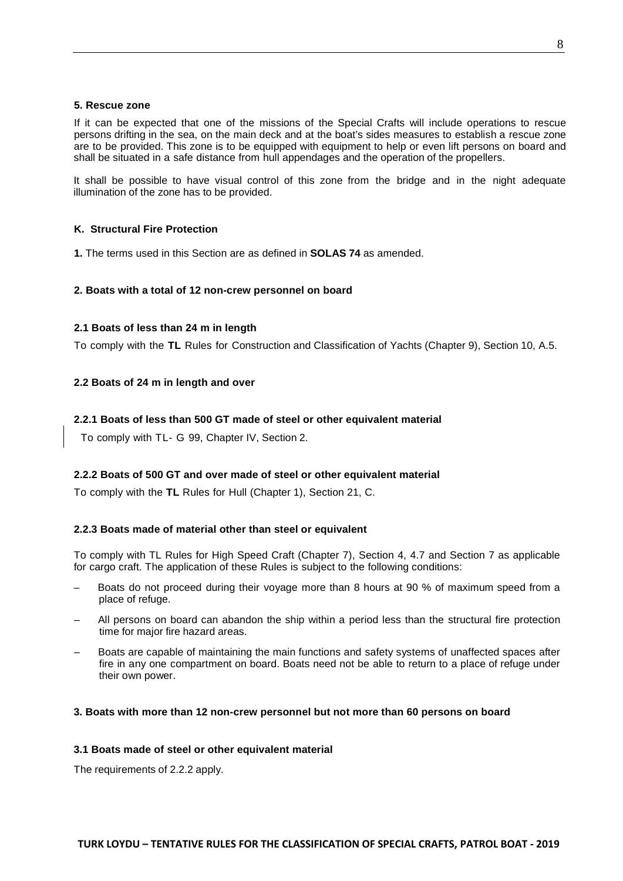**5. Rescue zone**

If it can be expected that one of the missions of the Special Crafts will include operations to rescue persons drifting in the sea, on the main deck and at the boat's sides measures to establish a rescue zone are to be provided. This zone is to be equipped with equipment to help or even lift persons on board and shall be situated in a safe distance from hull appendages and the operation of the propellers.

It shall be possible to have visual control of this zone from the bridge and in the night adequate illumination of the zone has to be provided.

## K. Structural Fire Protection

**1.** The terms used in this Section are as defined in **SOLAS 74** as amended.

### 2. Boats with a total of 12 non-crew personnel on board

#### 2.1 Boats of less than 24 m in length

To comply with the **TL** Rules for Construction and Classification of Yachts (Chapter 9), Section 10, A.5.

#### 2.2 Boats of 24 m in length and over

**2.2.1 Boats of less than 500 GT made of steel or other equivalent material**

To comply with TL- G 99, Chapter IV, Section 2.

**2.2.2 Boats of 500 GT and over made of steel or other equivalent material**

To comply with the **TL** Rules for Hull (Chapter 1), Section 21, C.

**2.2.3 Boats made of material other than steel or equivalent**

To comply with TL Rules for High Speed Craft (Chapter 7), Section 4, 4.7 and Section 7 as applicable for cargo craft. The application of these Rules is subject to the following conditions:

– Boats do not proceed during their voyage more than 8 hours at 90 % of maximum speed from a place of refuge.

– All persons on board can abandon the ship within a period less than the structural fire protection time for major fire hazard areas.

– Boats are capable of maintaining the main functions and safety systems of unaffected spaces after fire in any one compartment on board. Boats need not be able to return to a place of refuge under their own power.

### 3. Boats with more than 12 non-crew personnel but not more than 60 persons on board

#### 3.1 Boats made of steel or other equivalent material

The requirements of 2.2.2 apply.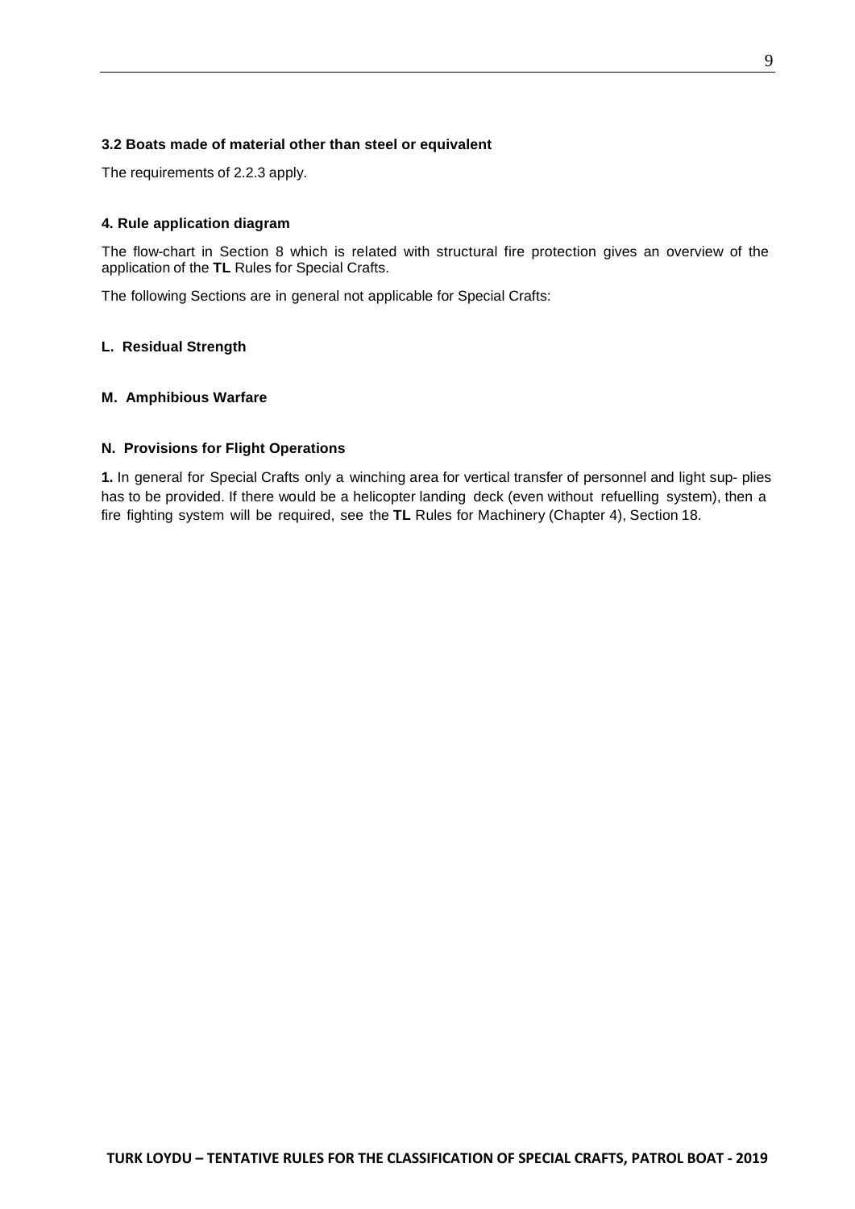#### 3.2 Boats made of material other than steel or equivalent

The requirements of 2.2.3 apply.

#### 4. Rule application diagram

The flow-chart in Section 8 which is related with structural fire protection gives an overview of the application of the **TL** Rules for Special Crafts.

The following Sections are in general not applicable for Special Crafts:

### L. Residual Strength

### M. Amphibious Warfare

### N. Provisions for Flight Operations

**1.** In general for Special Crafts only a winching area for vertical transfer of personnel and light sup- plies has to be provided. If there would be a helicopter landing deck (even without refuelling system), then a fire fighting system will be required, see the **TL** Rules for Machinery (Chapter 4), Section 18.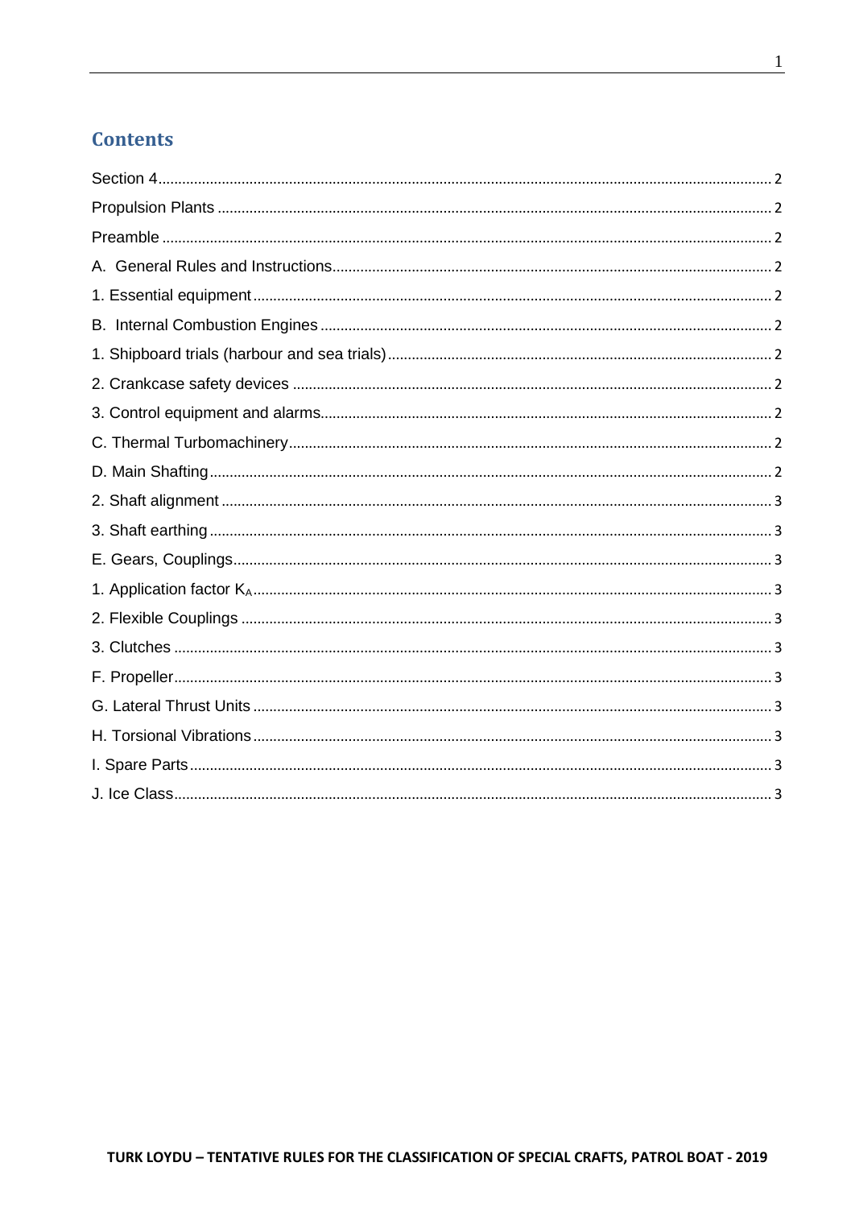## Contents

Section 4 ........ 2

Propulsion Plants ........ 2

Preamble ........ 2

A. General Rules and Instructions ........ 2

1. Essential equipment ........ 2

B. Internal Combustion Engines ........ 2

1. Shipboard trials (harbour and sea trials) ........ 2

2. Crankcase safety devices ........ 2

3. Control equipment and alarms ........ 2

C. Thermal Turbomachinery ........ 2

D. Main Shafting ........ 2

2. Shaft alignment ........ 3

3. Shaft earthing ........ 3

E. Gears, Couplings ........ 3

1. Application factor $K_A$ ........ 3

2. Flexible Couplings ........ 3

3. Clutches ........ 3

F. Propeller ........ 3

G. Lateral Thrust Units ........ 3

H. Torsional Vibrations ........ 3

I. Spare Parts ........ 3

J. Ice Class ........ 3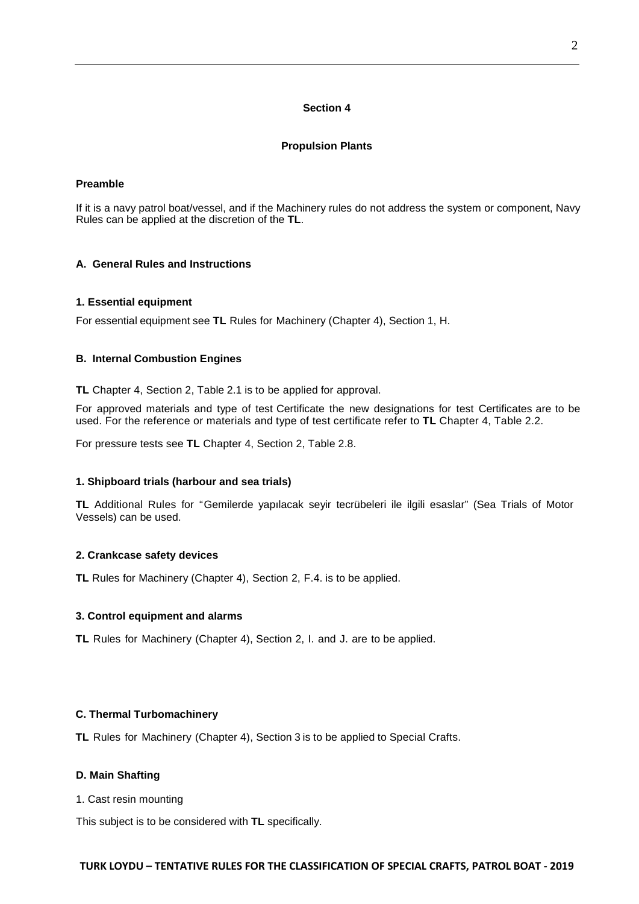# Section 4

## Propulsion Plants

### Preamble

If it is a navy patrol boat/vessel, and if the Machinery rules do not address the system or component, Navy Rules can be applied at the discretion of the **TL**.

### A. General Rules and Instructions

#### 1. Essential equipment

For essential equipment see **TL** Rules for Machinery (Chapter 4), Section 1, H.

### B. Internal Combustion Engines

**TL** Chapter 4, Section 2, Table 2.1 is to be applied for approval.

For approved materials and type of test Certificate the new designations for test Certificates are to be used. For the reference or materials and type of test certificate refer to **TL** Chapter 4, Table 2.2.

For pressure tests see **TL** Chapter 4, Section 2, Table 2.8.

#### 1. Shipboard trials (harbour and sea trials)

**TL** Additional Rules for "Gemilerde yapılacak seyir tecrübeleri ile ilgili esaslar" (Sea Trials of Motor Vessels) can be used.

#### 2. Crankcase safety devices

**TL** Rules for Machinery (Chapter 4), Section 2, F.4. is to be applied.

#### 3. Control equipment and alarms

**TL** Rules for Machinery (Chapter 4), Section 2, I. and J. are to be applied.

### C. Thermal Turbomachinery

**TL** Rules for Machinery (Chapter 4), Section 3 is to be applied to Special Crafts.

### D. Main Shafting

1. Cast resin mounting

This subject is to be considered with **TL** specifically.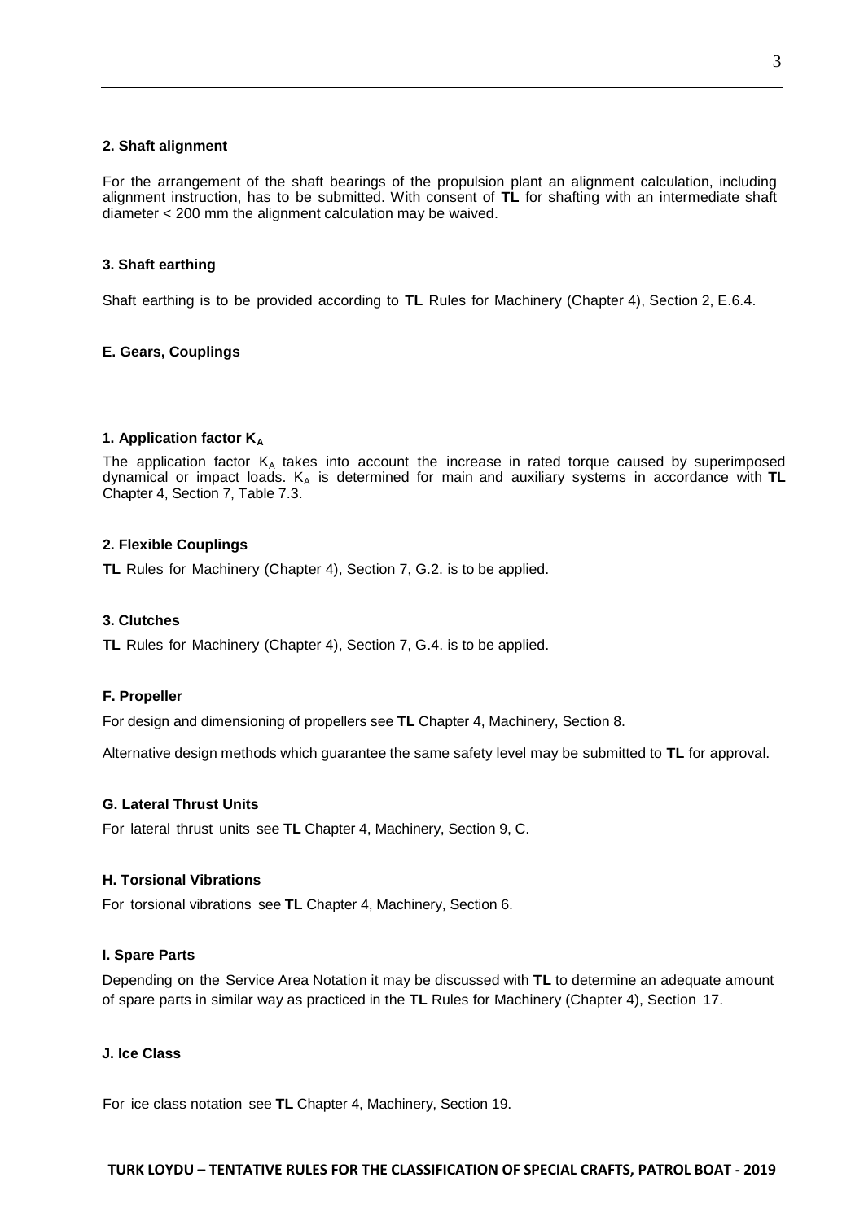#### 2. Shaft alignment

For the arrangement of the shaft bearings of the propulsion plant an alignment calculation, including alignment instruction, has to be submitted. With consent of **TL** for shafting with an intermediate shaft diameter < 200 mm the alignment calculation may be waived.

#### 3. Shaft earthing

Shaft earthing is to be provided according to **TL** Rules for Machinery (Chapter 4), Section 2, E.6.4.

### E. Gears, Couplings

#### 1. Application factor $K_A$

The application factor $K_A$ takes into account the increase in rated torque caused by superimposed dynamical or impact loads. $K_A$ is determined for main and auxiliary systems in accordance with **TL** Chapter 4, Section 7, Table 7.3.

#### 2. Flexible Couplings

**TL** Rules for Machinery (Chapter 4), Section 7, G.2. is to be applied.

#### 3. Clutches

**TL** Rules for Machinery (Chapter 4), Section 7, G.4. is to be applied.

### F. Propeller

For design and dimensioning of propellers see **TL** Chapter 4, Machinery, Section 8.

Alternative design methods which guarantee the same safety level may be submitted to **TL** for approval.

### G. Lateral Thrust Units

For lateral thrust units see **TL** Chapter 4, Machinery, Section 9, C.

### H. Torsional Vibrations

For torsional vibrations see **TL** Chapter 4, Machinery, Section 6.

### I. Spare Parts

Depending on the Service Area Notation it may be discussed with **TL** to determine an adequate amount of spare parts in similar way as practiced in the **TL** Rules for Machinery (Chapter 4), Section 17.

### J. Ice Class

For ice class notation see **TL** Chapter 4, Machinery, Section 19.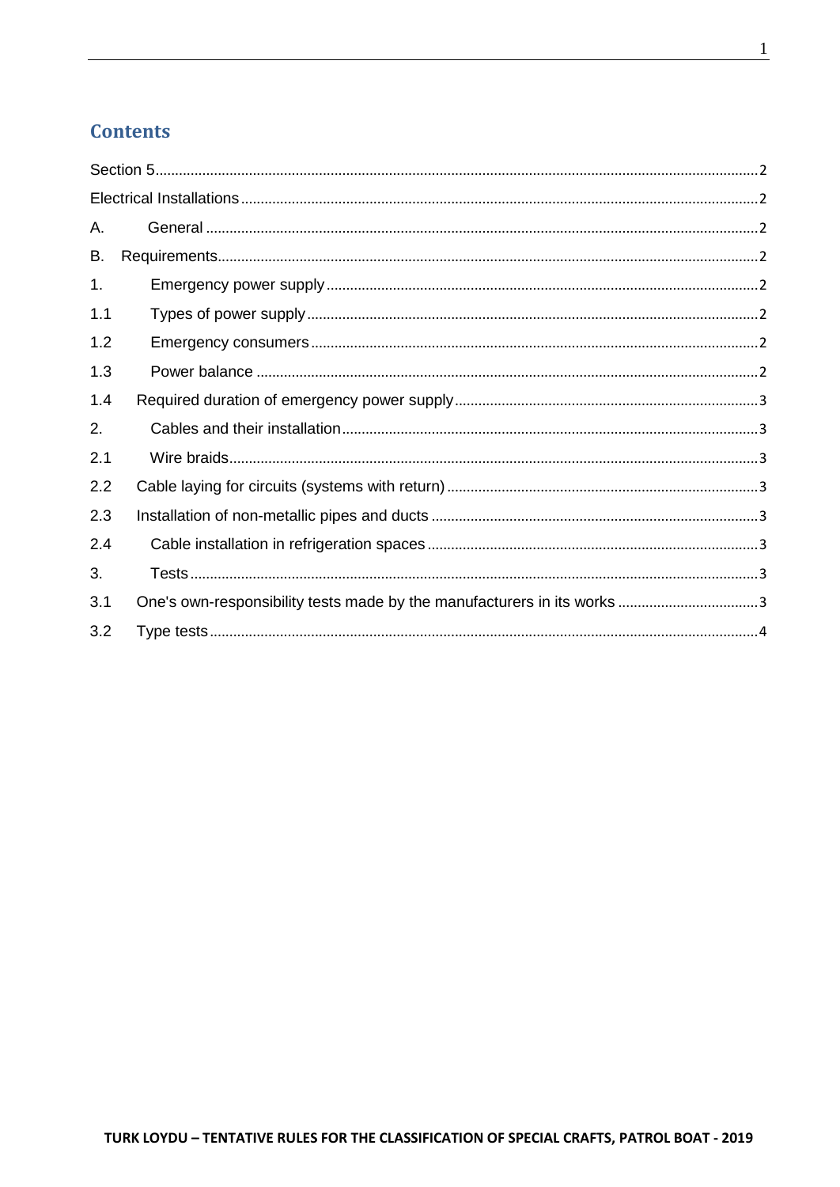## Contents

Section 5 ............................................................ 2
Electrical Installations ............................................................ 2
A. General ............................................................ 2
B. Requirements ............................................................ 2
1. Emergency power supply ............................................................ 2
1.1 Types of power supply ............................................................ 2
1.2 Emergency consumers ............................................................ 2
1.3 Power balance ............................................................ 2
1.4 Required duration of emergency power supply ............................................................ 3
2. Cables and their installation ............................................................ 3
2.1 Wire braids ............................................................ 3
2.2 Cable laying for circuits (systems with return) ............................................................ 3
2.3 Installation of non-metallic pipes and ducts ............................................................ 3
2.4 Cable installation in refrigeration spaces ............................................................ 3
3. Tests ............................................................ 3
3.1 One's own-responsibility tests made by the manufacturers in its works ............................................................ 3
3.2 Type tests ............................................................ 4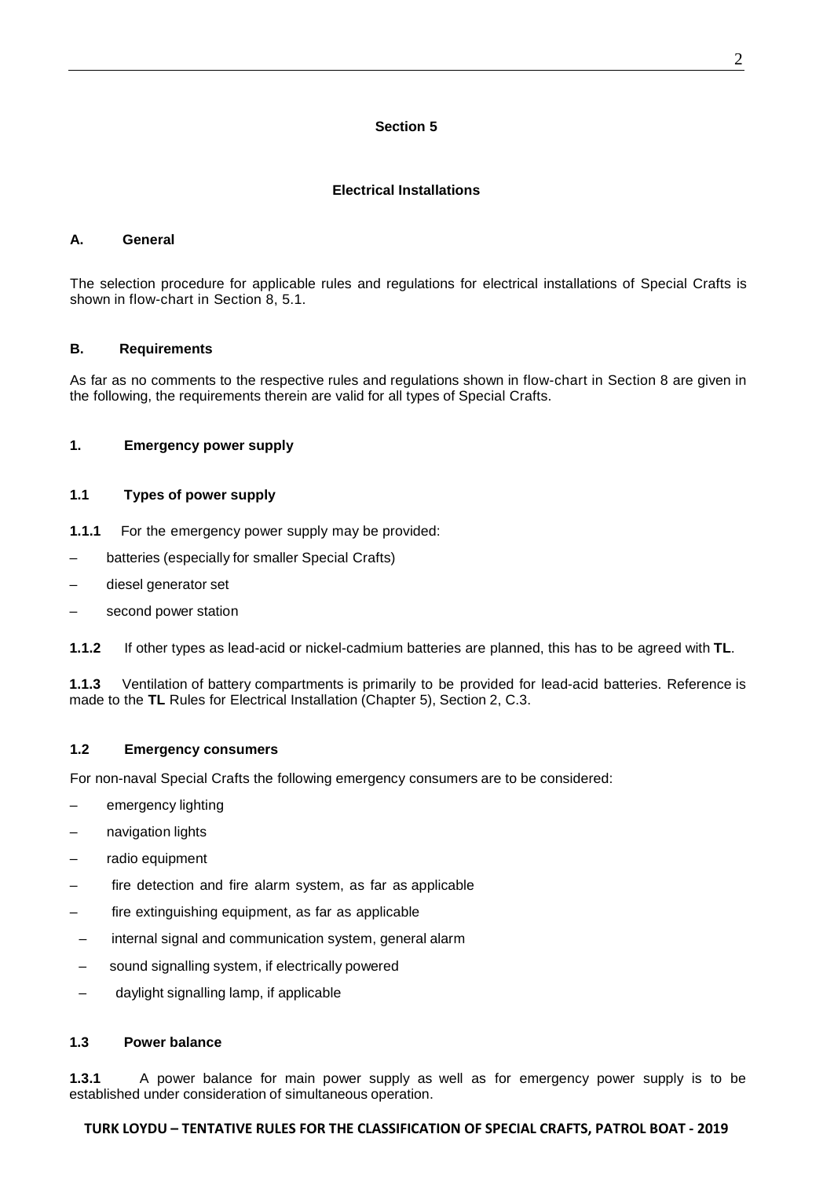## Section 5

## Electrical Installations

### A. General

The selection procedure for applicable rules and regulations for electrical installations of Special Crafts is shown in flow-chart in Section 8, 5.1.

### B. Requirements

As far as no comments to the respective rules and regulations shown in flow-chart in Section 8 are given in the following, the requirements therein are valid for all types of Special Crafts.

#### 1. Emergency power supply

##### 1.1 Types of power supply

**1.1.1** For the emergency power supply may be provided:

- batteries (especially for smaller Special Crafts)
- diesel generator set
- second power station

**1.1.2** If other types as lead-acid or nickel-cadmium batteries are planned, this has to be agreed with **TL**.

**1.1.3** Ventilation of battery compartments is primarily to be provided for lead-acid batteries. Reference is made to the **TL** Rules for Electrical Installation (Chapter 5), Section 2, C.3.

##### 1.2 Emergency consumers

For non-naval Special Crafts the following emergency consumers are to be considered:

- emergency lighting
- navigation lights
- radio equipment
- fire detection and fire alarm system, as far as applicable
- fire extinguishing equipment, as far as applicable
- internal signal and communication system, general alarm
- sound signalling system, if electrically powered
- daylight signalling lamp, if applicable

##### 1.3 Power balance

**1.3.1** A power balance for main power supply as well as for emergency power supply is to be established under consideration of simultaneous operation.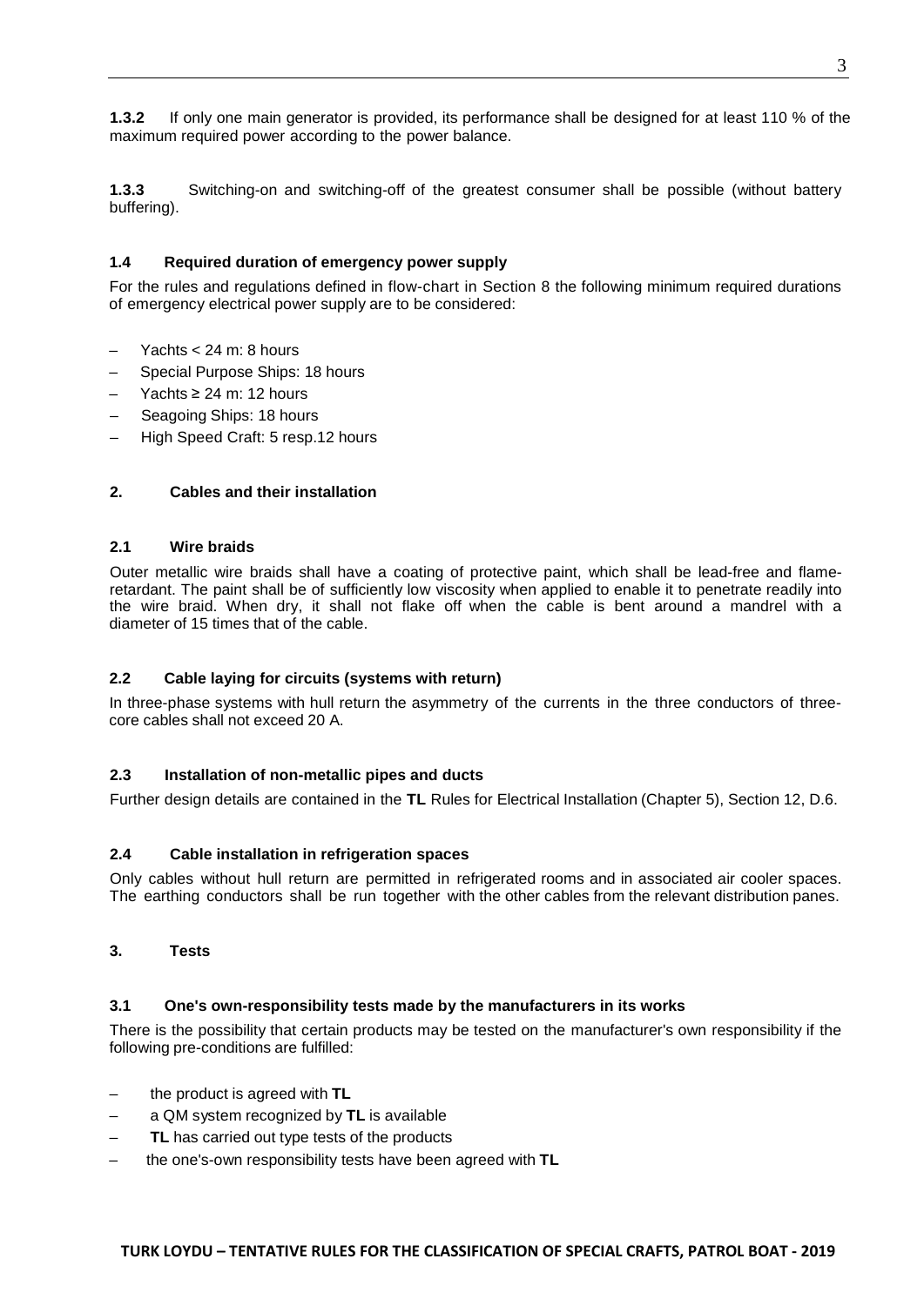**1.3.2** If only one main generator is provided, its performance shall be designed for at least 110 % of the maximum required power according to the power balance.

**1.3.3** Switching-on and switching-off of the greatest consumer shall be possible (without battery buffering).

### 1.4 Required duration of emergency power supply

For the rules and regulations defined in flow-chart in Section 8 the following minimum required durations of emergency electrical power supply are to be considered:

- Yachts < 24 m: 8 hours
- Special Purpose Ships: 18 hours
- Yachts ≥ 24 m: 12 hours
- Seagoing Ships: 18 hours
- High Speed Craft: 5 resp.12 hours

## 2. Cables and their installation

### 2.1 Wire braids

Outer metallic wire braids shall have a coating of protective paint, which shall be lead-free and flame-retardant. The paint shall be of sufficiently low viscosity when applied to enable it to penetrate readily into the wire braid. When dry, it shall not flake off when the cable is bent around a mandrel with a diameter of 15 times that of the cable.

### 2.2 Cable laying for circuits (systems with return)

In three-phase systems with hull return the asymmetry of the currents in the three conductors of three-core cables shall not exceed 20 A.

### 2.3 Installation of non-metallic pipes and ducts

Further design details are contained in the **TL** Rules for Electrical Installation (Chapter 5), Section 12, D.6.

### 2.4 Cable installation in refrigeration spaces

Only cables without hull return are permitted in refrigerated rooms and in associated air cooler spaces. The earthing conductors shall be run together with the other cables from the relevant distribution panes.

## 3. Tests

### 3.1 One's own-responsibility tests made by the manufacturers in its works

There is the possibility that certain products may be tested on the manufacturer's own responsibility if the following pre-conditions are fulfilled:

- the product is agreed with **TL**
- a QM system recognized by **TL** is available
- **TL** has carried out type tests of the products
- the one's-own responsibility tests have been agreed with **TL**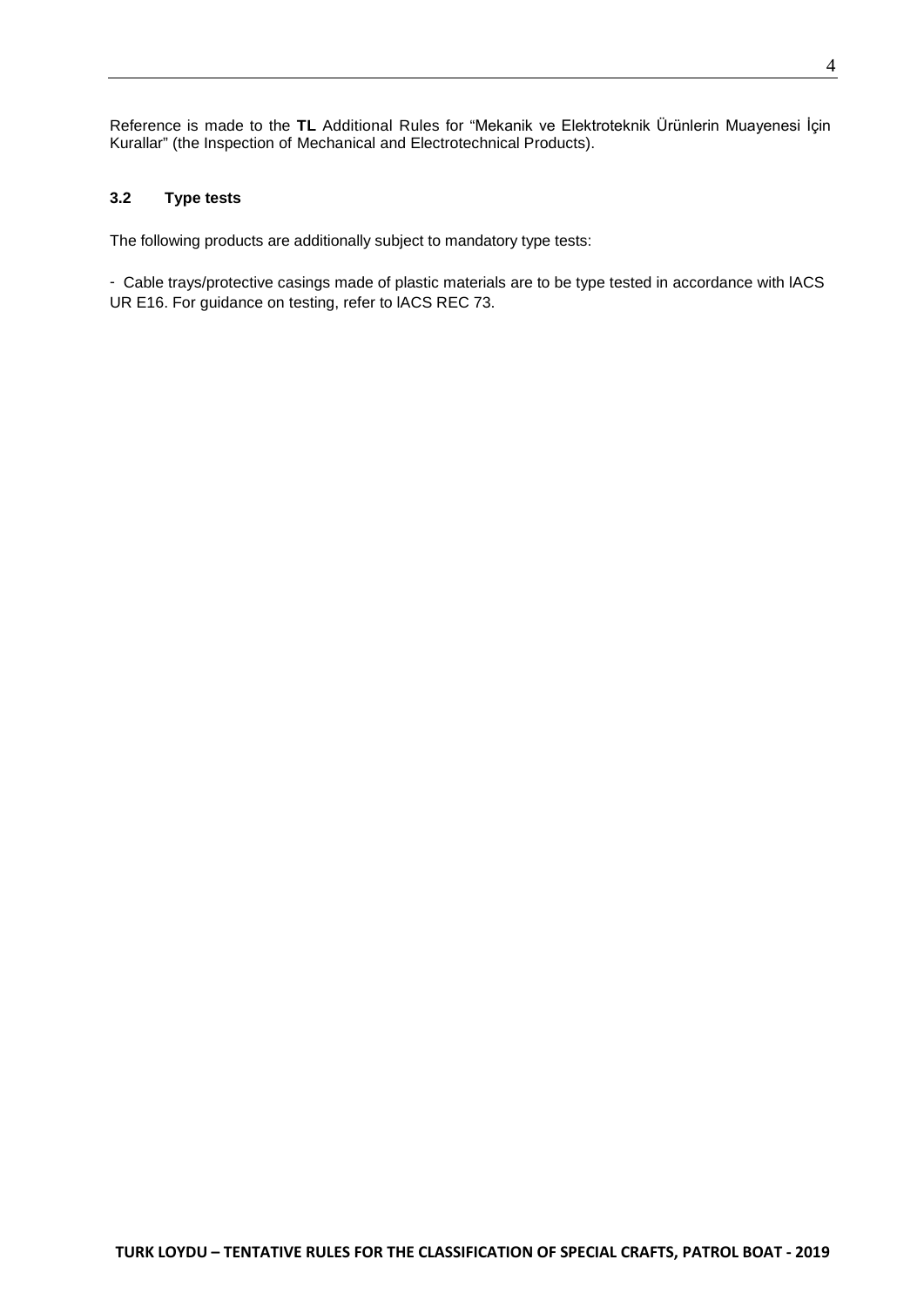Reference is made to the **TL** Additional Rules for "Mekanik ve Elektroteknik Ürünlerin Muayenesi İçin Kurallar" (the Inspection of Mechanical and Electrotechnical Products).

### 3.2 Type tests

The following products are additionally subject to mandatory type tests:

- Cable trays/protective casings made of plastic materials are to be type tested in accordance with IACS UR E16. For guidance on testing, refer to IACS REC 73.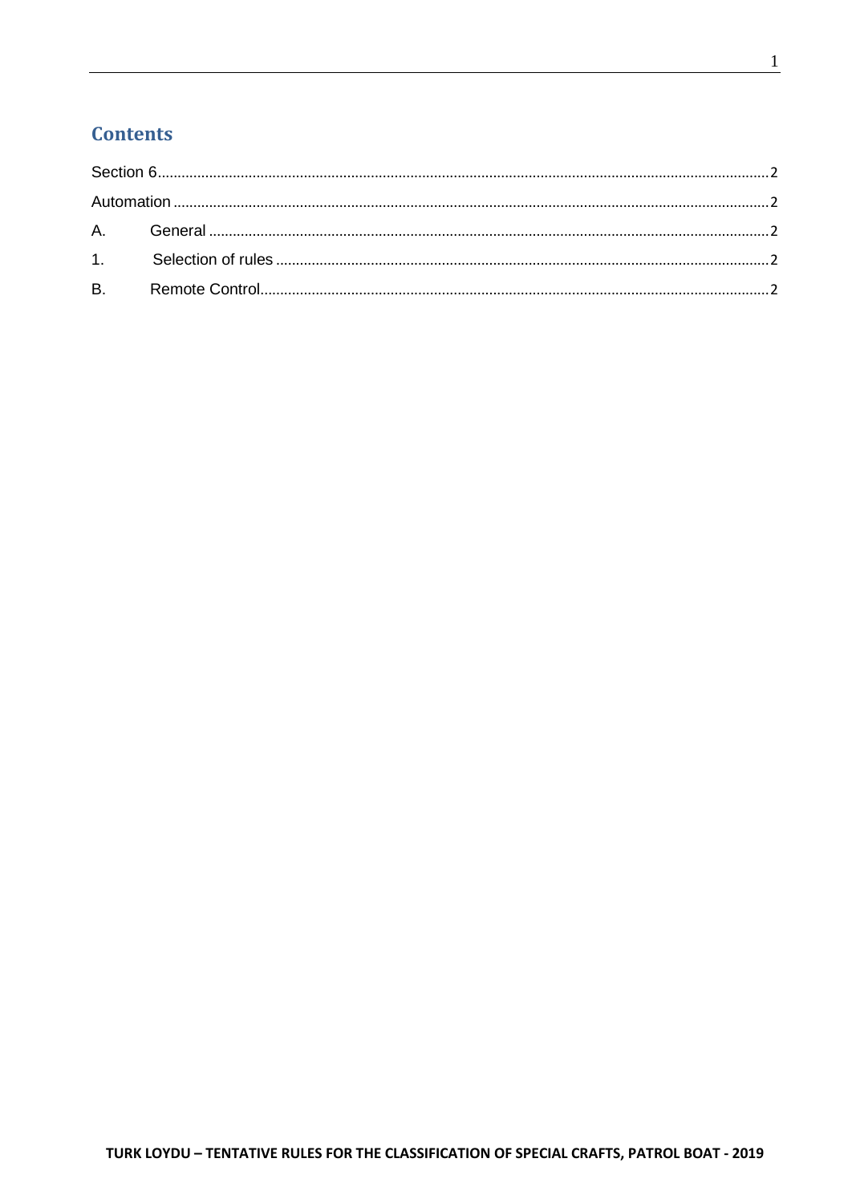## Contents

Section 6 ........................................................................................................................................... 2
Automation ......................................................................................................................................... 2
A. General ........................................................................................................................................... 2
1. Selection of rules .......................................................................................................................... 2
B. Remote Control............................................................................................................................... 2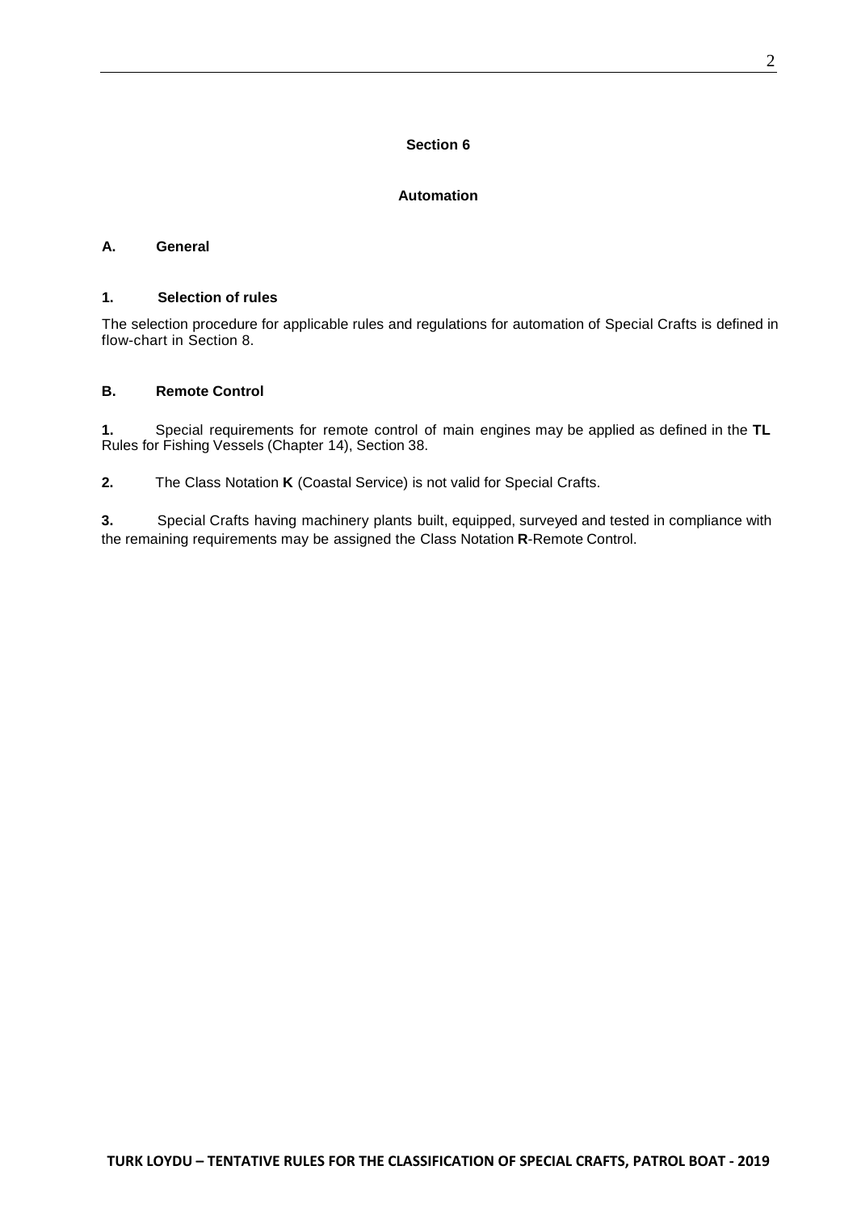# Section 6

## Automation

### A. General

#### 1. Selection of rules

The selection procedure for applicable rules and regulations for automation of Special Crafts is defined in flow-chart in Section 8.

### B. Remote Control

**1.** Special requirements for remote control of main engines may be applied as defined in the **TL** Rules for Fishing Vessels (Chapter 14), Section 38.

**2.** The Class Notation **K** (Coastal Service) is not valid for Special Crafts.

**3.** Special Crafts having machinery plants built, equipped, surveyed and tested in compliance with the remaining requirements may be assigned the Class Notation **R**-Remote Control.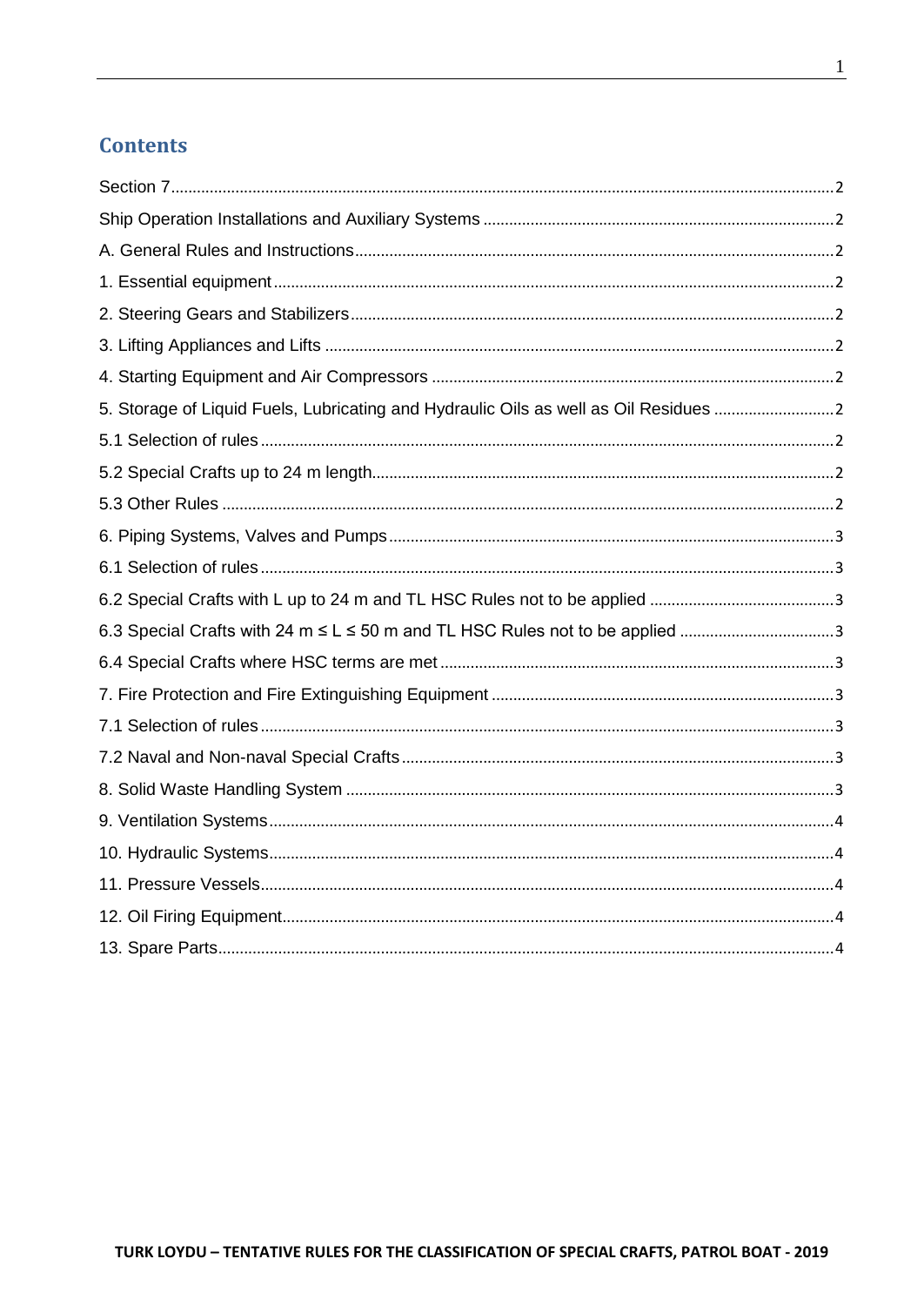# Contents

Section 7 ........ 2

Ship Operation Installations and Auxiliary Systems ........ 2

A. General Rules and Instructions ........ 2

1. Essential equipment ........ 2

2. Steering Gears and Stabilizers ........ 2

3. Lifting Appliances and Lifts ........ 2

4. Starting Equipment and Air Compressors ........ 2

5. Storage of Liquid Fuels, Lubricating and Hydraulic Oils as well as Oil Residues ........ 2

5.1 Selection of rules ........ 2

5.2 Special Crafts up to 24 m length ........ 2

5.3 Other Rules ........ 2

6. Piping Systems, Valves and Pumps ........ 3

6.1 Selection of rules ........ 3

6.2 Special Crafts with L up to 24 m and TL HSC Rules not to be applied ........ 3

6.3 Special Crafts with 24 m ≤ L ≤ 50 m and TL HSC Rules not to be applied ........ 3

6.4 Special Crafts where HSC terms are met ........ 3

7. Fire Protection and Fire Extinguishing Equipment ........ 3

7.1 Selection of rules ........ 3

7.2 Naval and Non-naval Special Crafts ........ 3

8. Solid Waste Handling System ........ 3

9. Ventilation Systems ........ 4

10. Hydraulic Systems ........ 4

11. Pressure Vessels ........ 4

12. Oil Firing Equipment ........ 4

13. Spare Parts ........ 4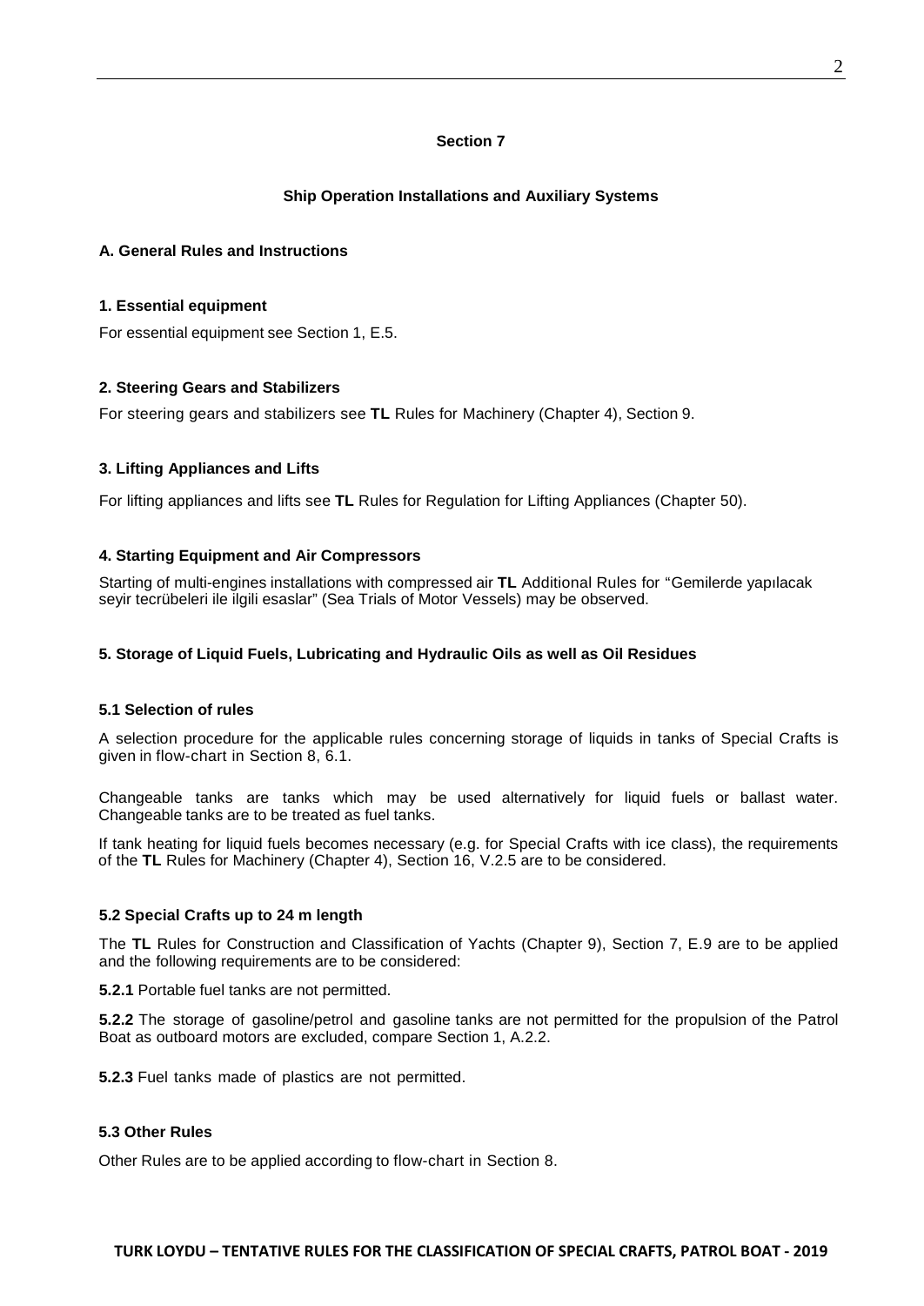## Section 7

## Ship Operation Installations and Auxiliary Systems

### A. General Rules and Instructions

#### 1. Essential equipment

For essential equipment see Section 1, E.5.

#### 2. Steering Gears and Stabilizers

For steering gears and stabilizers see **TL** Rules for Machinery (Chapter 4), Section 9.

#### 3. Lifting Appliances and Lifts

For lifting appliances and lifts see **TL** Rules for Regulation for Lifting Appliances (Chapter 50).

#### 4. Starting Equipment and Air Compressors

Starting of multi-engines installations with compressed air **TL** Additional Rules for "Gemilerde yapılacak seyir tecrübeleri ile ilgili esaslar" (Sea Trials of Motor Vessels) may be observed.

#### 5. Storage of Liquid Fuels, Lubricating and Hydraulic Oils as well as Oil Residues

##### 5.1 Selection of rules

A selection procedure for the applicable rules concerning storage of liquids in tanks of Special Crafts is given in flow-chart in Section 8, 6.1.

Changeable tanks are tanks which may be used alternatively for liquid fuels or ballast water. Changeable tanks are to be treated as fuel tanks.

If tank heating for liquid fuels becomes necessary (e.g. for Special Crafts with ice class), the requirements of the **TL** Rules for Machinery (Chapter 4), Section 16, V.2.5 are to be considered.

##### 5.2 Special Crafts up to 24 m length

The **TL** Rules for Construction and Classification of Yachts (Chapter 9), Section 7, E.9 are to be applied and the following requirements are to be considered:

**5.2.1** Portable fuel tanks are not permitted.

**5.2.2** The storage of gasoline/petrol and gasoline tanks are not permitted for the propulsion of the Patrol Boat as outboard motors are excluded, compare Section 1, A.2.2.

**5.2.3** Fuel tanks made of plastics are not permitted.

##### 5.3 Other Rules

Other Rules are to be applied according to flow-chart in Section 8.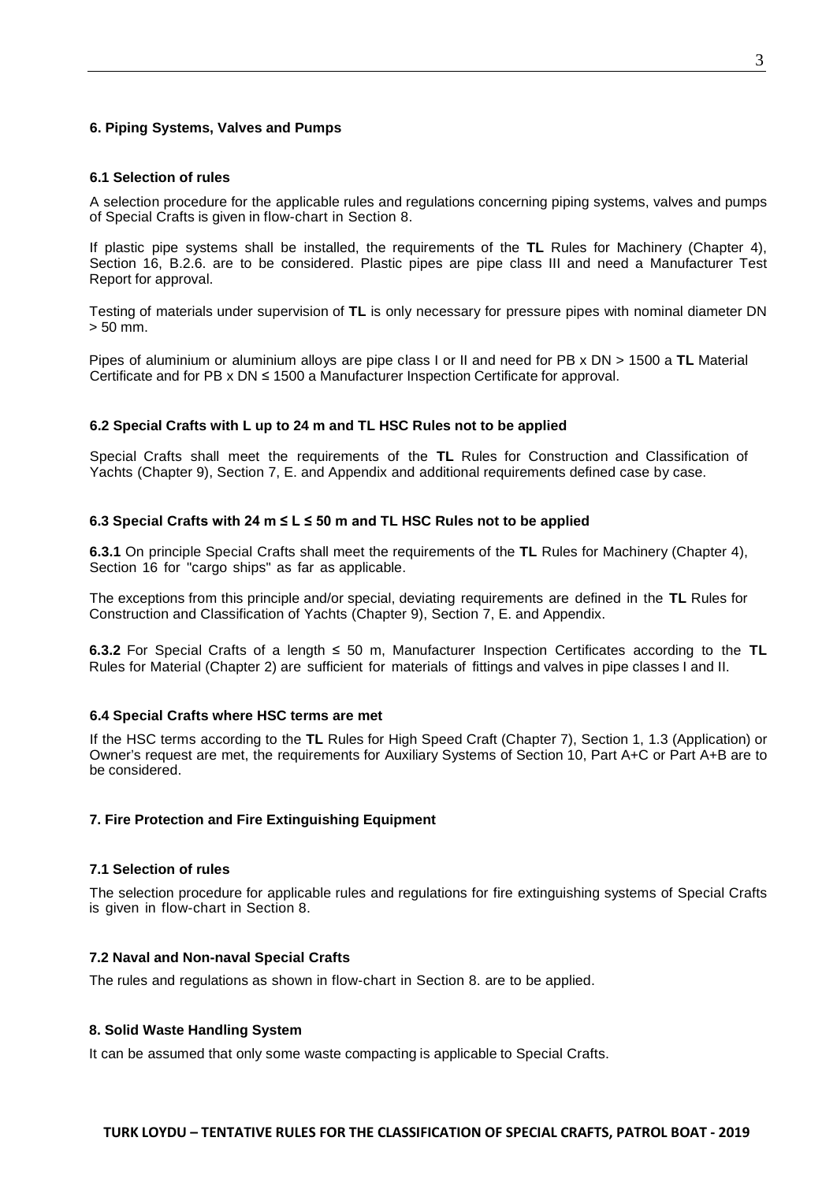### 6. Piping Systems, Valves and Pumps

#### 6.1 Selection of rules

A selection procedure for the applicable rules and regulations concerning piping systems, valves and pumps of Special Crafts is given in flow-chart in Section 8.

If plastic pipe systems shall be installed, the requirements of the **TL** Rules for Machinery (Chapter 4), Section 16, B.2.6. are to be considered. Plastic pipes are pipe class III and need a Manufacturer Test Report for approval.

Testing of materials under supervision of **TL** is only necessary for pressure pipes with nominal diameter DN > 50 mm.

Pipes of aluminium or aluminium alloys are pipe class I or II and need for PB x DN > 1500 a **TL** Material Certificate and for PB x DN ≤ 1500 a Manufacturer Inspection Certificate for approval.

#### 6.2 Special Crafts with L up to 24 m and TL HSC Rules not to be applied

Special Crafts shall meet the requirements of the **TL** Rules for Construction and Classification of Yachts (Chapter 9), Section 7, E. and Appendix and additional requirements defined case by case.

#### 6.3 Special Crafts with 24 m ≤ L ≤ 50 m and TL HSC Rules not to be applied

**6.3.1** On principle Special Crafts shall meet the requirements of the **TL** Rules for Machinery (Chapter 4), Section 16 for "cargo ships" as far as applicable.

The exceptions from this principle and/or special, deviating requirements are defined in the **TL** Rules for Construction and Classification of Yachts (Chapter 9), Section 7, E. and Appendix.

**6.3.2** For Special Crafts of a length ≤ 50 m, Manufacturer Inspection Certificates according to the **TL** Rules for Material (Chapter 2) are sufficient for materials of fittings and valves in pipe classes I and II.

#### 6.4 Special Crafts where HSC terms are met

If the HSC terms according to the **TL** Rules for High Speed Craft (Chapter 7), Section 1, 1.3 (Application) or Owner's request are met, the requirements for Auxiliary Systems of Section 10, Part A+C or Part A+B are to be considered.

### 7. Fire Protection and Fire Extinguishing Equipment

#### 7.1 Selection of rules

The selection procedure for applicable rules and regulations for fire extinguishing systems of Special Crafts is given in flow-chart in Section 8.

#### 7.2 Naval and Non-naval Special Crafts

The rules and regulations as shown in flow-chart in Section 8. are to be applied.

### 8. Solid Waste Handling System

It can be assumed that only some waste compacting is applicable to Special Crafts.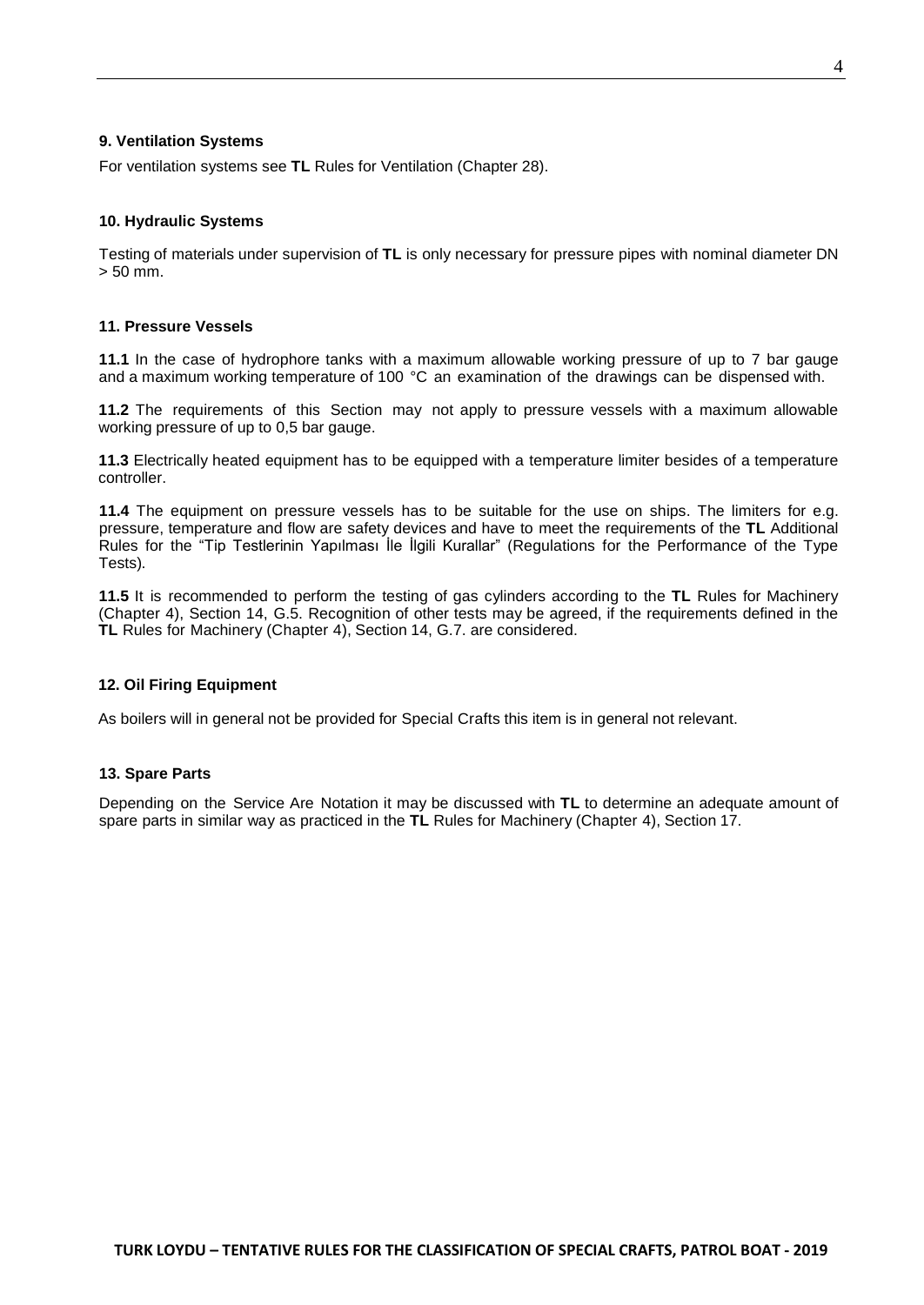#### 9. Ventilation Systems

For ventilation systems see **TL** Rules for Ventilation (Chapter 28).

#### 10. Hydraulic Systems

Testing of materials under supervision of **TL** is only necessary for pressure pipes with nominal diameter DN > 50 mm.

#### 11. Pressure Vessels

**11.1** In the case of hydrophore tanks with a maximum allowable working pressure of up to 7 bar gauge and a maximum working temperature of 100 °C an examination of the drawings can be dispensed with.

**11.2** The requirements of this Section may not apply to pressure vessels with a maximum allowable working pressure of up to 0,5 bar gauge.

**11.3** Electrically heated equipment has to be equipped with a temperature limiter besides of a temperature controller.

**11.4** The equipment on pressure vessels has to be suitable for the use on ships. The limiters for e.g. pressure, temperature and flow are safety devices and have to meet the requirements of the **TL** Additional Rules for the "Tip Testlerinin Yapılması İle İlgili Kurallar" (Regulations for the Performance of the Type Tests).

**11.5** It is recommended to perform the testing of gas cylinders according to the **TL** Rules for Machinery (Chapter 4), Section 14, G.5. Recognition of other tests may be agreed, if the requirements defined in the **TL** Rules for Machinery (Chapter 4), Section 14, G.7. are considered.

#### 12. Oil Firing Equipment

As boilers will in general not be provided for Special Crafts this item is in general not relevant.

#### 13. Spare Parts

Depending on the Service Are Notation it may be discussed with **TL** to determine an adequate amount of spare parts in similar way as practiced in the **TL** Rules for Machinery (Chapter 4), Section 17.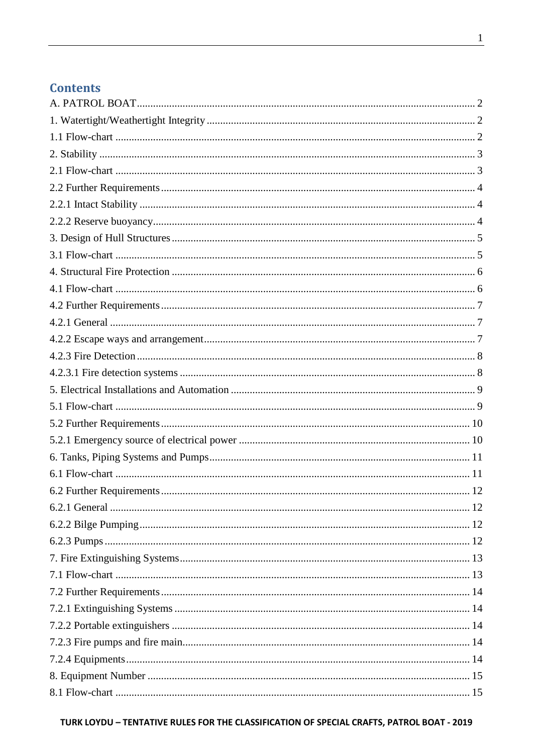## Contents

A. PATROL BOAT ........ 2
1. Watertight/Weathertight Integrity ........ 2
1.1 Flow-chart ........ 2
2. Stability ........ 3
2.1 Flow-chart ........ 3
2.2 Further Requirements ........ 4
2.2.1 Intact Stability ........ 4
2.2.2 Reserve buoyancy ........ 4
3. Design of Hull Structures ........ 5
3.1 Flow-chart ........ 5
4. Structural Fire Protection ........ 6
4.1 Flow-chart ........ 6
4.2 Further Requirements ........ 7
4.2.1 General ........ 7
4.2.2 Escape ways and arrangement ........ 7
4.2.3 Fire Detection ........ 8
4.2.3.1 Fire detection systems ........ 8
5. Electrical Installations and Automation ........ 9
5.1 Flow-chart ........ 9
5.2 Further Requirements ........ 10
5.2.1 Emergency source of electrical power ........ 10
6. Tanks, Piping Systems and Pumps ........ 11
6.1 Flow-chart ........ 11
6.2 Further Requirements ........ 12
6.2.1 General ........ 12
6.2.2 Bilge Pumping ........ 12
6.2.3 Pumps ........ 12
7. Fire Extinguishing Systems ........ 13
7.1 Flow-chart ........ 13
7.2 Further Requirements ........ 14
7.2.1 Extinguishing Systems ........ 14
7.2.2 Portable extinguishers ........ 14
7.2.3 Fire pumps and fire main ........ 14
7.2.4 Equipments ........ 14
8. Equipment Number ........ 15
8.1 Flow-chart ........ 15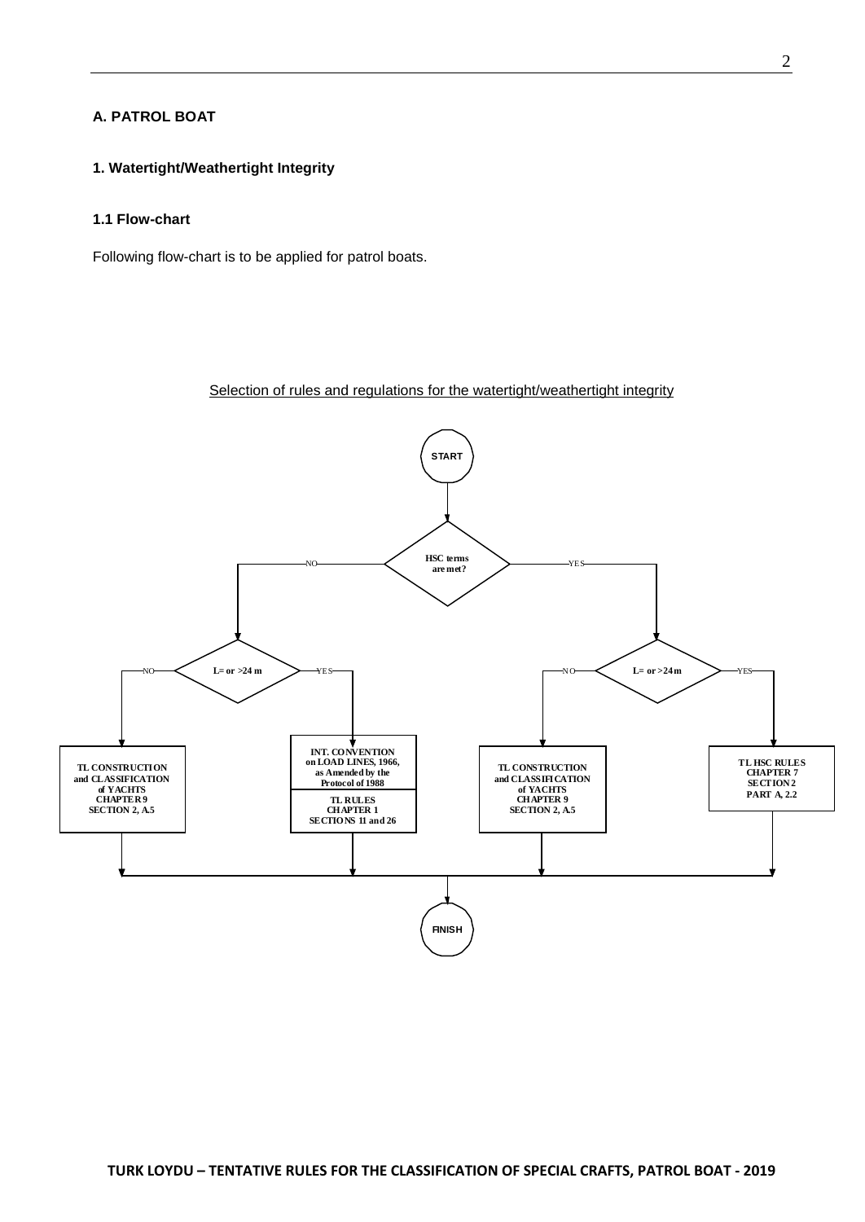## A. PATROL BOAT

### 1. Watertight/Weathertight Integrity

#### 1.1 Flow-chart

Following flow-chart is to be applied for patrol boats.

Selection of rules and regulations for the watertight/weathertight integrity

START

HSC terms are met?

- NO → L= or >24 m
  - NO → TL CONSTRUCTION and CLASSIFICATION of YACHTS CHAPTER 9 SECTION 2, A.5
  - YES → INT. CONVENTION on LOAD LINES, 1966, as Amended by the Protocol of 1988 / TL RULES CHAPTER 1 SECTIONS 11 and 26
- YES → L= or >24 m
  - NO → TL CONSTRUCTION and CLASSIFICATION of YACHTS CHAPTER 9 SECTION 2, A.5
  - YES → TL HSC RULES CHAPTER 7 SECTION 2 PART A, 2.2

FINISH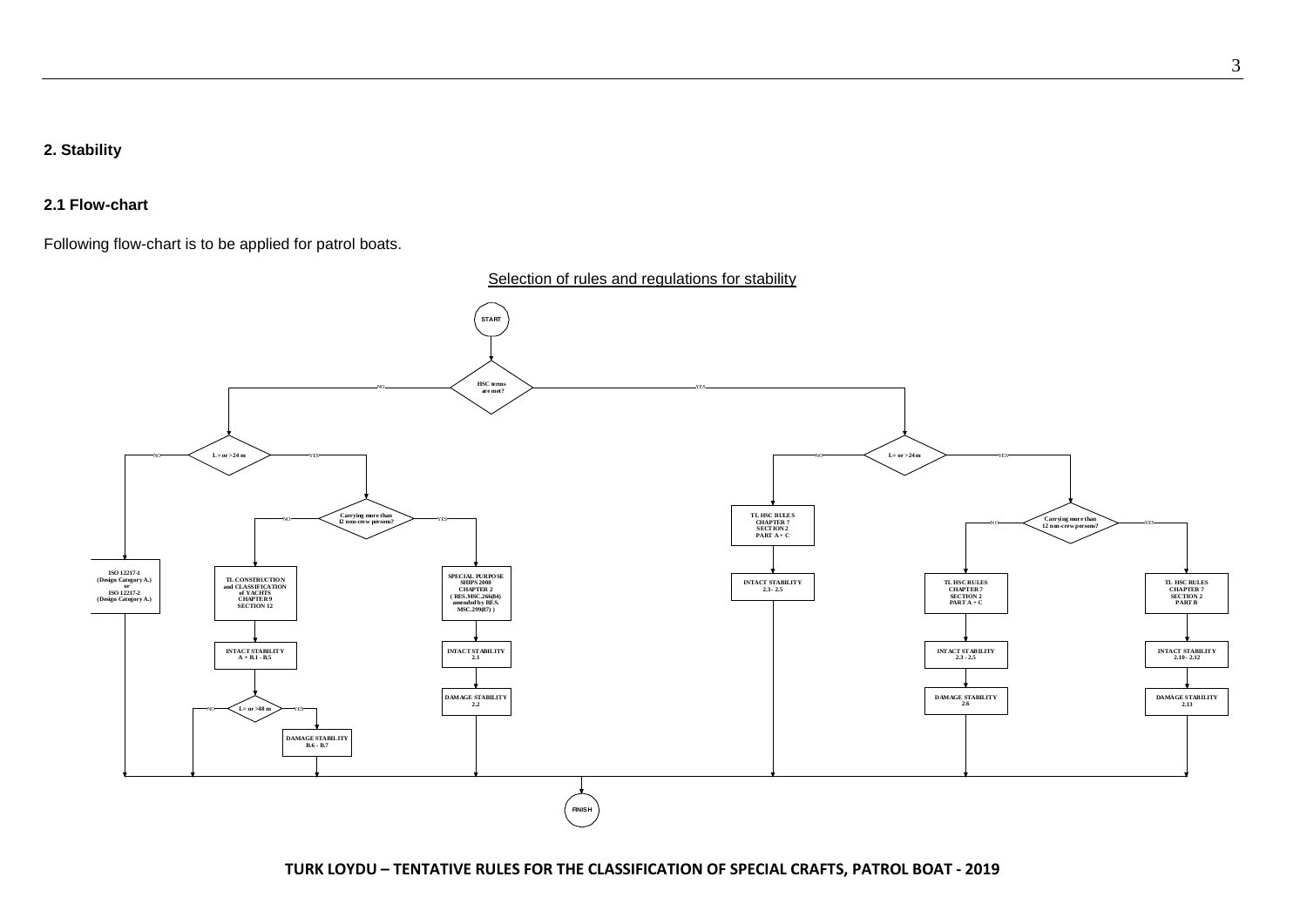## 2. Stability

### 2.1 Flow-chart

Following flow-chart is to be applied for patrol boats.

Selection of rules and regulations for stability

START

HSC terms are met?

- NO → L = or > 24 m
  - NO → ISO 12217-1 (Design Category A.) or ISO 12217-2 (Design Category A.) → FINISH
  - YES → Carrying more than 12 non-crew persons?
    - NO → TL CONSTRUCTION and CLASSIFICATION of YACHTS CHAPTER 9 SECTION 12 → INTACT STABILITY A + B.1 - B.5 → L = or > 48 m
      - NO → FINISH
      - YES → DAMAGE STABILITY B.6 - B.7 → FINISH
    - YES → SPECIAL PURPOSE SHIPS 2008 CHAPTER 2 ( RES.MSC.266(84) amended by RES. MSC.299(87) ) → INTACT STABILITY 2.1 → DAMAGE STABILITY 2.2 → FINISH
- YES → L = or > 24 m
  - NO → TL HSC RULES CHAPTER 7 SECTION 2 PART A + C → INTACT STABILITY 2.3 - 2.5 → FINISH
  - YES → Carrying more than 12 non-crew persons?
    - NO → TL HSC RULES CHAPTER 7 SECTION 2 PART A + C → INTACT STABILITY 2.3 - 2.5 → DAMAGE STABILITY 2.6 → FINISH
    - YES → TL HSC RULES CHAPTER 7 SECTION 2 PART B → INTACT STABILITY 2.10 - 2.12 → DAMAGE STABILITY 2.13 → FINISH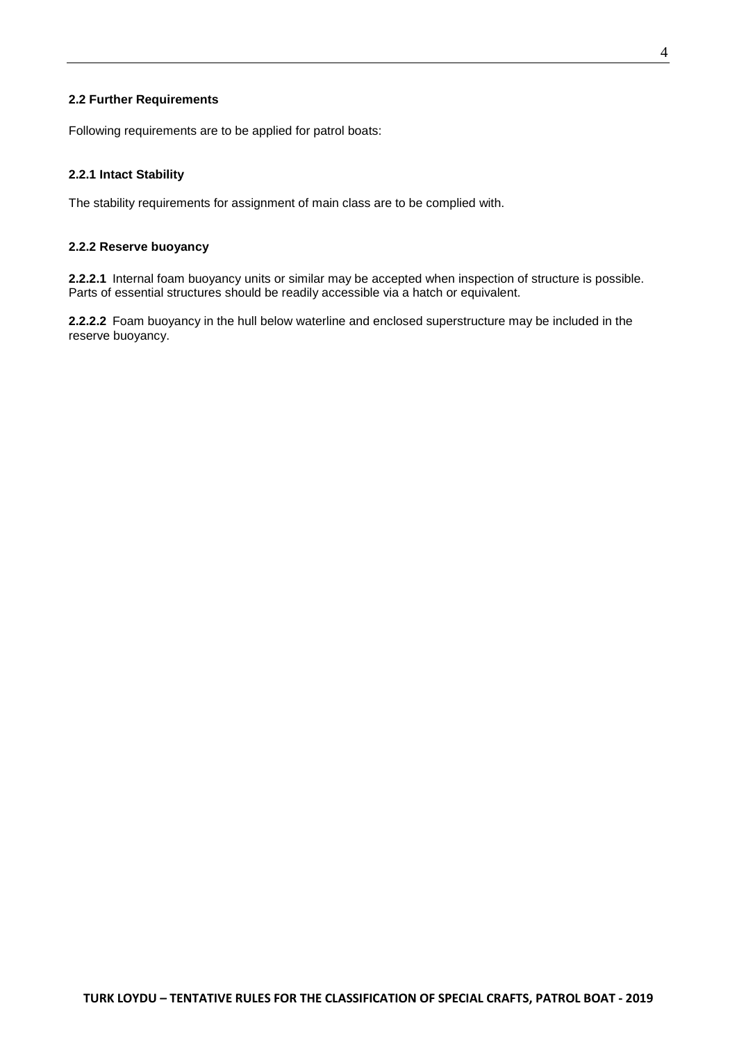### 2.2 Further Requirements

Following requirements are to be applied for patrol boats:

#### 2.2.1 Intact Stability

The stability requirements for assignment of main class are to be complied with.

#### 2.2.2 Reserve buoyancy

**2.2.2.1** Internal foam buoyancy units or similar may be accepted when inspection of structure is possible. Parts of essential structures should be readily accessible via a hatch or equivalent.

**2.2.2.2** Foam buoyancy in the hull below waterline and enclosed superstructure may be included in the reserve buoyancy.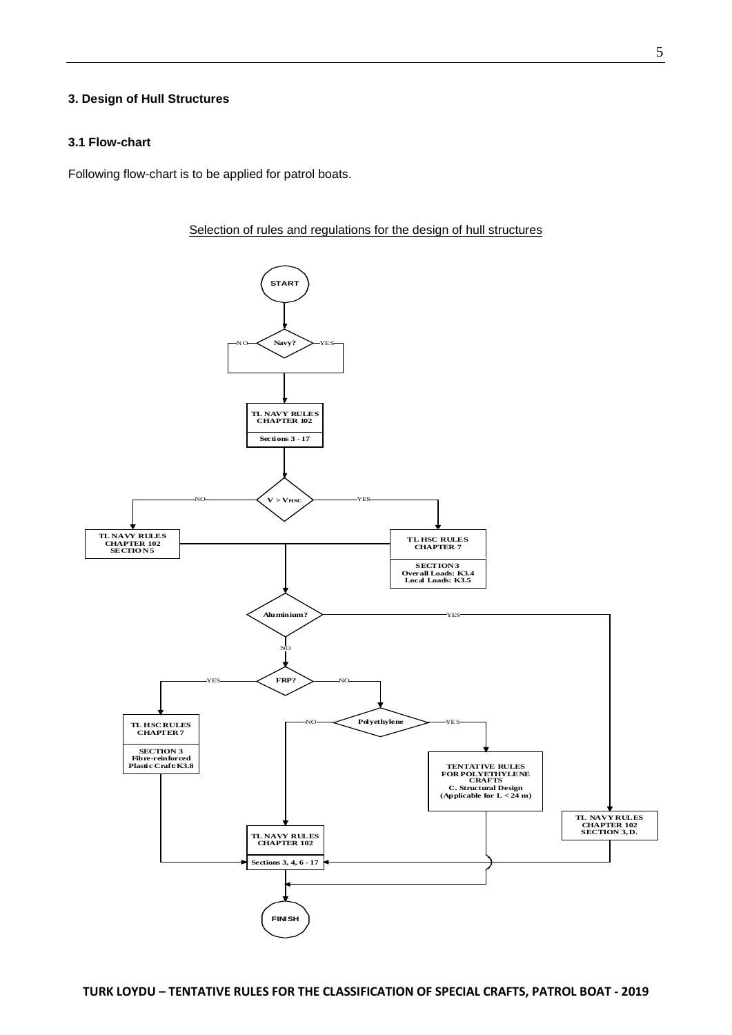### 3. Design of Hull Structures

#### 3.1 Flow-chart

Following flow-chart is to be applied for patrol boats.

Selection of rules and regulations for the design of hull structures

START

Navy? — NO / YES

TL NAVY RULES CHAPTER 102

Sections 3 - 17

$V > V_{HSC}$ — NO / YES

NO: TL NAVY RULES CHAPTER 102 SECTION 5

YES: TL HSC RULES CHAPTER 7

SECTION 3
Overall Loads: K3.4
Local Loads: K3.5

Aluminium? — YES / NO

YES: TL NAVY RULES CHAPTER 102 SECTION 3, D.

NO: FRP? — YES / NO

YES: TL HSC RULES CHAPTER 7

SECTION 3
Fibre-reinforced Plastic Craft: K3.8

NO: Polyethylene — NO / YES

YES: TENTATIVE RULES FOR POLYETHYLENE CRAFTS
C. Structural Design
(Applicable for L < 24 m)

NO: TL NAVY RULES CHAPTER 102

Sections 3, 4, 6 - 17

FINISH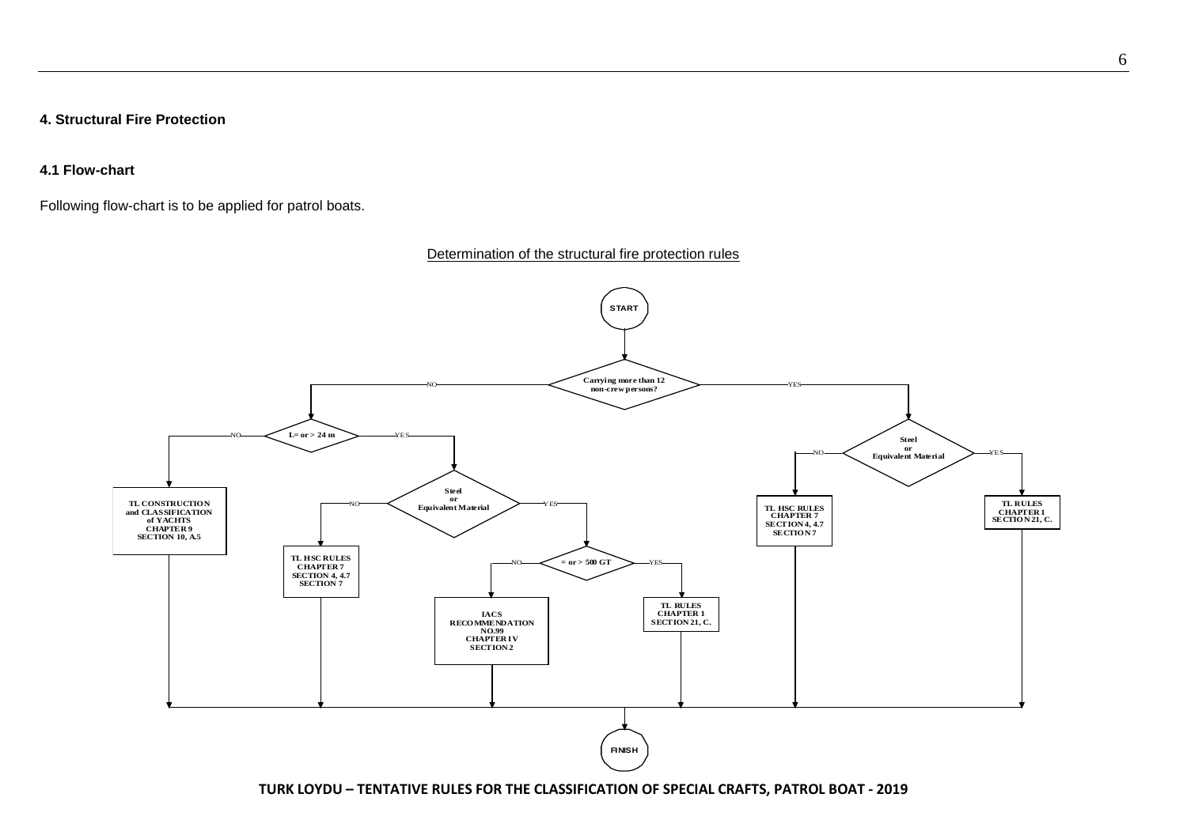## 4. Structural Fire Protection

### 4.1 Flow-chart

Following flow-chart is to be applied for patrol boats.

Determination of the structural fire protection rules

- START
- Carrying more than 12 non-crew persons?
  - NO → L= or > 24 m
    - NO → TL CONSTRUCTION and CLASSIFICATION of YACHTS CHAPTER 9 SECTION 10, A.5
    - YES → Steel or Equivalent Material
      - NO → TL HSC RULES CHAPTER 7 SECTION 4, 4.7 SECTION 7
      - YES → = or > 500 GT
        - NO → IACS RECOMMENDATION NO.99 CHAPTER IV SECTION 2
        - YES → TL RULES CHAPTER 1 SECTION 21, C.
  - YES → Steel or Equivalent Material
    - NO → TL HSC RULES CHAPTER 7 SECTION 4, 4.7 SECTION 7
    - YES → TL RULES CHAPTER 1 SECTION 21, C.
- FINISH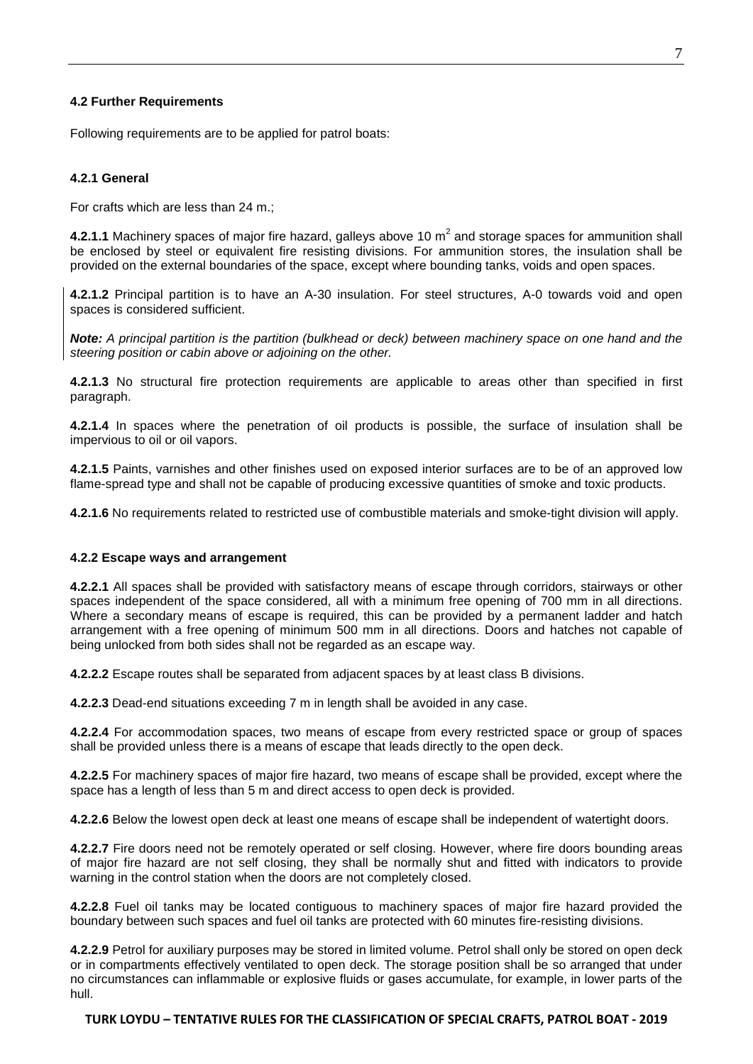### 4.2 Further Requirements

Following requirements are to be applied for patrol boats:

#### 4.2.1 General

For crafts which are less than 24 m.;

**4.2.1.1** Machinery spaces of major fire hazard, galleys above 10 $m^2$ and storage spaces for ammunition shall be enclosed by steel or equivalent fire resisting divisions. For ammunition stores, the insulation shall be provided on the external boundaries of the space, except where bounding tanks, voids and open spaces.

**4.2.1.2** Principal partition is to have an A-30 insulation. For steel structures, A-0 towards void and open spaces is considered sufficient.

***Note:*** *A principal partition is the partition (bulkhead or deck) between machinery space on one hand and the steering position or cabin above or adjoining on the other.*

**4.2.1.3** No structural fire protection requirements are applicable to areas other than specified in first paragraph.

**4.2.1.4** In spaces where the penetration of oil products is possible, the surface of insulation shall be impervious to oil or oil vapors.

**4.2.1.5** Paints, varnishes and other finishes used on exposed interior surfaces are to be of an approved low flame-spread type and shall not be capable of producing excessive quantities of smoke and toxic products.

**4.2.1.6** No requirements related to restricted use of combustible materials and smoke-tight division will apply.

#### 4.2.2 Escape ways and arrangement

**4.2.2.1** All spaces shall be provided with satisfactory means of escape through corridors, stairways or other spaces independent of the space considered, all with a minimum free opening of 700 mm in all directions. Where a secondary means of escape is required, this can be provided by a permanent ladder and hatch arrangement with a free opening of minimum 500 mm in all directions. Doors and hatches not capable of being unlocked from both sides shall not be regarded as an escape way.

**4.2.2.2** Escape routes shall be separated from adjacent spaces by at least class B divisions.

**4.2.2.3** Dead-end situations exceeding 7 m in length shall be avoided in any case.

**4.2.2.4** For accommodation spaces, two means of escape from every restricted space or group of spaces shall be provided unless there is a means of escape that leads directly to the open deck.

**4.2.2.5** For machinery spaces of major fire hazard, two means of escape shall be provided, except where the space has a length of less than 5 m and direct access to open deck is provided.

**4.2.2.6** Below the lowest open deck at least one means of escape shall be independent of watertight doors.

**4.2.2.7** Fire doors need not be remotely operated or self closing. However, where fire doors bounding areas of major fire hazard are not self closing, they shall be normally shut and fitted with indicators to provide warning in the control station when the doors are not completely closed.

**4.2.2.8** Fuel oil tanks may be located contiguous to machinery spaces of major fire hazard provided the boundary between such spaces and fuel oil tanks are protected with 60 minutes fire-resisting divisions.

**4.2.2.9** Petrol for auxiliary purposes may be stored in limited volume. Petrol shall only be stored on open deck or in compartments effectively ventilated to open deck. The storage position shall be so arranged that under no circumstances can inflammable or explosive fluids or gases accumulate, for example, in lower parts of the hull.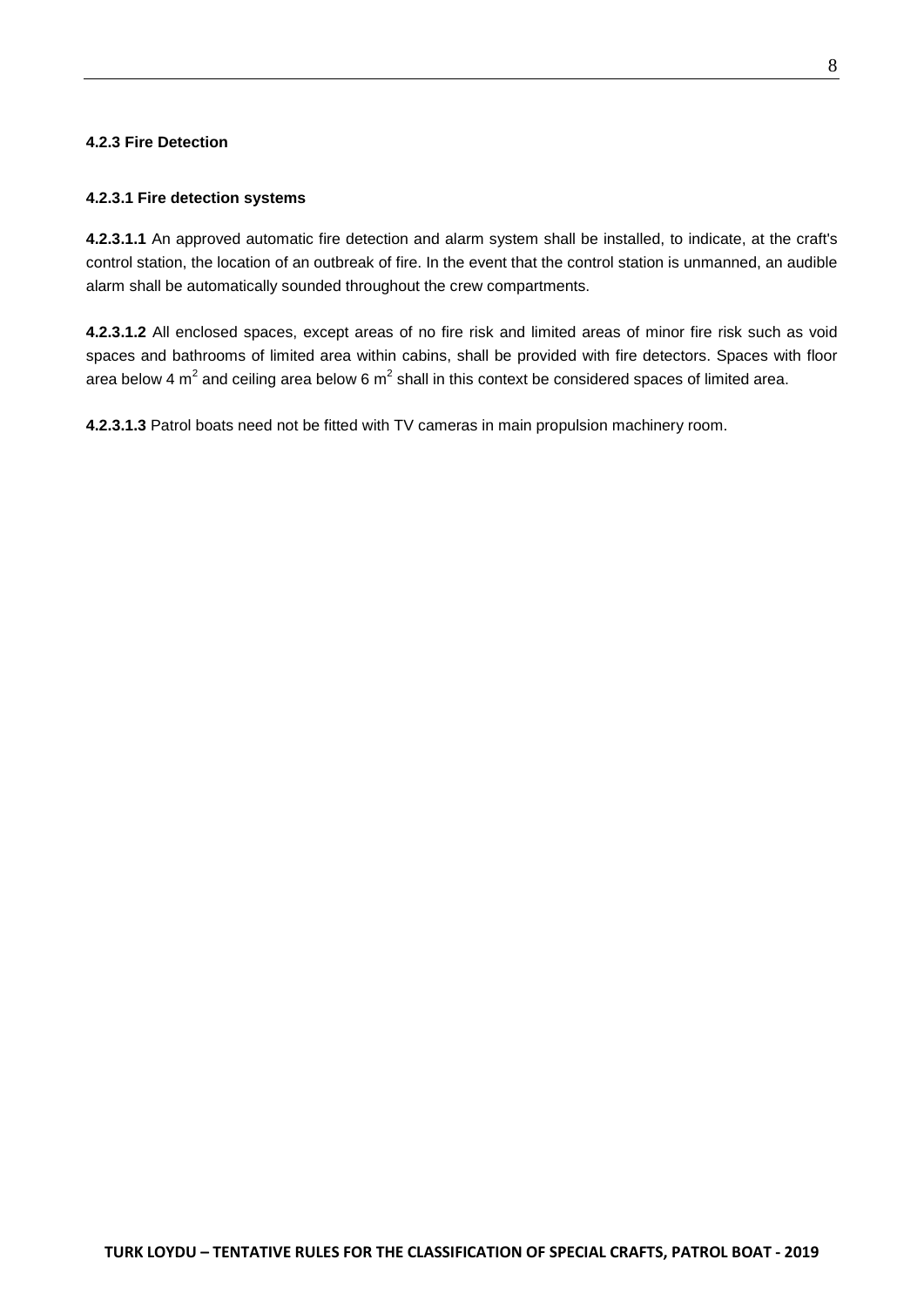#### 4.2.3 Fire Detection

##### 4.2.3.1 Fire detection systems

**4.2.3.1.1** An approved automatic fire detection and alarm system shall be installed, to indicate, at the craft's control station, the location of an outbreak of fire. In the event that the control station is unmanned, an audible alarm shall be automatically sounded throughout the crew compartments.

**4.2.3.1.2** All enclosed spaces, except areas of no fire risk and limited areas of minor fire risk such as void spaces and bathrooms of limited area within cabins, shall be provided with fire detectors. Spaces with floor area below 4 $m^2$ and ceiling area below 6 $m^2$ shall in this context be considered spaces of limited area.

**4.2.3.1.3** Patrol boats need not be fitted with TV cameras in main propulsion machinery room.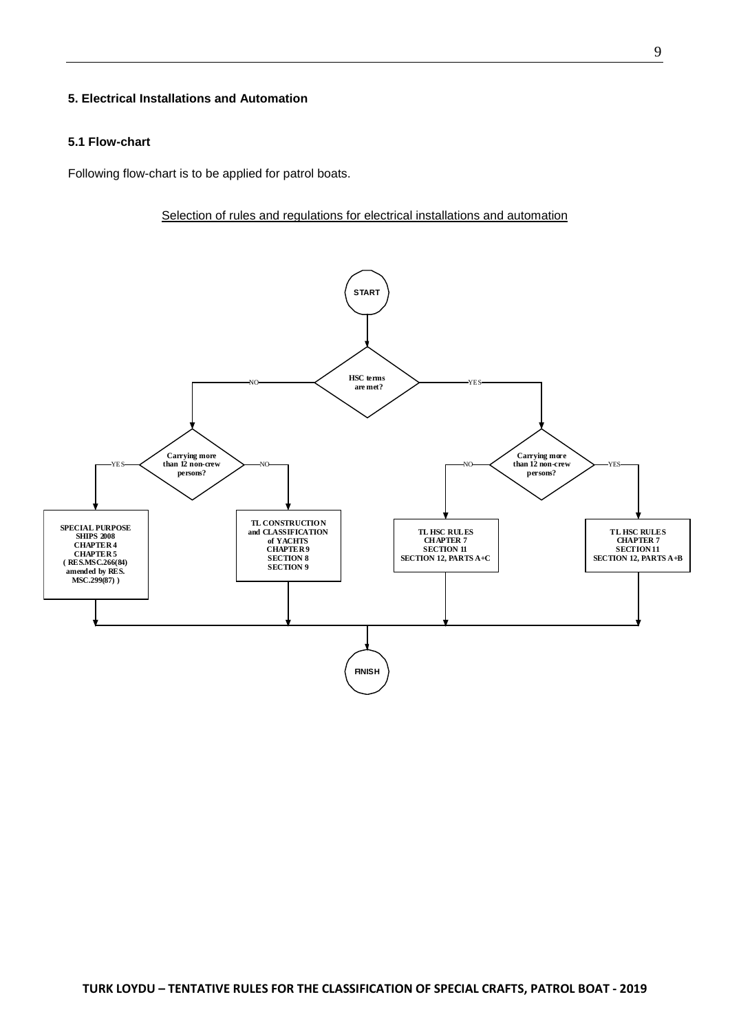### 5. Electrical Installations and Automation

#### 5.1 Flow-chart

Following flow-chart is to be applied for patrol boats.

Selection of rules and regulations for electrical installations and automation

START

HSC terms are met?

NO → Carrying more than 12 non-crew persons?
- YES → SPECIAL PURPOSE SHIPS 2008 CHAPTER 4 CHAPTER 5 ( RES.MSC.266(84) amended by RES. MSC.299(87) )
- NO → TL CONSTRUCTION and CLASSIFICATION of YACHTS CHAPTER 9 SECTION 8 SECTION 9

YES → Carrying more than 12 non-crew persons?
- NO → TL HSC RULES CHAPTER 7 SECTION 11 SECTION 12, PARTS A+C
- YES → TL HSC RULES CHAPTER 7 SECTION 11 SECTION 12, PARTS A+B

FINISH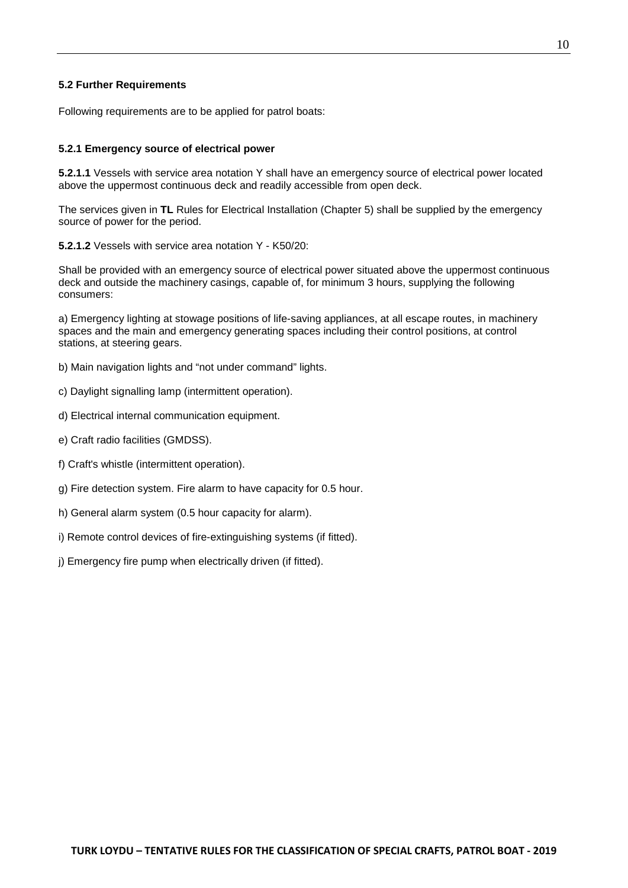### 5.2 Further Requirements

Following requirements are to be applied for patrol boats:

#### 5.2.1 Emergency source of electrical power

**5.2.1.1** Vessels with service area notation Y shall have an emergency source of electrical power located above the uppermost continuous deck and readily accessible from open deck.

The services given in **TL** Rules for Electrical Installation (Chapter 5) shall be supplied by the emergency source of power for the period.

**5.2.1.2** Vessels with service area notation Y - K50/20:

Shall be provided with an emergency source of electrical power situated above the uppermost continuous deck and outside the machinery casings, capable of, for minimum 3 hours, supplying the following consumers:

a) Emergency lighting at stowage positions of life-saving appliances, at all escape routes, in machinery spaces and the main and emergency generating spaces including their control positions, at control stations, at steering gears.

b) Main navigation lights and "not under command" lights.

c) Daylight signalling lamp (intermittent operation).

d) Electrical internal communication equipment.

e) Craft radio facilities (GMDSS).

f) Craft's whistle (intermittent operation).

g) Fire detection system. Fire alarm to have capacity for 0.5 hour.

h) General alarm system (0.5 hour capacity for alarm).

i) Remote control devices of fire-extinguishing systems (if fitted).

j) Emergency fire pump when electrically driven (if fitted).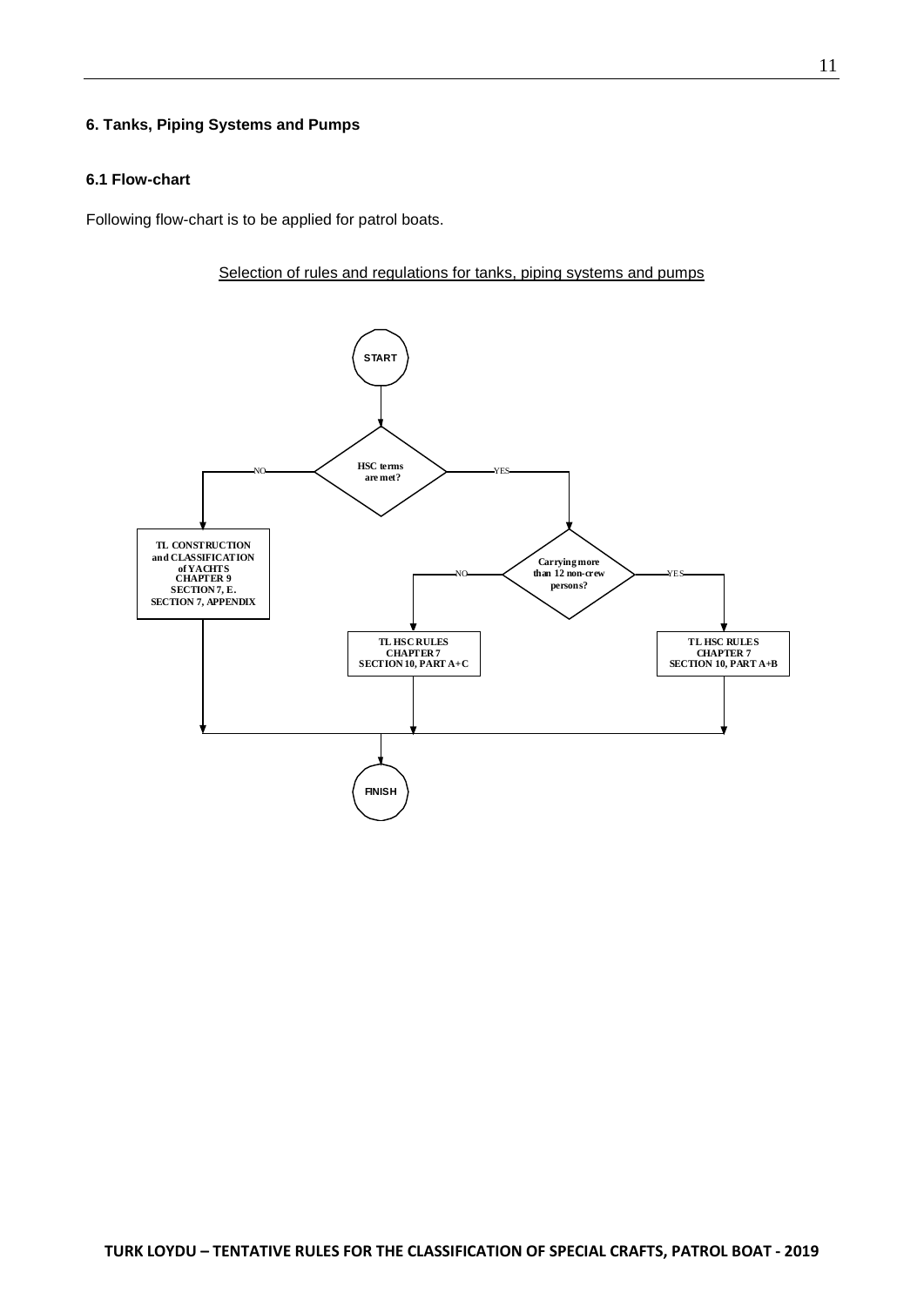### 6. Tanks, Piping Systems and Pumps

#### 6.1 Flow-chart

Following flow-chart is to be applied for patrol boats.

Selection of rules and regulations for tanks, piping systems and pumps

START

HSC terms are met?

NO → TL CONSTRUCTION and CLASSIFICATION of YACHTS CHAPTER 9 SECTION 7, E. SECTION 7, APPENDIX

YES → Carrying more than 12 non-crew persons?

NO → TL HSC RULES CHAPTER 7 SECTION 10, PART A+C

YES → TL HSC RULES CHAPTER 7 SECTION 10, PART A+B

FINISH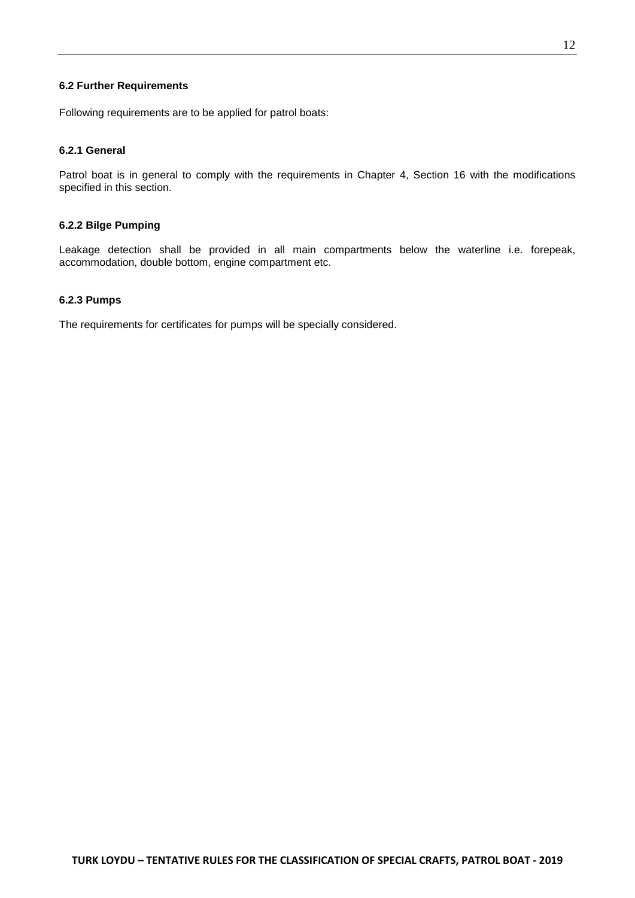### 6.2 Further Requirements

Following requirements are to be applied for patrol boats:

#### 6.2.1 General

Patrol boat is in general to comply with the requirements in Chapter 4, Section 16 with the modifications specified in this section.

#### 6.2.2 Bilge Pumping

Leakage detection shall be provided in all main compartments below the waterline i.e. forepeak, accommodation, double bottom, engine compartment etc.

#### 6.2.3 Pumps

The requirements for certificates for pumps will be specially considered.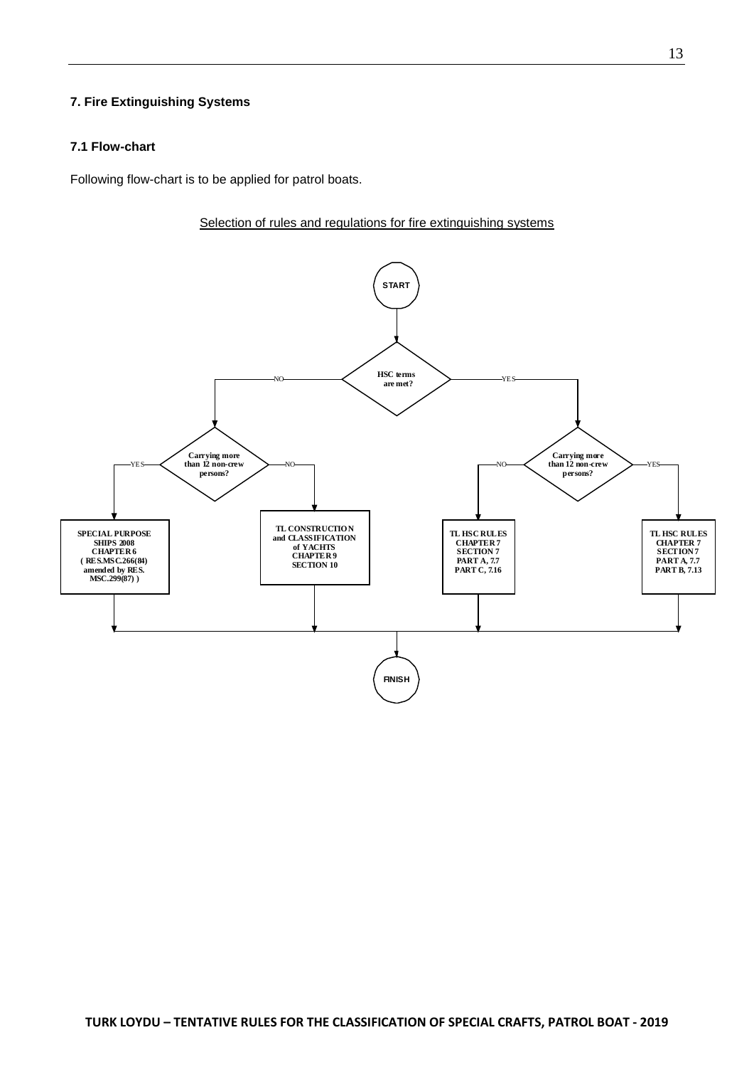## 7. Fire Extinguishing Systems

### 7.1 Flow-chart

Following flow-chart is to be applied for patrol boats.

Selection of rules and regulations for fire extinguishing systems

START

HSC terms are met?

- NO → Carrying more than 12 non-crew persons?
  - YES → SPECIAL PURPOSE SHIPS 2008 CHAPTER 6 ( RES.MSC.266(84) amended by RES. MSC.299(87) )
  - NO → TL CONSTRUCTION and CLASSIFICATION of YACHTS CHAPTER 9 SECTION 10
- YES → Carrying more than 12 non-crew persons?
  - NO → TL HSC RULES CHAPTER 7 SECTION 7 PART A, 7.7 PART C, 7.16
  - YES → TL HSC RULES CHAPTER 7 SECTION 7 PART A, 7.7 PART B, 7.13

FINISH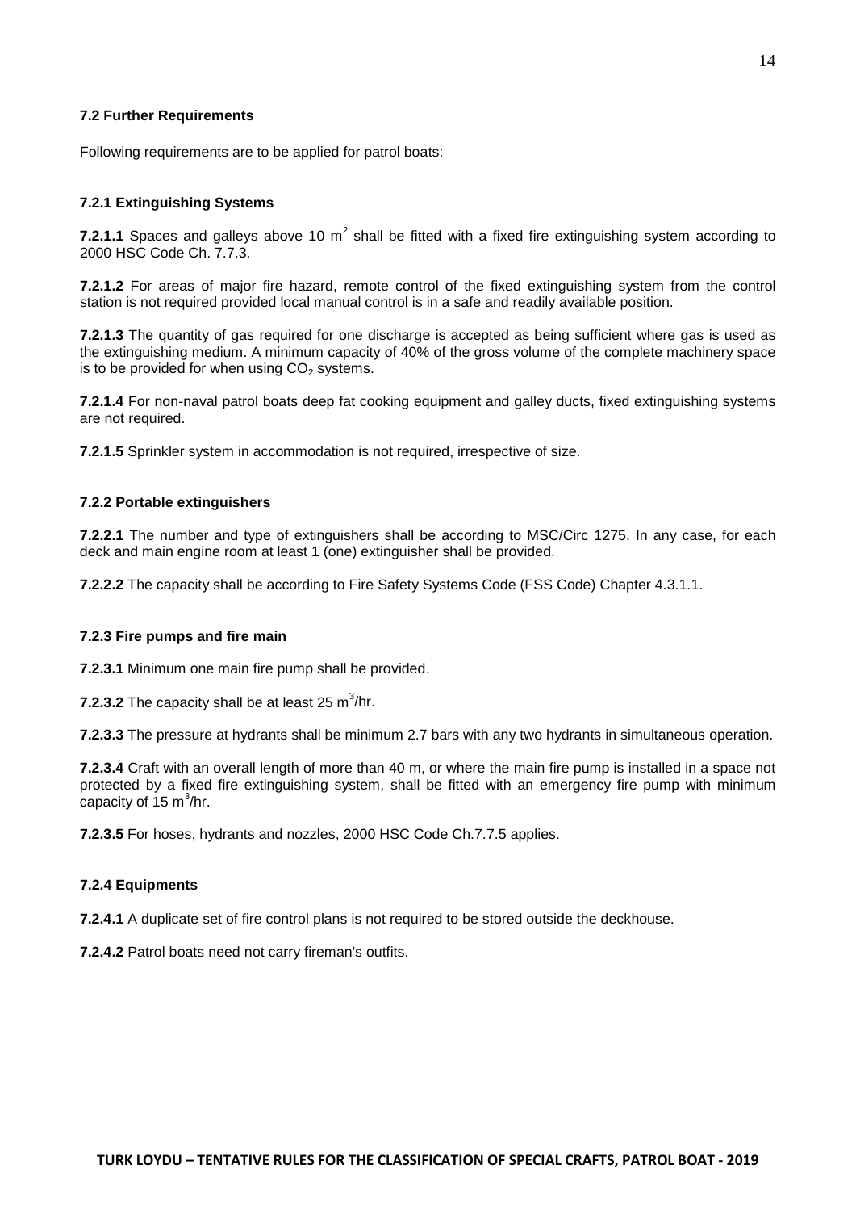### 7.2 Further Requirements

Following requirements are to be applied for patrol boats:

#### 7.2.1 Extinguishing Systems

**7.2.1.1** Spaces and galleys above 10 $m^2$ shall be fitted with a fixed fire extinguishing system according to 2000 HSC Code Ch. 7.7.3.

**7.2.1.2** For areas of major fire hazard, remote control of the fixed extinguishing system from the control station is not required provided local manual control is in a safe and readily available position.

**7.2.1.3** The quantity of gas required for one discharge is accepted as being sufficient where gas is used as the extinguishing medium. A minimum capacity of 40% of the gross volume of the complete machinery space is to be provided for when using $CO_2$ systems.

**7.2.1.4** For non-naval patrol boats deep fat cooking equipment and galley ducts, fixed extinguishing systems are not required.

**7.2.1.5** Sprinkler system in accommodation is not required, irrespective of size.

#### 7.2.2 Portable extinguishers

**7.2.2.1** The number and type of extinguishers shall be according to MSC/Circ 1275. In any case, for each deck and main engine room at least 1 (one) extinguisher shall be provided.

**7.2.2.2** The capacity shall be according to Fire Safety Systems Code (FSS Code) Chapter 4.3.1.1.

#### 7.2.3 Fire pumps and fire main

**7.2.3.1** Minimum one main fire pump shall be provided.

**7.2.3.2** The capacity shall be at least 25 $m^3$/hr.

**7.2.3.3** The pressure at hydrants shall be minimum 2.7 bars with any two hydrants in simultaneous operation.

**7.2.3.4** Craft with an overall length of more than 40 m, or where the main fire pump is installed in a space not protected by a fixed fire extinguishing system, shall be fitted with an emergency fire pump with minimum capacity of 15 $m^3$/hr.

**7.2.3.5** For hoses, hydrants and nozzles, 2000 HSC Code Ch.7.7.5 applies.

#### 7.2.4 Equipments

**7.2.4.1** A duplicate set of fire control plans is not required to be stored outside the deckhouse.

**7.2.4.2** Patrol boats need not carry fireman's outfits.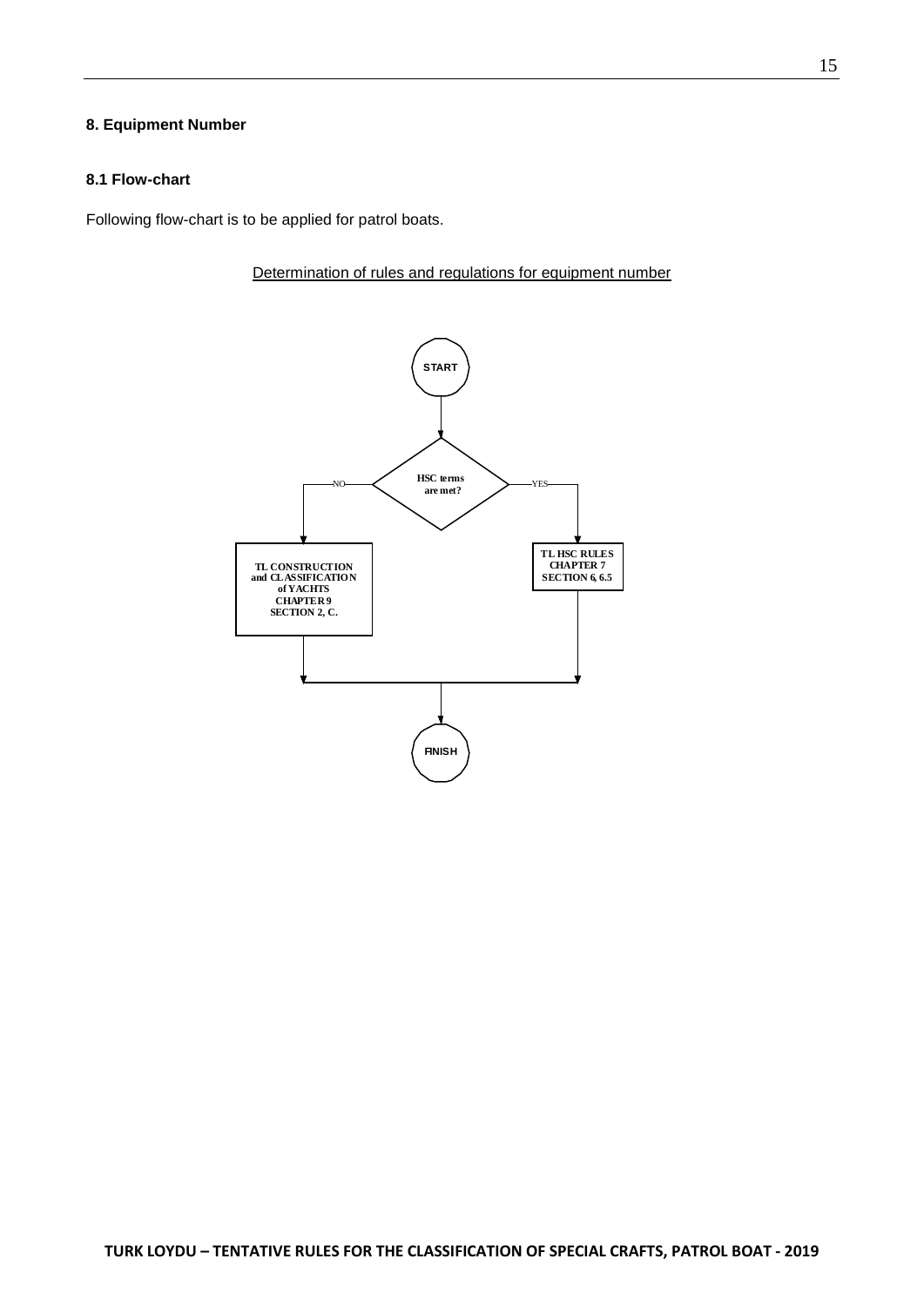## 8. Equipment Number

### 8.1 Flow-chart

Following flow-chart is to be applied for patrol boats.

Determination of rules and regulations for equipment number

START

HSC terms are met?

NO

YES

TL CONSTRUCTION and CLASSIFICATION of YACHTS CHAPTER 9 SECTION 2, C.

TL HSC RULES CHAPTER 7 SECTION 6, 6.5

FINISH